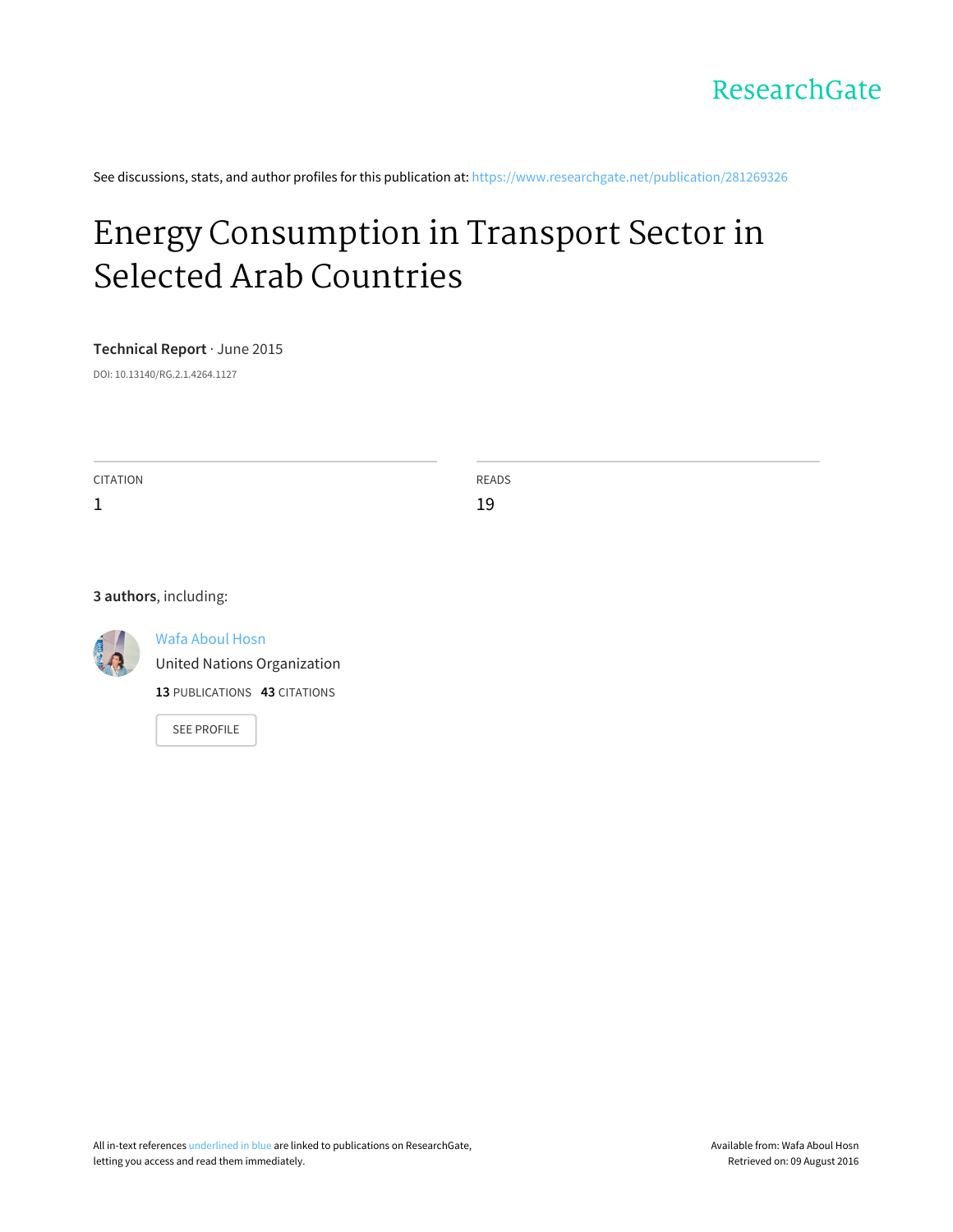ResearchGate

See discussions, stats, and author profiles for this publication at: https://www.researchgate.net/publication/281269326

# Energy Consumption in Transport Sector in Selected Arab Countries

**Technical Report** · June 2015

DOI: 10.13140/RG.2.1.4264.1127

| CITATION | READS |
|---|---|
| 1 | 19 |

**3 authors**, including:

Wafa Aboul Hosn
United Nations Organization
**13** PUBLICATIONS **43** CITATIONS

SEE PROFILE

All in-text references underlined in blue are linked to publications on ResearchGate, letting you access and read them immediately.

Available from: Wafa Aboul Hosn
Retrieved on: 09 August 2016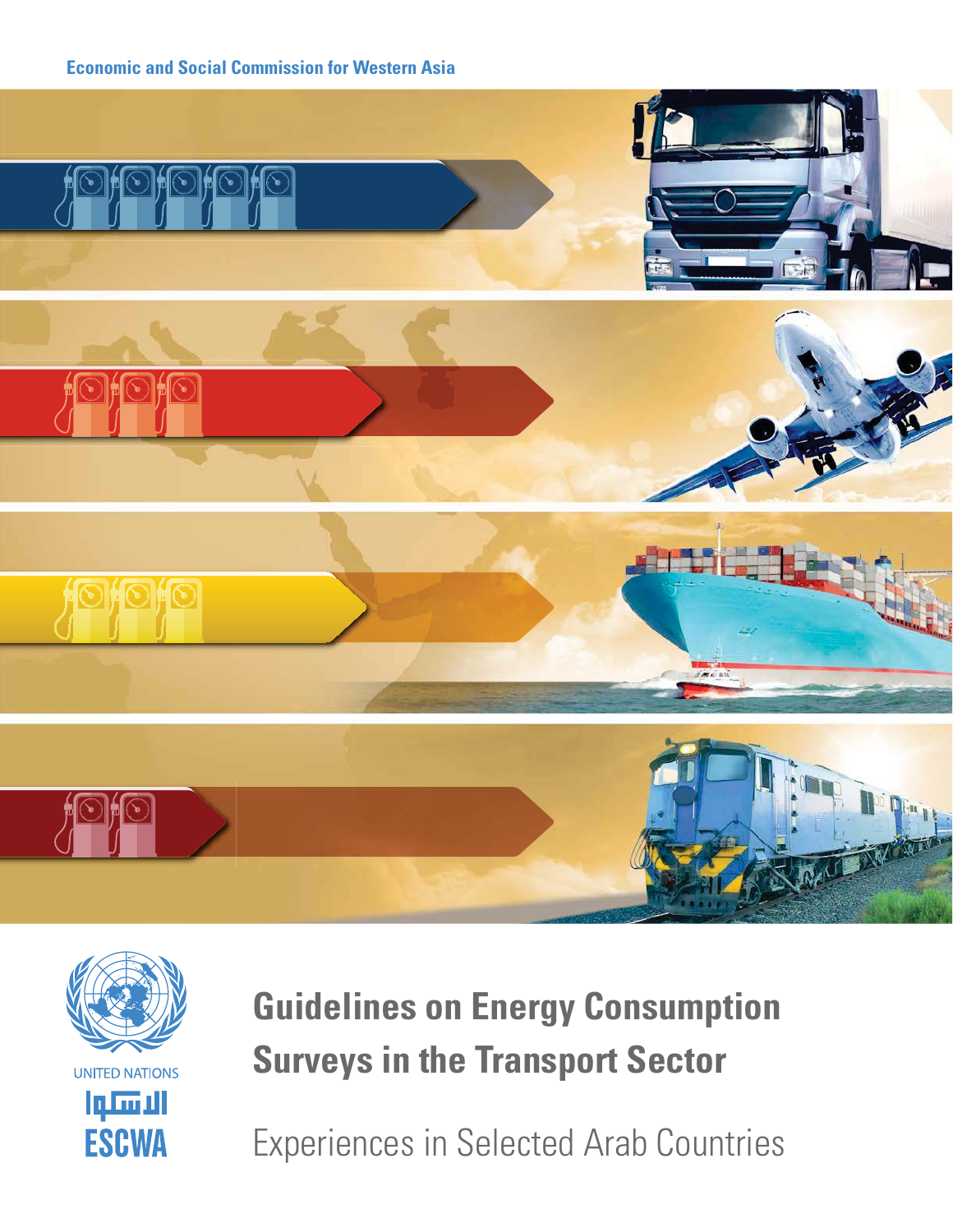Economic and Social Commission for Western Asia

UNITED NATIONS

الاسكوا

ESCWA

# Guidelines on Energy Consumption Surveys in the Transport Sector

## Experiences in Selected Arab Countries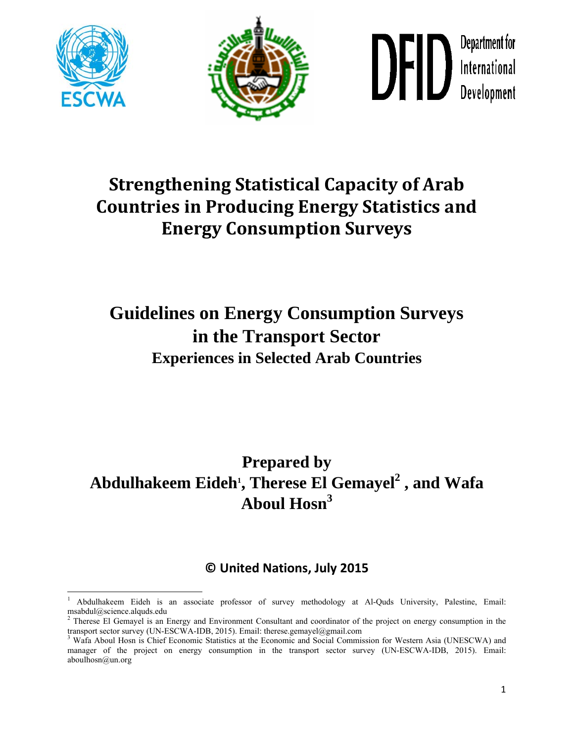# Strengthening Statistical Capacity of Arab Countries in Producing Energy Statistics and Energy Consumption Surveys

# Guidelines on Energy Consumption Surveys in the Transport Sector

## Experiences in Selected Arab Countries

**Prepared by**
**Abdulhakeem Eideh[1], Therese El Gemayel[2], and Wafa Aboul Hosn[3]**

**© United Nations, July 2015**

---

[1] Abdulhakeem Eideh is an associate professor of survey methodology at Al-Quds University, Palestine, Email: msabdul@science.alquds.edu

[2] Therese El Gemayel is an Energy and Environment Consultant and coordinator of the project on energy consumption in the transport sector survey (UN-ESCWA-IDB, 2015). Email: therese.gemayel@gmail.com

[3] Wafa Aboul Hosn is Chief Economic Statistics at the Economic and Social Commission for Western Asia (UNESCWA) and manager of the project on energy consumption in the transport sector survey (UN-ESCWA-IDB, 2015). Email: aboulhosn@un.org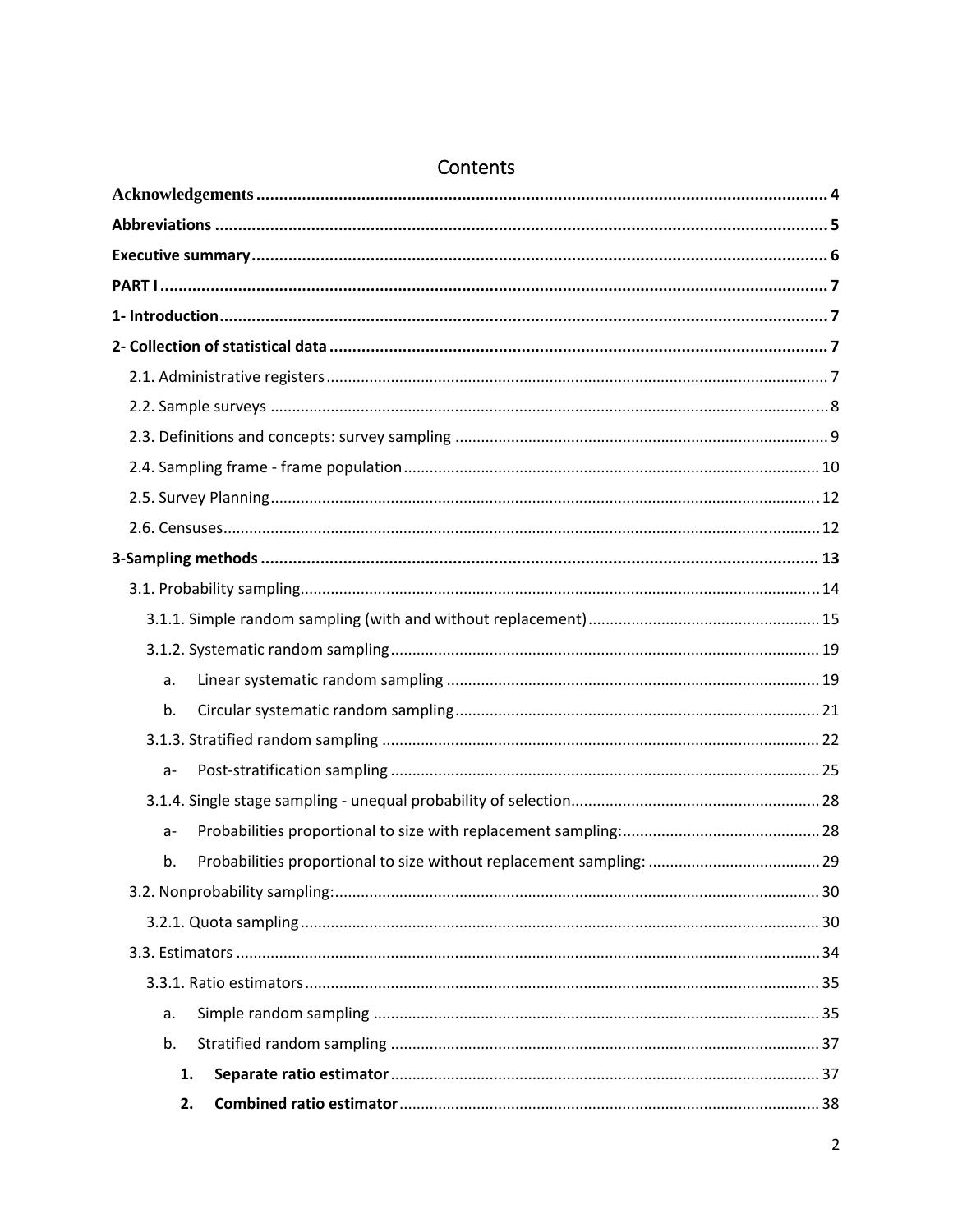# Contents

**Acknowledgements** .......... 4

**Abbreviations** .......... 5

**Executive summary** .......... 6

**PART I** .......... 7

**1- Introduction** .......... 7

**2- Collection of statistical data** .......... 7

- 2.1. Administrative registers .......... 7
- 2.2. Sample surveys .......... 8
- 2.3. Definitions and concepts: survey sampling .......... 9
- 2.4. Sampling frame - frame population .......... 10
- 2.5. Survey Planning .......... 12
- 2.6. Censuses .......... 12

**3-Sampling methods** .......... 13

- 3.1. Probability sampling .......... 14
  - 3.1.1. Simple random sampling (with and without replacement) .......... 15
  - 3.1.2. Systematic random sampling .......... 19
    - a. Linear systematic random sampling .......... 19
    - b. Circular systematic random sampling .......... 21
  - 3.1.3. Stratified random sampling .......... 22
    - a- Post-stratification sampling .......... 25
  - 3.1.4. Single stage sampling - unequal probability of selection .......... 28
    - a- Probabilities proportional to size with replacement sampling: .......... 28
    - b. Probabilities proportional to size without replacement sampling: .......... 29
- 3.2. Nonprobability sampling: .......... 30
  - 3.2.1. Quota sampling .......... 30
- 3.3. Estimators .......... 34
  - 3.3.1. Ratio estimators .......... 35
    - a. Simple random sampling .......... 35
    - b. Stratified random sampling .......... 37
      1. **Separate ratio estimator** .......... 37
      2. **Combined ratio estimator** .......... 38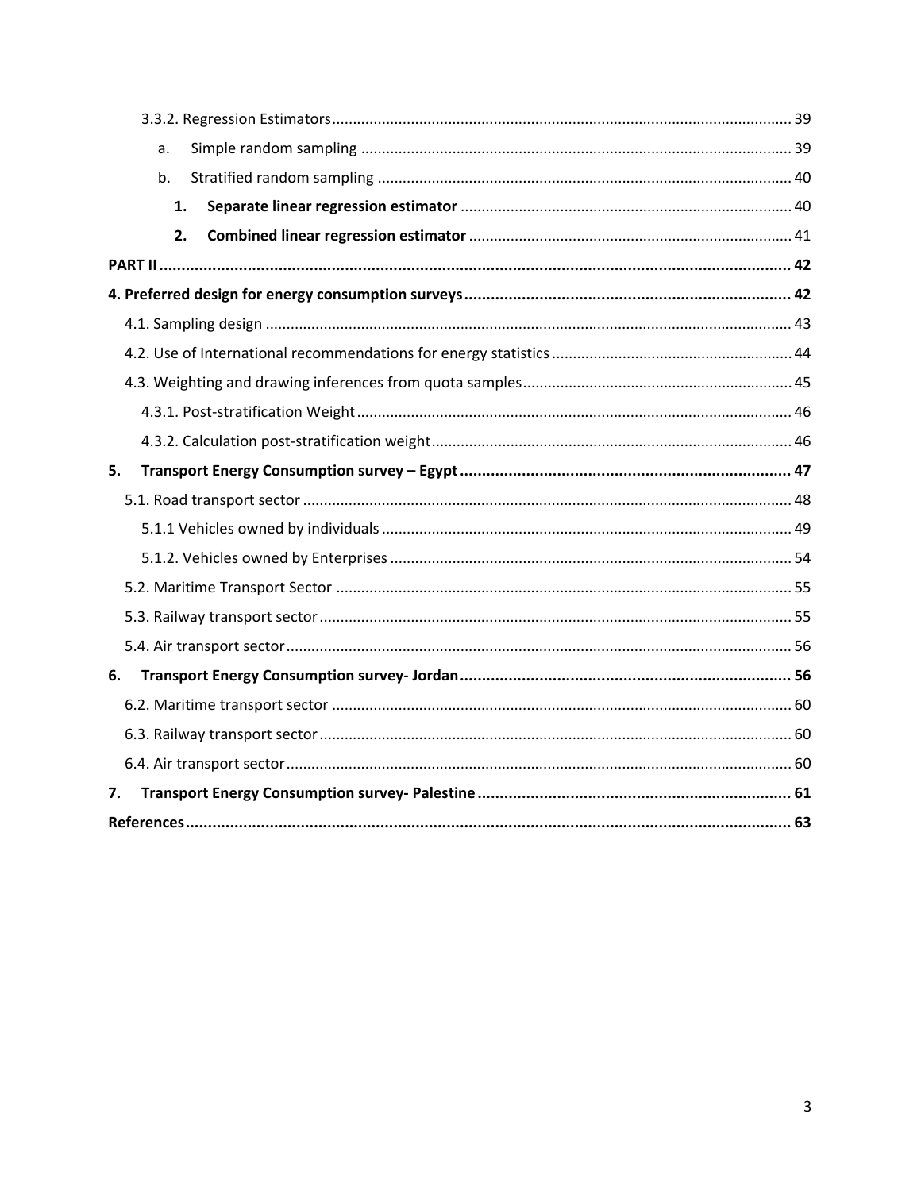3.3.2. Regression Estimators ..... 39

a. Simple random sampling ..... 39

b. Stratified random sampling ..... 40

**1. Separate linear regression estimator** ..... 40

**2. Combined linear regression estimator** ..... 41

**PART II ..... 42**

**4. Preferred design for energy consumption surveys ..... 42**

4.1. Sampling design ..... 43

4.2. Use of International recommendations for energy statistics ..... 44

4.3. Weighting and drawing inferences from quota samples ..... 45

4.3.1. Post-stratification Weight ..... 46

4.3.2. Calculation post-stratification weight ..... 46

**5. Transport Energy Consumption survey – Egypt ..... 47**

5.1. Road transport sector ..... 48

5.1.1 Vehicles owned by individuals ..... 49

5.1.2. Vehicles owned by Enterprises ..... 54

5.2. Maritime Transport Sector ..... 55

5.3. Railway transport sector ..... 55

5.4. Air transport sector ..... 56

**6. Transport Energy Consumption survey- Jordan ..... 56**

6.2. Maritime transport sector ..... 60

6.3. Railway transport sector ..... 60

6.4. Air transport sector ..... 60

**7. Transport Energy Consumption survey- Palestine ..... 61**

**References ..... 63**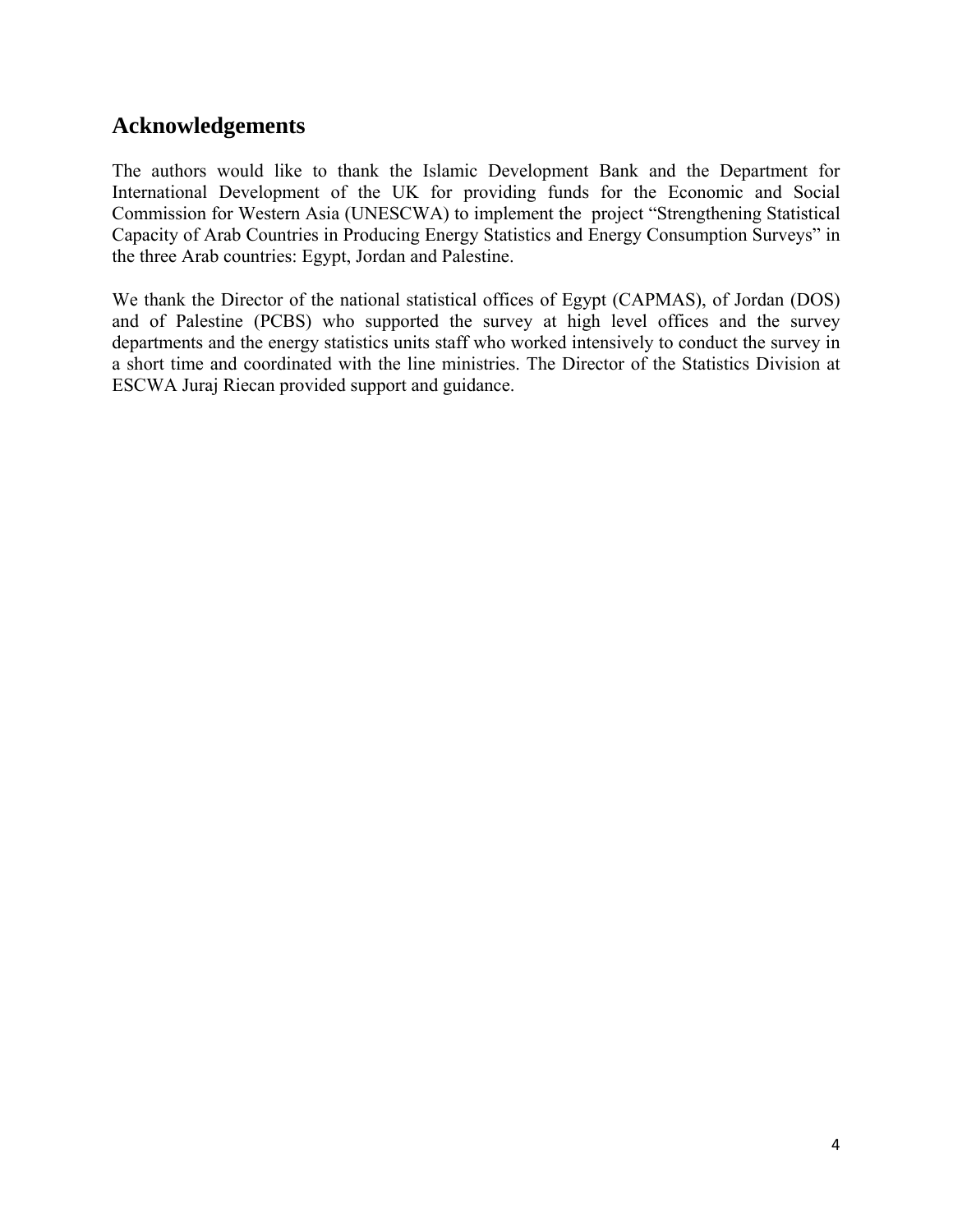## Acknowledgements

The authors would like to thank the Islamic Development Bank and the Department for International Development of the UK for providing funds for the Economic and Social Commission for Western Asia (UNESCWA) to implement the project “Strengthening Statistical Capacity of Arab Countries in Producing Energy Statistics and Energy Consumption Surveys” in the three Arab countries: Egypt, Jordan and Palestine.

We thank the Director of the national statistical offices of Egypt (CAPMAS), of Jordan (DOS) and of Palestine (PCBS) who supported the survey at high level offices and the survey departments and the energy statistics units staff who worked intensively to conduct the survey in a short time and coordinated with the line ministries. The Director of the Statistics Division at ESCWA Juraj Riecan provided support and guidance.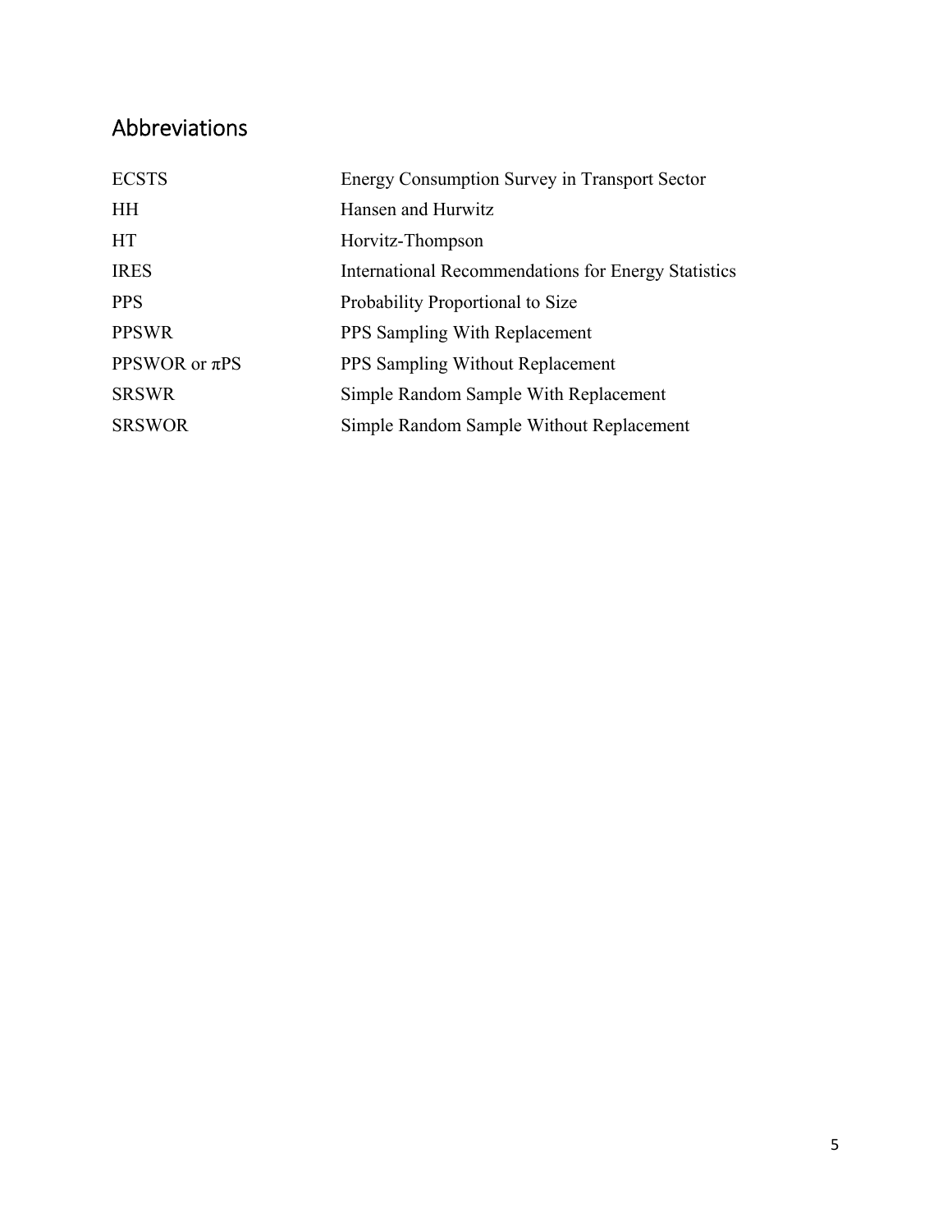## Abbreviations

| | |
|---|---|
| ECSTS | Energy Consumption Survey in Transport Sector |
| HH | Hansen and Hurwitz |
| HT | Horvitz-Thompson |
| IRES | International Recommendations for Energy Statistics |
| PPS | Probability Proportional to Size |
| PPSWR | PPS Sampling With Replacement |
| PPSWOR or πPS | PPS Sampling Without Replacement |
| SRSWR | Simple Random Sample With Replacement |
| SRSWOR | Simple Random Sample Without Replacement |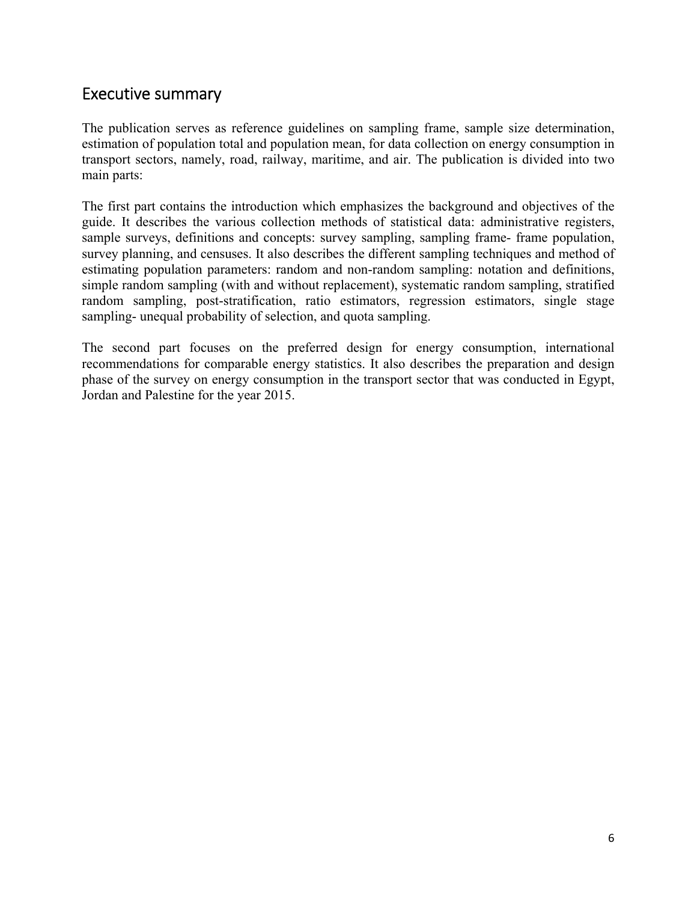## Executive summary

The publication serves as reference guidelines on sampling frame, sample size determination, estimation of population total and population mean, for data collection on energy consumption in transport sectors, namely, road, railway, maritime, and air. The publication is divided into two main parts:

The first part contains the introduction which emphasizes the background and objectives of the guide. It describes the various collection methods of statistical data: administrative registers, sample surveys, definitions and concepts: survey sampling, sampling frame- frame population, survey planning, and censuses. It also describes the different sampling techniques and method of estimating population parameters: random and non-random sampling: notation and definitions, simple random sampling (with and without replacement), systematic random sampling, stratified random sampling, post-stratification, ratio estimators, regression estimators, single stage sampling- unequal probability of selection, and quota sampling.

The second part focuses on the preferred design for energy consumption, international recommendations for comparable energy statistics. It also describes the preparation and design phase of the survey on energy consumption in the transport sector that was conducted in Egypt, Jordan and Palestine for the year 2015.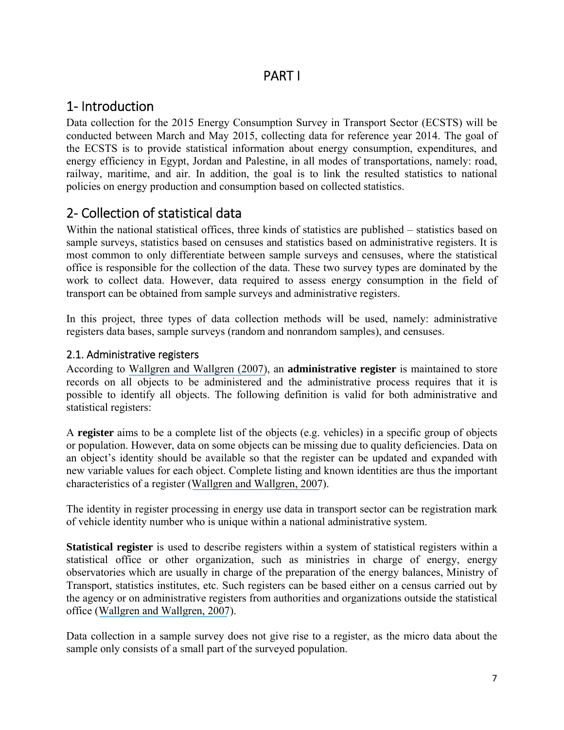# PART I

## 1- Introduction

Data collection for the 2015 Energy Consumption Survey in Transport Sector (ECSTS) will be conducted between March and May 2015, collecting data for reference year 2014. The goal of the ECSTS is to provide statistical information about energy consumption, expenditures, and energy efficiency in Egypt, Jordan and Palestine, in all modes of transportations, namely: road, railway, maritime, and air. In addition, the goal is to link the resulted statistics to national policies on energy production and consumption based on collected statistics.

## 2- Collection of statistical data

Within the national statistical offices, three kinds of statistics are published – statistics based on sample surveys, statistics based on censuses and statistics based on administrative registers. It is most common to only differentiate between sample surveys and censuses, where the statistical office is responsible for the collection of the data. These two survey types are dominated by the work to collect data. However, data required to assess energy consumption in the field of transport can be obtained from sample surveys and administrative registers.

In this project, three types of data collection methods will be used, namely: administrative registers data bases, sample surveys (random and nonrandom samples), and censuses.

### 2.1. Administrative registers

According to Wallgren and Wallgren (2007), an **administrative register** is maintained to store records on all objects to be administered and the administrative process requires that it is possible to identify all objects. The following definition is valid for both administrative and statistical registers:

A **register** aims to be a complete list of the objects (e.g. vehicles) in a specific group of objects or population. However, data on some objects can be missing due to quality deficiencies. Data on an object's identity should be available so that the register can be updated and expanded with new variable values for each object. Complete listing and known identities are thus the important characteristics of a register (Wallgren and Wallgren, 2007).

The identity in register processing in energy use data in transport sector can be registration mark of vehicle identity number who is unique within a national administrative system.

**Statistical register** is used to describe registers within a system of statistical registers within a statistical office or other organization, such as ministries in charge of energy, energy observatories which are usually in charge of the preparation of the energy balances, Ministry of Transport, statistics institutes, etc. Such registers can be based either on a census carried out by the agency or on administrative registers from authorities and organizations outside the statistical office (Wallgren and Wallgren, 2007).

Data collection in a sample survey does not give rise to a register, as the micro data about the sample only consists of a small part of the surveyed population.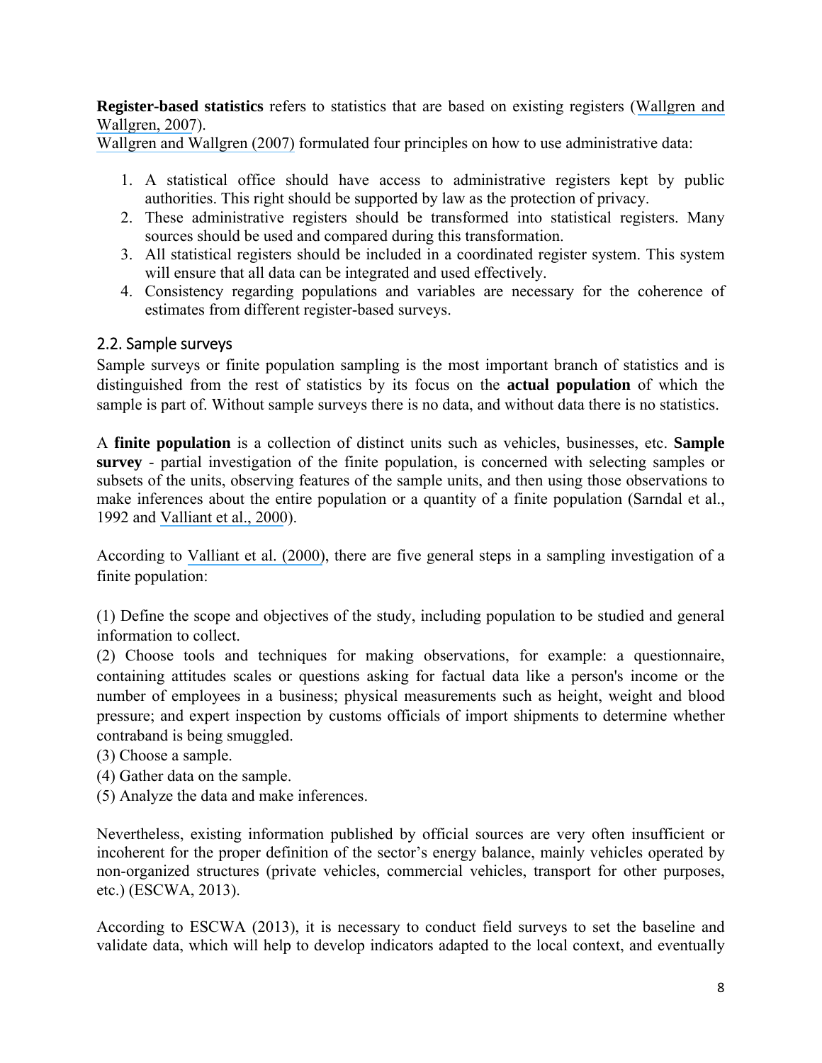**Register-based statistics** refers to statistics that are based on existing registers (Wallgren and Wallgren, 2007).
Wallgren and Wallgren (2007) formulated four principles on how to use administrative data:

1. A statistical office should have access to administrative registers kept by public authorities. This right should be supported by law as the protection of privacy.
2. These administrative registers should be transformed into statistical registers. Many sources should be used and compared during this transformation.
3. All statistical registers should be included in a coordinated register system. This system will ensure that all data can be integrated and used effectively.
4. Consistency regarding populations and variables are necessary for the coherence of estimates from different register-based surveys.

## 2.2. Sample surveys

Sample surveys or finite population sampling is the most important branch of statistics and is distinguished from the rest of statistics by its focus on the **actual population** of which the sample is part of. Without sample surveys there is no data, and without data there is no statistics.

A **finite population** is a collection of distinct units such as vehicles, businesses, etc. **Sample survey** - partial investigation of the finite population, is concerned with selecting samples or subsets of the units, observing features of the sample units, and then using those observations to make inferences about the entire population or a quantity of a finite population (Sarndal et al., 1992 and Valliant et al., 2000).

According to Valliant et al. (2000), there are five general steps in a sampling investigation of a finite population:

(1) Define the scope and objectives of the study, including population to be studied and general information to collect.
(2) Choose tools and techniques for making observations, for example: a questionnaire, containing attitudes scales or questions asking for factual data like a person's income or the number of employees in a business; physical measurements such as height, weight and blood pressure; and expert inspection by customs officials of import shipments to determine whether contraband is being smuggled.
(3) Choose a sample.
(4) Gather data on the sample.
(5) Analyze the data and make inferences.

Nevertheless, existing information published by official sources are very often insufficient or incoherent for the proper definition of the sector's energy balance, mainly vehicles operated by non-organized structures (private vehicles, commercial vehicles, transport for other purposes, etc.) (ESCWA, 2013).

According to ESCWA (2013), it is necessary to conduct field surveys to set the baseline and validate data, which will help to develop indicators adapted to the local context, and eventually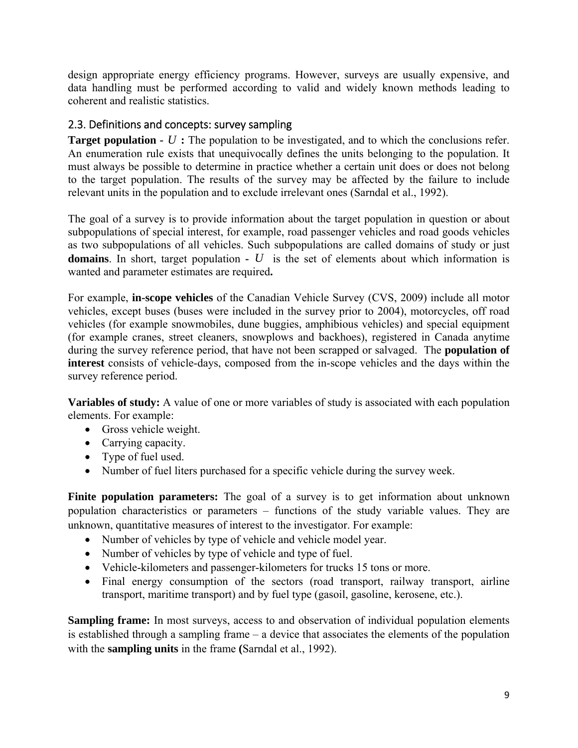design appropriate energy efficiency programs. However, surveys are usually expensive, and data handling must be performed according to valid and widely known methods leading to coherent and realistic statistics.

## 2.3. Definitions and concepts: survey sampling

**Target population - $U$ :** The population to be investigated, and to which the conclusions refer. An enumeration rule exists that unequivocally defines the units belonging to the population. It must always be possible to determine in practice whether a certain unit does or does not belong to the target population. The results of the survey may be affected by the failure to include relevant units in the population and to exclude irrelevant ones (Sarndal et al., 1992).

The goal of a survey is to provide information about the target population in question or about subpopulations of special interest, for example, road passenger vehicles and road goods vehicles as two subpopulations of all vehicles. Such subpopulations are called domains of study or just **domains**. In short, target population - $U$ is the set of elements about which information is wanted and parameter estimates are required**.**

For example, **in-scope vehicles** of the Canadian Vehicle Survey (CVS, 2009) include all motor vehicles, except buses (buses were included in the survey prior to 2004), motorcycles, off road vehicles (for example snowmobiles, dune buggies, amphibious vehicles) and special equipment (for example cranes, street cleaners, snowplows and backhoes), registered in Canada anytime during the survey reference period, that have not been scrapped or salvaged. The **population of interest** consists of vehicle-days, composed from the in-scope vehicles and the days within the survey reference period.

**Variables of study:** A value of one or more variables of study is associated with each population elements. For example:

- Gross vehicle weight.
- Carrying capacity.
- Type of fuel used.
- Number of fuel liters purchased for a specific vehicle during the survey week.

**Finite population parameters:** The goal of a survey is to get information about unknown population characteristics or parameters – functions of the study variable values. They are unknown, quantitative measures of interest to the investigator. For example:

- Number of vehicles by type of vehicle and vehicle model year.
- Number of vehicles by type of vehicle and type of fuel.
- Vehicle-kilometers and passenger-kilometers for trucks 15 tons or more.
- Final energy consumption of the sectors (road transport, railway transport, airline transport, maritime transport) and by fuel type (gasoil, gasoline, kerosene, etc.).

**Sampling frame:** In most surveys, access to and observation of individual population elements is established through a sampling frame – a device that associates the elements of the population with the **sampling units** in the frame **(**Sarndal et al., 1992).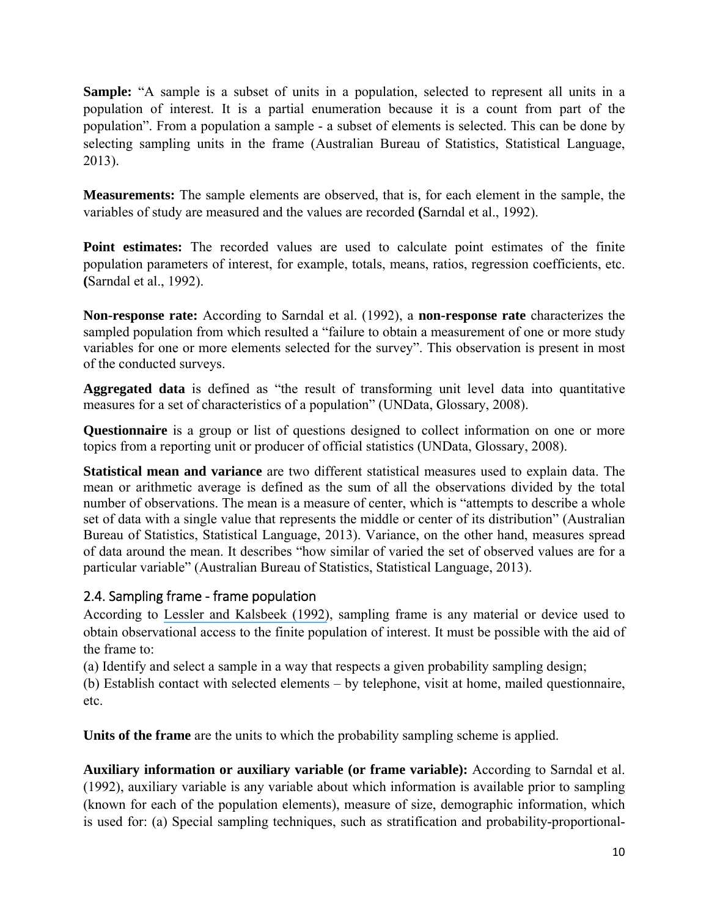**Sample:** "A sample is a subset of units in a population, selected to represent all units in a population of interest. It is a partial enumeration because it is a count from part of the population". From a population a sample - a subset of elements is selected. This can be done by selecting sampling units in the frame (Australian Bureau of Statistics, Statistical Language, 2013).

**Measurements:** The sample elements are observed, that is, for each element in the sample, the variables of study are measured and the values are recorded **(**Sarndal et al., 1992).

**Point estimates:** The recorded values are used to calculate point estimates of the finite population parameters of interest, for example, totals, means, ratios, regression coefficients, etc. **(**Sarndal et al., 1992).

**Non-response rate:** According to Sarndal et al. (1992), a **non-response rate** characterizes the sampled population from which resulted a "failure to obtain a measurement of one or more study variables for one or more elements selected for the survey". This observation is present in most of the conducted surveys.

**Aggregated data** is defined as "the result of transforming unit level data into quantitative measures for a set of characteristics of a population" (UNData, Glossary, 2008).

**Questionnaire** is a group or list of questions designed to collect information on one or more topics from a reporting unit or producer of official statistics (UNData, Glossary, 2008).

**Statistical mean and variance** are two different statistical measures used to explain data. The mean or arithmetic average is defined as the sum of all the observations divided by the total number of observations. The mean is a measure of center, which is "attempts to describe a whole set of data with a single value that represents the middle or center of its distribution" (Australian Bureau of Statistics, Statistical Language, 2013). Variance, on the other hand, measures spread of data around the mean. It describes "how similar of varied the set of observed values are for a particular variable" (Australian Bureau of Statistics, Statistical Language, 2013).

## 2.4. Sampling frame - frame population

According to Lessler and Kalsbeek (1992), sampling frame is any material or device used to obtain observational access to the finite population of interest. It must be possible with the aid of the frame to:

(a) Identify and select a sample in a way that respects a given probability sampling design;

(b) Establish contact with selected elements – by telephone, visit at home, mailed questionnaire, etc.

**Units of the frame** are the units to which the probability sampling scheme is applied.

**Auxiliary information or auxiliary variable (or frame variable):** According to Sarndal et al. (1992), auxiliary variable is any variable about which information is available prior to sampling (known for each of the population elements), measure of size, demographic information, which is used for: (a) Special sampling techniques, such as stratification and probability-proportional-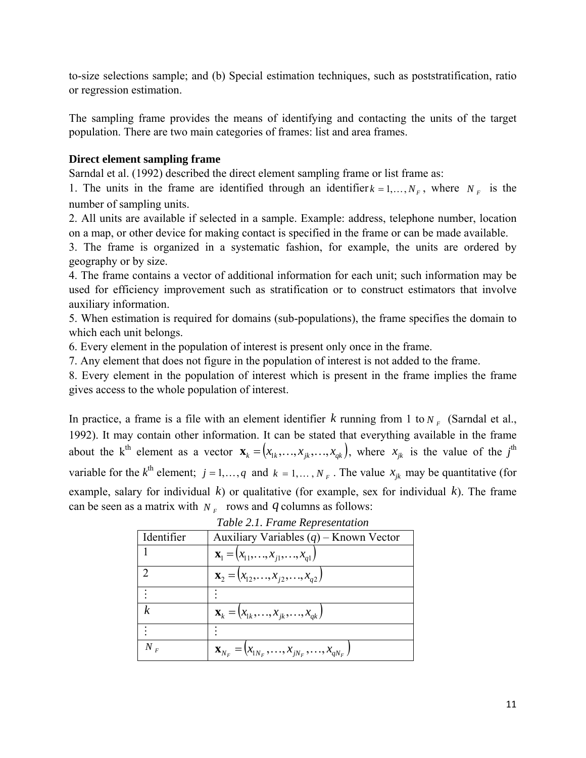to-size selections sample; and (b) Special estimation techniques, such as poststratification, ratio or regression estimation.

The sampling frame provides the means of identifying and contacting the units of the target population. There are two main categories of frames: list and area frames.

**Direct element sampling frame**

Sarndal et al. (1992) described the direct element sampling frame or list frame as:

1. The units in the frame are identified through an identifier $k = 1,\ldots,N_F$, where $N_F$ is the number of sampling units.
2. All units are available if selected in a sample. Example: address, telephone number, location on a map, or other device for making contact is specified in the frame or can be made available.
3. The frame is organized in a systematic fashion, for example, the units are ordered by geography or by size.
4. The frame contains a vector of additional information for each unit; such information may be used for efficiency improvement such as stratification or to construct estimators that involve auxiliary information.
5. When estimation is required for domains (sub-populations), the frame specifies the domain to which each unit belongs.
6. Every element in the population of interest is present only once in the frame.
7. Any element that does not figure in the population of interest is not added to the frame.
8. Every element in the population of interest which is present in the frame implies the frame gives access to the whole population of interest.

In practice, a frame is a file with an element identifier $k$ running from 1 to $N_F$ (Sarndal et al., 1992). It may contain other information. It can be stated that everything available in the frame about the k$^{\text{th}}$ element as a vector $\mathbf{x}_k = (x_{1k},\ldots,x_{jk},\ldots,x_{qk})$, where $x_{jk}$ is the value of the $j^{\text{th}}$ variable for the $k^{\text{th}}$ element; $j = 1,\ldots,q$ and $k = 1,\ldots,N_F$. The value $x_{jk}$ may be quantitative (for example, salary for individual $k$) or qualitative (for example, sex for individual $k$). The frame can be seen as a matrix with $N_F$ rows and $q$ columns as follows:

*Table 2.1. Frame Representation*

| Identifier | Auxiliary Variables ($q$) – Known Vector |
|---|---|
| 1 | $\mathbf{x}_1 = (x_{11},\ldots,x_{j1},\ldots,x_{q1})$ |
| 2 | $\mathbf{x}_2 = (x_{12},\ldots,x_{j2},\ldots,x_{q2})$ |
| $\vdots$ | $\vdots$ |
| $k$ | $\mathbf{x}_k = (x_{1k},\ldots,x_{jk},\ldots,x_{qk})$ |
| $\vdots$ | $\vdots$ |
| $N_F$ | $\mathbf{x}_{N_F} = (x_{1N_F},\ldots,x_{jN_F},\ldots,x_{qN_F})$ |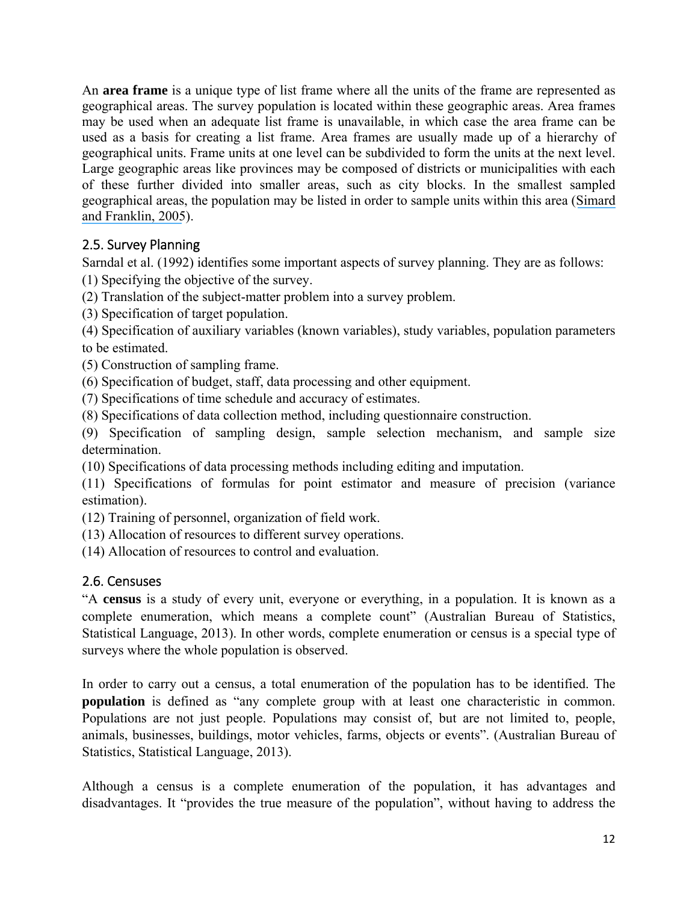An **area frame** is a unique type of list frame where all the units of the frame are represented as geographical areas. The survey population is located within these geographic areas. Area frames may be used when an adequate list frame is unavailable, in which case the area frame can be used as a basis for creating a list frame. Area frames are usually made up of a hierarchy of geographical units. Frame units at one level can be subdivided to form the units at the next level. Large geographic areas like provinces may be composed of districts or municipalities with each of these further divided into smaller areas, such as city blocks. In the smallest sampled geographical areas, the population may be listed in order to sample units within this area (Simard and Franklin, 2005).

## 2.5. Survey Planning

Sarndal et al. (1992) identifies some important aspects of survey planning. They are as follows:

(1) Specifying the objective of the survey.

(2) Translation of the subject-matter problem into a survey problem.

(3) Specification of target population.

(4) Specification of auxiliary variables (known variables), study variables, population parameters to be estimated.

(5) Construction of sampling frame.

(6) Specification of budget, staff, data processing and other equipment.

(7) Specifications of time schedule and accuracy of estimates.

(8) Specifications of data collection method, including questionnaire construction.

(9) Specification of sampling design, sample selection mechanism, and sample size determination.

(10) Specifications of data processing methods including editing and imputation.

(11) Specifications of formulas for point estimator and measure of precision (variance estimation).

(12) Training of personnel, organization of field work.

(13) Allocation of resources to different survey operations.

(14) Allocation of resources to control and evaluation.

## 2.6. Censuses

"A **census** is a study of every unit, everyone or everything, in a population. It is known as a complete enumeration, which means a complete count" (Australian Bureau of Statistics, Statistical Language, 2013). In other words, complete enumeration or census is a special type of surveys where the whole population is observed.

In order to carry out a census, a total enumeration of the population has to be identified. The **population** is defined as "any complete group with at least one characteristic in common. Populations are not just people. Populations may consist of, but are not limited to, people, animals, businesses, buildings, motor vehicles, farms, objects or events". (Australian Bureau of Statistics, Statistical Language, 2013).

Although a census is a complete enumeration of the population, it has advantages and disadvantages. It "provides the true measure of the population", without having to address the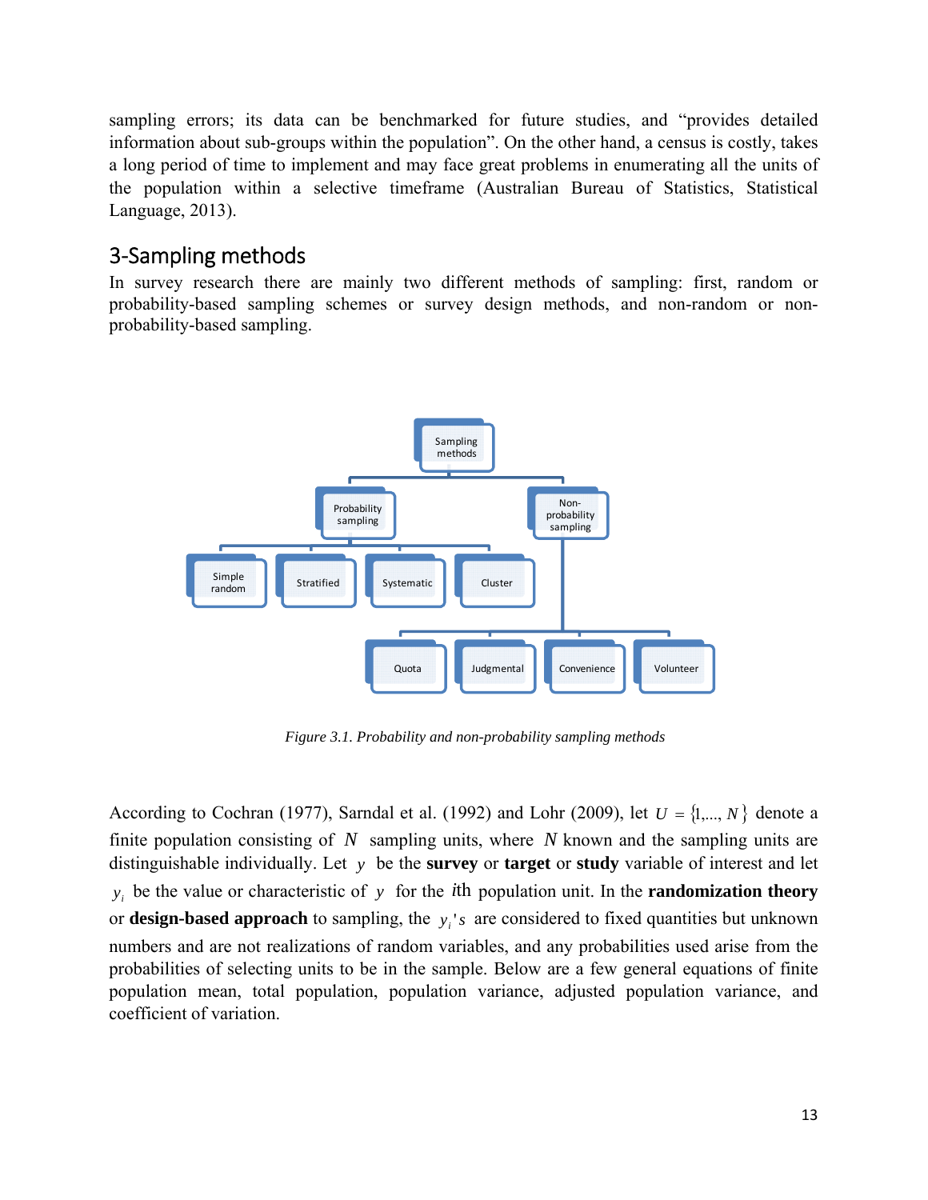sampling errors; its data can be benchmarked for future studies, and "provides detailed information about sub-groups within the population". On the other hand, a census is costly, takes a long period of time to implement and may face great problems in enumerating all the units of the population within a selective timeframe (Australian Bureau of Statistics, Statistical Language, 2013).

## 3-Sampling methods

In survey research there are mainly two different methods of sampling: first, random or probability-based sampling schemes or survey design methods, and non-random or non-probability-based sampling.

- Sampling methods
  - Probability sampling
    - Simple random
    - Stratified
    - Systematic
    - Cluster
  - Non-probability sampling
    - Quota
    - Judgmental
    - Convenience
    - Volunteer

*Figure 3.1. Probability and non-probability sampling methods*

According to Cochran (1977), Sarndal et al. (1992) and Lohr (2009), let $U = \{1,..., N\}$ denote a finite population consisting of $N$ sampling units, where $N$ known and the sampling units are distinguishable individually. Let $y$ be the **survey** or **target** or **study** variable of interest and let $y_i$ be the value or characteristic of $y$ for the $i$th population unit. In the **randomization theory** or **design-based approach** to sampling, the $y_i$'s are considered to fixed quantities but unknown numbers and are not realizations of random variables, and any probabilities used arise from the probabilities of selecting units to be in the sample. Below are a few general equations of finite population mean, total population, population variance, adjusted population variance, and coefficient of variation.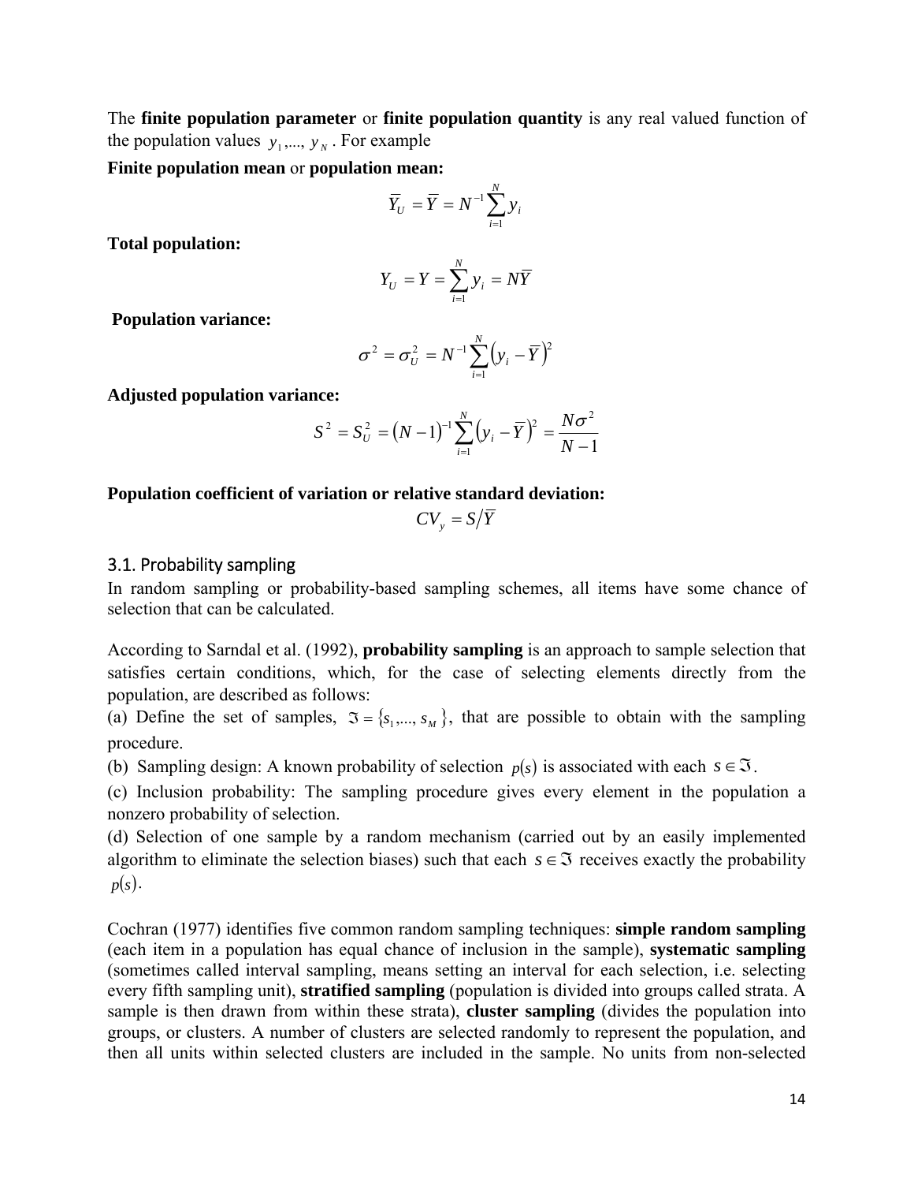The **finite population parameter** or **finite population quantity** is any real valued function of the population values $y_1,..., y_N$. For example

**Finite population mean** or **population mean:**

$$\overline{Y}_U = \overline{Y} = N^{-1}\sum_{i=1}^{N} y_i$$

**Total population:**

$$Y_U = Y = \sum_{i=1}^{N} y_i = N\overline{Y}$$

**Population variance:**

$$\sigma^2 = \sigma_U^2 = N^{-1}\sum_{i=1}^{N}\left(y_i - \overline{Y}\right)^2$$

**Adjusted population variance:**

$$S^2 = S_U^2 = \left(N-1\right)^{-1}\sum_{i=1}^{N}\left(y_i - \overline{Y}\right)^2 = \frac{N\sigma^2}{N-1}$$

**Population coefficient of variation or relative standard deviation:**

$$CV_y = S/\overline{Y}$$

## 3.1. Probability sampling

In random sampling or probability-based sampling schemes, all items have some chance of selection that can be calculated.

According to Sarndal et al. (1992), **probability sampling** is an approach to sample selection that satisfies certain conditions, which, for the case of selecting elements directly from the population, are described as follows:

(a) Define the set of samples, $\Im = \{s_1,..., s_M\}$, that are possible to obtain with the sampling procedure.

(b) Sampling design: A known probability of selection $p(s)$ is associated with each $s \in \Im$.

(c) Inclusion probability: The sampling procedure gives every element in the population a nonzero probability of selection.

(d) Selection of one sample by a random mechanism (carried out by an easily implemented algorithm to eliminate the selection biases) such that each $s \in \Im$ receives exactly the probability $p(s)$.

Cochran (1977) identifies five common random sampling techniques: **simple random sampling** (each item in a population has equal chance of inclusion in the sample), **systematic sampling** (sometimes called interval sampling, means setting an interval for each selection, i.e. selecting every fifth sampling unit), **stratified sampling** (population is divided into groups called strata. A sample is then drawn from within these strata), **cluster sampling** (divides the population into groups, or clusters. A number of clusters are selected randomly to represent the population, and then all units within selected clusters are included in the sample. No units from non-selected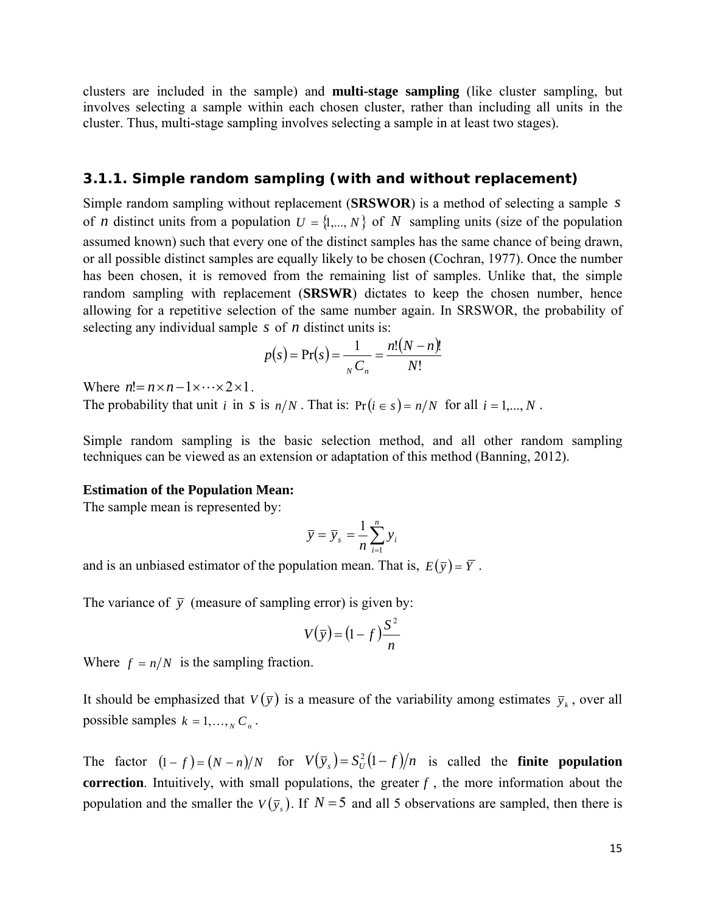clusters are included in the sample) and **multi-stage sampling** (like cluster sampling, but involves selecting a sample within each chosen cluster, rather than including all units in the cluster. Thus, multi-stage sampling involves selecting a sample in at least two stages).

### 3.1.1. Simple random sampling (with and without replacement)

Simple random sampling without replacement (**SRSWOR**) is a method of selecting a sample $s$ of $n$ distinct units from a population $U = \{1,..., N\}$ of $N$ sampling units (size of the population assumed known) such that every one of the distinct samples has the same chance of being drawn, or all possible distinct samples are equally likely to be chosen (Cochran, 1977). Once the number has been chosen, it is removed from the remaining list of samples. Unlike that, the simple random sampling with replacement (**SRSWR**) dictates to keep the chosen number, hence allowing for a repetitive selection of the same number again. In SRSWOR, the probability of selecting any individual sample $s$ of $n$ distinct units is:

$$p(s) = \Pr(s) = \frac{1}{{}_N C_n} = \frac{n!(N-n)!}{N!}$$

Where $n! = n \times n-1 \times \cdots \times 2 \times 1$.
The probability that unit $i$ in $s$ is $n/N$. That is: $\Pr(i \in s) = n/N$ for all $i = 1,..., N$.

Simple random sampling is the basic selection method, and all other random sampling techniques can be viewed as an extension or adaptation of this method (Banning, 2012).

**Estimation of the Population Mean:**
The sample mean is represented by:

$$\bar{y} = \bar{y}_s = \frac{1}{n}\sum_{i=1}^{n} y_i$$

and is an unbiased estimator of the population mean. That is, $E(\bar{y}) = \bar{Y}$.

The variance of $\bar{y}$ (measure of sampling error) is given by:

$$V(\bar{y}) = (1-f)\frac{S^2}{n}$$

Where $f = n/N$ is the sampling fraction.

It should be emphasized that $V(\bar{y})$ is a measure of the variability among estimates $\bar{y}_k$, over all possible samples $k = 1,\ldots,{}_N C_n$.

The factor $(1-f) = (N-n)/N$ for $V(\bar{y}_s) = S_U^2(1-f)/n$ is called the **finite population correction**. Intuitively, with small populations, the greater $f$, the more information about the population and the smaller the $V(\bar{y}_s)$. If $N = 5$ and all 5 observations are sampled, then there is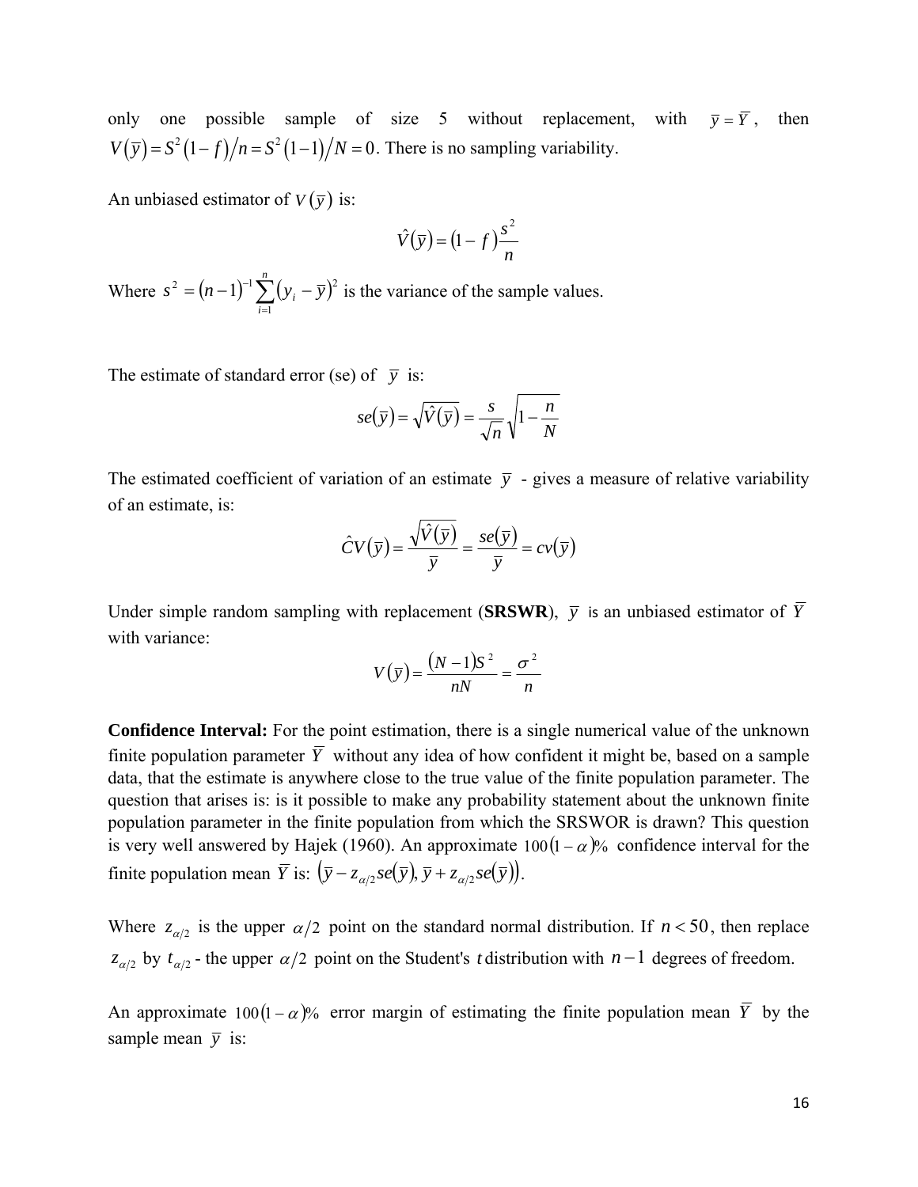only one possible sample of size 5 without replacement, with $\bar{y} = \bar{Y}$, then $V(\bar{y}) = S^2(1-f)/n = S^2(1-1)/N = 0$. There is no sampling variability.

An unbiased estimator of $V(\bar{y})$ is:

$$\hat{V}(\bar{y}) = (1-f)\frac{s^2}{n}$$

Where $s^2 = (n-1)^{-1}\sum_{i=1}^{n}(y_i - \bar{y})^2$ is the variance of the sample values.

The estimate of standard error (se) of $\bar{y}$ is:

$$se(\bar{y}) = \sqrt{\hat{V}(\bar{y})} = \frac{s}{\sqrt{n}}\sqrt{1-\frac{n}{N}}$$

The estimated coefficient of variation of an estimate $\bar{y}$ - gives a measure of relative variability of an estimate, is:

$$\hat{C}V(\bar{y}) = \frac{\sqrt{\hat{V}(\bar{y})}}{\bar{y}} = \frac{se(\bar{y})}{\bar{y}} = cv(\bar{y})$$

Under simple random sampling with replacement (**SRSWR**), $\bar{y}$ is an unbiased estimator of $\bar{Y}$ with variance:

$$V(\bar{y}) = \frac{(N-1)S^2}{nN} = \frac{\sigma^2}{n}$$

**Confidence Interval:** For the point estimation, there is a single numerical value of the unknown finite population parameter $\bar{Y}$ without any idea of how confident it might be, based on a sample data, that the estimate is anywhere close to the true value of the finite population parameter. The question that arises is: is it possible to make any probability statement about the unknown finite population parameter in the finite population from which the SRSWOR is drawn? This question is very well answered by Hajek (1960). An approximate $100(1-\alpha)\%$ confidence interval for the finite population mean $\bar{Y}$ is: $\left(\bar{y} - z_{\alpha/2}se(\bar{y}), \bar{y} + z_{\alpha/2}se(\bar{y})\right)$.

Where $z_{\alpha/2}$ is the upper $\alpha/2$ point on the standard normal distribution. If $n < 50$, then replace $z_{\alpha/2}$ by $t_{\alpha/2}$ - the upper $\alpha/2$ point on the Student's $t$ distribution with $n-1$ degrees of freedom.

An approximate $100(1-\alpha)\%$ error margin of estimating the finite population mean $\bar{Y}$ by the sample mean $\bar{y}$ is: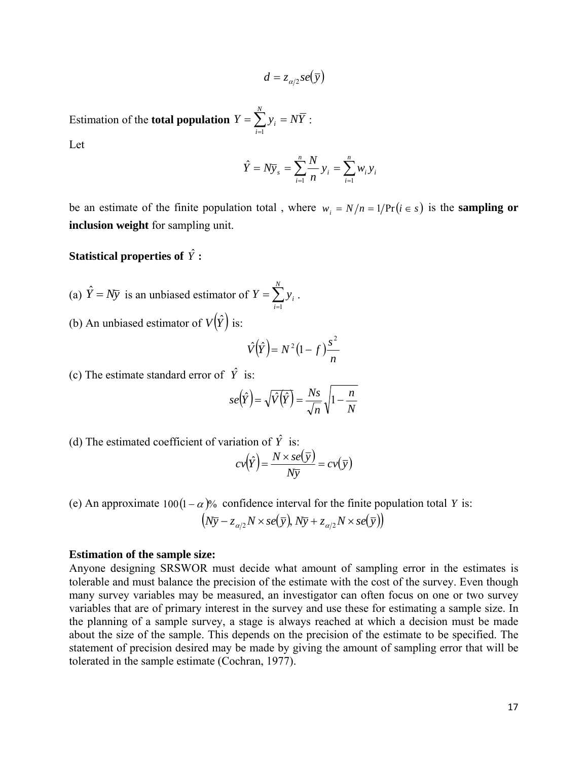$$d = z_{\alpha/2} se(\bar{y})$$

Estimation of the **total population** $Y = \sum_{i=1}^{N} y_i = N\bar{Y}$ :

Let

$$\hat{Y} = N\bar{y}_s = \sum_{i=1}^{n} \frac{N}{n} y_i = \sum_{i=1}^{n} w_i y_i$$

be an estimate of the finite population total , where $w_i = N/n = 1/\Pr(i \in s)$ is the **sampling or inclusion weight** for sampling unit.

**Statistical properties of $\hat{Y}$ :**

(a) $\hat{Y} = N\bar{y}$ is an unbiased estimator of $Y = \sum_{i=1}^{N} y_i$ .

(b) An unbiased estimator of $V(\hat{Y})$ is:

$$\hat{V}(\hat{Y}) = N^2(1 - f)\frac{s^2}{n}$$

(c) The estimate standard error of $\hat{Y}$ is:

$$se(\hat{Y}) = \sqrt{\hat{V}(\hat{Y})} = \frac{Ns}{\sqrt{n}}\sqrt{1 - \frac{n}{N}}$$

(d) The estimated coefficient of variation of $\hat{Y}$ is:

$$cv(\hat{Y}) = \frac{N \times se(\bar{y})}{N\bar{y}} = cv(\bar{y})$$

(e) An approximate $100(1-\alpha)\%$ confidence interval for the finite population total $Y$ is:

$$\left(N\bar{y} - z_{\alpha/2} N \times se(\bar{y}),\ N\bar{y} + z_{\alpha/2} N \times se(\bar{y})\right)$$

**Estimation of the sample size:**

Anyone designing SRSWOR must decide what amount of sampling error in the estimates is tolerable and must balance the precision of the estimate with the cost of the survey. Even though many survey variables may be measured, an investigator can often focus on one or two survey variables that are of primary interest in the survey and use these for estimating a sample size. In the planning of a sample survey, a stage is always reached at which a decision must be made about the size of the sample. This depends on the precision of the estimate to be specified. The statement of precision desired may be made by giving the amount of sampling error that will be tolerated in the sample estimate (Cochran, 1977).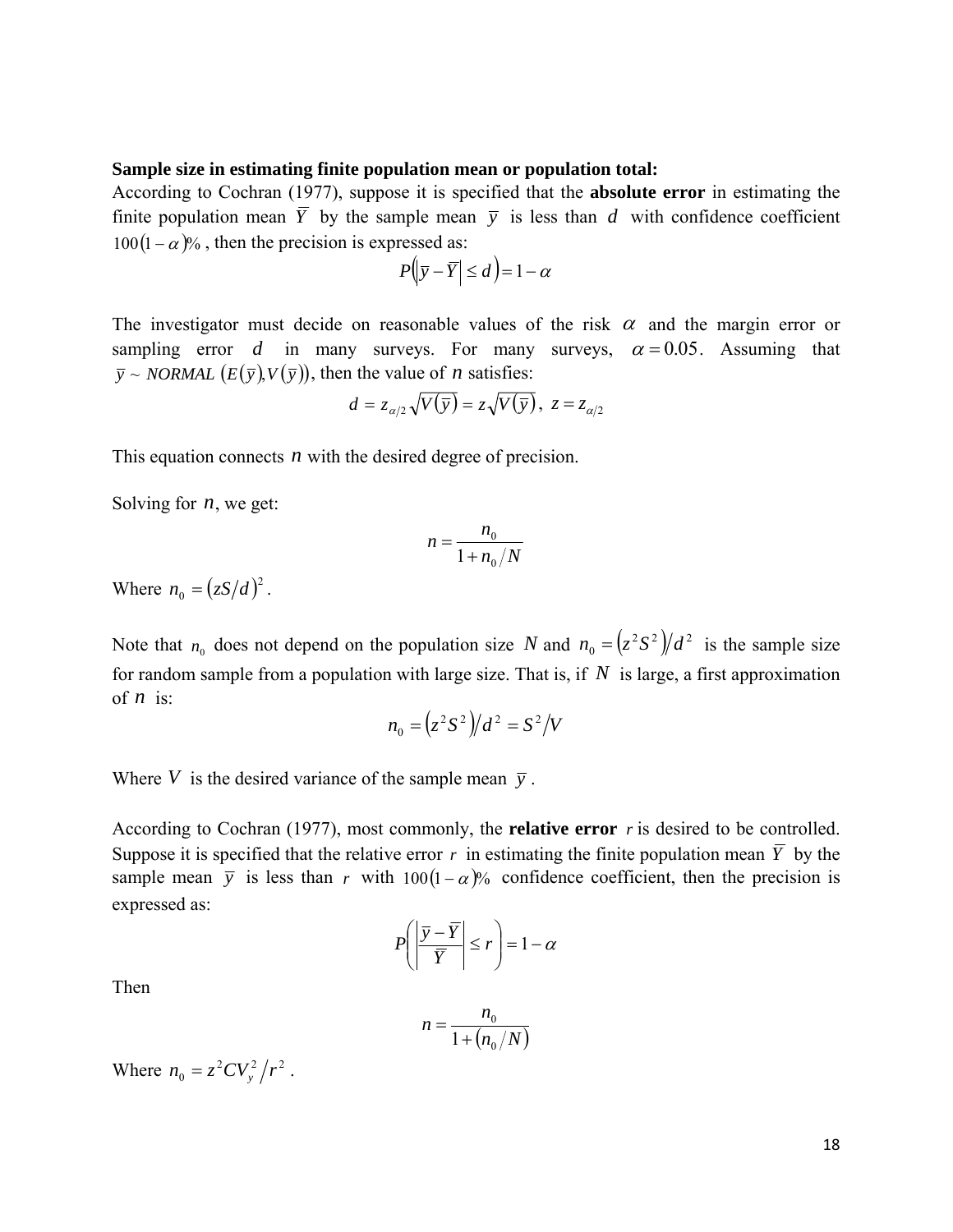**Sample size in estimating finite population mean or population total:**

According to Cochran (1977), suppose it is specified that the **absolute error** in estimating the finite population mean $\bar{Y}$ by the sample mean $\bar{y}$ is less than $d$ with confidence coefficient $100(1-\alpha)\%$, then the precision is expressed as:

$$P\left(\left|\bar{y}-\bar{Y}\right| \leq d\right) = 1-\alpha$$

The investigator must decide on reasonable values of the risk $\alpha$ and the margin error or sampling error $d$ in many surveys. For many surveys, $\alpha = 0.05$. Assuming that $\bar{y} \sim NORMAL\left(E(\bar{y}), V(\bar{y})\right)$, then the value of $n$ satisfies:

$$d = z_{\alpha/2}\sqrt{V(\bar{y})} = z\sqrt{V(\bar{y})}, \; z = z_{\alpha/2}$$

This equation connects $n$ with the desired degree of precision.

Solving for $n$, we get:

$$n = \frac{n_0}{1 + n_0/N}$$

Where $n_0 = (zS/d)^2$.

Note that $n_0$ does not depend on the population size $N$ and $n_0 = \left(z^2S^2\right)/d^2$ is the sample size for random sample from a population with large size. That is, if $N$ is large, a first approximation of $n$ is:

$$n_0 = \left(z^2S^2\right)/d^2 = S^2/V$$

Where $V$ is the desired variance of the sample mean $\bar{y}$.

According to Cochran (1977), most commonly, the **relative error** $r$ is desired to be controlled. Suppose it is specified that the relative error $r$ in estimating the finite population mean $\bar{Y}$ by the sample mean $\bar{y}$ is less than $r$ with $100(1-\alpha)\%$ confidence coefficient, then the precision is expressed as:

$$P\left(\left|\frac{\bar{y}-\bar{Y}}{\bar{Y}}\right| \leq r\right) = 1-\alpha$$

Then

$$n = \frac{n_0}{1 + (n_0/N)}$$

Where $n_0 = z^2 CV_y^2 / r^2$.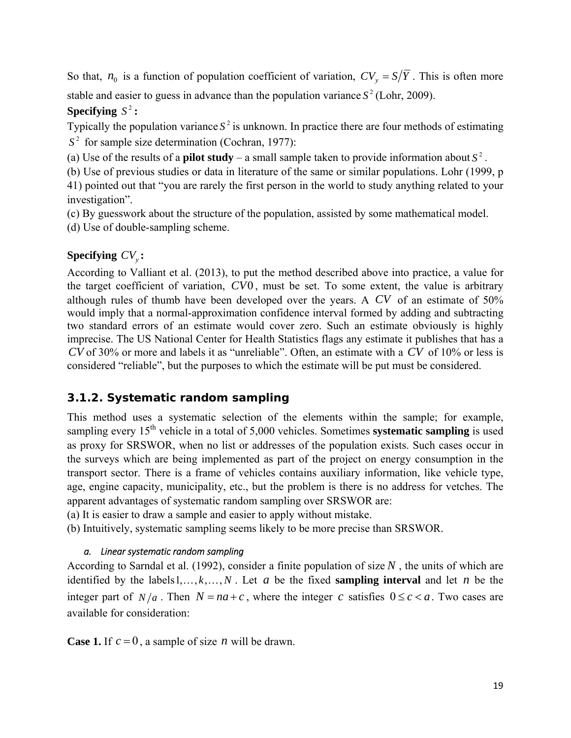So that, $n_0$ is a function of population coefficient of variation, $CV_y = S/\overline{Y}$. This is often more stable and easier to guess in advance than the population variance $S^2$ (Lohr, 2009).

**Specifying $S^2$:**

Typically the population variance $S^2$ is unknown. In practice there are four methods of estimating $S^2$ for sample size determination (Cochran, 1977):

(a) Use of the results of a **pilot study** – a small sample taken to provide information about $S^2$.

(b) Use of previous studies or data in literature of the same or similar populations. Lohr (1999, p 41) pointed out that "you are rarely the first person in the world to study anything related to your investigation".

(c) By guesswork about the structure of the population, assisted by some mathematical model.

(d) Use of double-sampling scheme.

**Specifying $CV_y$:**

According to Valliant et al. (2013), to put the method described above into practice, a value for the target coefficient of variation, $CV0$, must be set. To some extent, the value is arbitrary although rules of thumb have been developed over the years. A $CV$ of an estimate of 50% would imply that a normal-approximation confidence interval formed by adding and subtracting two standard errors of an estimate would cover zero. Such an estimate obviously is highly imprecise. The US National Center for Health Statistics flags any estimate it publishes that has a $CV$ of 30% or more and labels it as "unreliable". Often, an estimate with a $CV$ of 10% or less is considered "reliable", but the purposes to which the estimate will be put must be considered.

### 3.1.2. Systematic random sampling

This method uses a systematic selection of the elements within the sample; for example, sampling every 15th vehicle in a total of 5,000 vehicles. Sometimes **systematic sampling** is used as proxy for SRSWOR, when no list or addresses of the population exists. Such cases occur in the surveys which are being implemented as part of the project on energy consumption in the transport sector. There is a frame of vehicles contains auxiliary information, like vehicle type, age, engine capacity, municipality, etc., but the problem is there is no address for vetches. The apparent advantages of systematic random sampling over SRSWOR are:

(a) It is easier to draw a sample and easier to apply without mistake.

(b) Intuitively, systematic sampling seems likely to be more precise than SRSWOR.

*a. Linear systematic random sampling*

According to Sarndal et al. (1992), consider a finite population of size $N$, the units of which are identified by the labels $1,\ldots,k,\ldots,N$. Let $a$ be the fixed **sampling interval** and let $n$ be the integer part of $N/a$. Then $N = na + c$, where the integer $c$ satisfies $0 \le c < a$. Two cases are available for consideration:

**Case 1.** If $c = 0$, a sample of size $n$ will be drawn.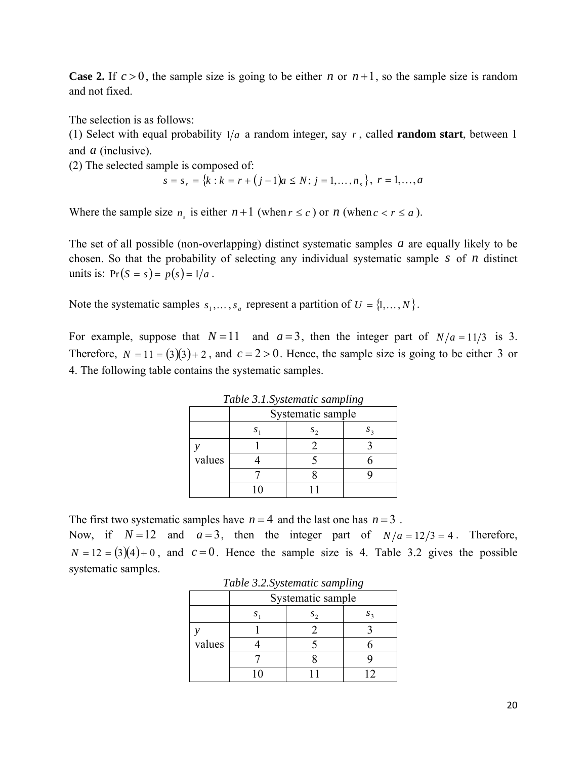**Case 2.** If $c > 0$, the sample size is going to be either $n$ or $n+1$, so the sample size is random and not fixed.

The selection is as follows:
(1) Select with equal probability $1/a$ a random integer, say $r$, called **random start**, between 1 and $a$ (inclusive).
(2) The selected sample is composed of:

$$s = s_r = \{k : k = r + (j-1)a \leq N;\ j = 1, \ldots, n_s\},\ r = 1, \ldots, a$$

Where the sample size $n_s$ is either $n+1$ (when $r \leq c$) or $n$ (when $c < r \leq a$).

The set of all possible (non-overlapping) distinct systematic samples $a$ are equally likely to be chosen. So that the probability of selecting any individual systematic sample $s$ of $n$ distinct units is: $\Pr(S = s) = p(s) = 1/a$.

Note the systematic samples $s_1, \ldots, s_a$ represent a partition of $U = \{1, \ldots, N\}$.

For example, suppose that $N = 11$ and $a = 3$, then the integer part of $N/a = 11/3$ is 3. Therefore, $N = 11 = (3)(3) + 2$, and $c = 2 > 0$. Hence, the sample size is going to be either 3 or 4. The following table contains the systematic samples.

*Table 3.1.Systematic sampling*

| | Systematic sample | | |
|---|---|---|---|
| | $s_1$ | $s_2$ | $s_3$ |
| $y$ values | 1 | 2 | 3 |
| | 4 | 5 | 6 |
| | 7 | 8 | 9 |
| | 10 | 11 | |

The first two systematic samples have $n = 4$ and the last one has $n = 3$.
Now, if $N = 12$ and $a = 3$, then the integer part of $N/a = 12/3 = 4$. Therefore, $N = 12 = (3)(4) + 0$, and $c = 0$. Hence the sample size is 4. Table 3.2 gives the possible systematic samples.

*Table 3.2.Systematic sampling*

| | Systematic sample | | |
|---|---|---|---|
| | $s_1$ | $s_2$ | $s_3$ |
| $y$ values | 1 | 2 | 3 |
| | 4 | 5 | 6 |
| | 7 | 8 | 9 |
| | 10 | 11 | 12 |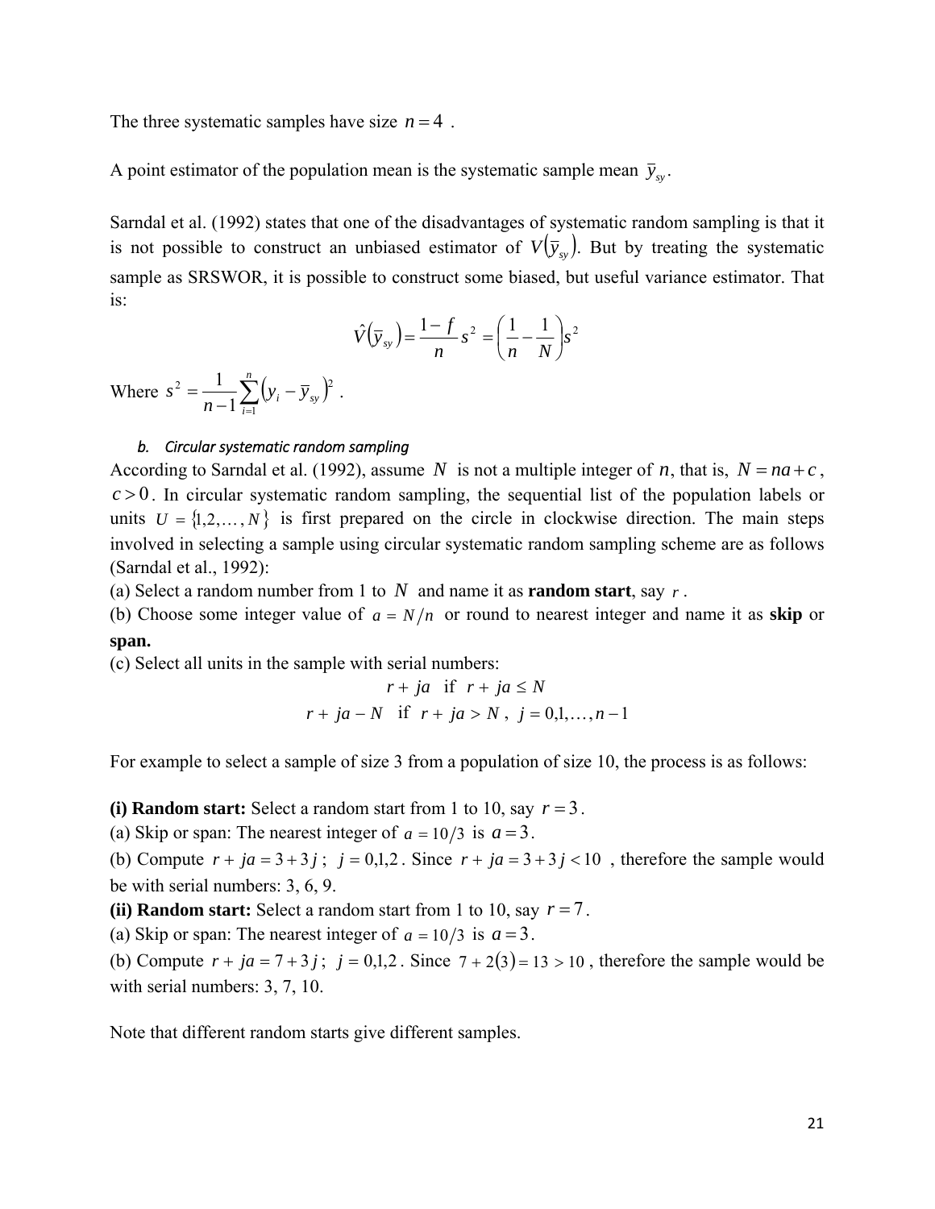The three systematic samples have size $n = 4$ .

A point estimator of the population mean is the systematic sample mean $\bar{y}_{sy}$.

Sarndal et al. (1992) states that one of the disadvantages of systematic random sampling is that it is not possible to construct an unbiased estimator of $V(\bar{y}_{sy})$. But by treating the systematic sample as SRSWOR, it is possible to construct some biased, but useful variance estimator. That is:

$$\hat{V}(\bar{y}_{sy}) = \frac{1-f}{n} s^2 = \left(\frac{1}{n} - \frac{1}{N}\right) s^2$$

Where $s^2 = \frac{1}{n-1} \sum_{i=1}^{n} (y_i - \bar{y}_{sy})^2$ .

*b. Circular systematic random sampling*

According to Sarndal et al. (1992), assume $N$ is not a multiple integer of $n$, that is, $N = na + c$, $c > 0$. In circular systematic random sampling, the sequential list of the population labels or units $U = \{1, 2, \ldots, N\}$ is first prepared on the circle in clockwise direction. The main steps involved in selecting a sample using circular systematic random sampling scheme are as follows (Sarndal et al., 1992):

(a) Select a random number from 1 to $N$ and name it as **random start**, say $r$ .

(b) Choose some integer value of $a = N/n$ or round to nearest integer and name it as **skip** or **span.**

(c) Select all units in the sample with serial numbers:

$$r + ja \quad \text{if} \quad r + ja \leq N$$
$$r + ja - N \quad \text{if} \quad r + ja > N \,, \quad j = 0, 1, \ldots, n-1$$

For example to select a sample of size 3 from a population of size 10, the process is as follows:

**(i) Random start:** Select a random start from 1 to 10, say $r = 3$.

(a) Skip or span: The nearest integer of $a = 10/3$ is $a = 3$.

(b) Compute $r + ja = 3 + 3j$ ; $j = 0, 1, 2$ . Since $r + ja = 3 + 3j < 10$ , therefore the sample would be with serial numbers: 3, 6, 9.

**(ii) Random start:** Select a random start from 1 to 10, say $r = 7$.

(a) Skip or span: The nearest integer of $a = 10/3$ is $a = 3$.

(b) Compute $r + ja = 7 + 3j$ ; $j = 0, 1, 2$ . Since $7 + 2(3) = 13 > 10$ , therefore the sample would be with serial numbers: 3, 7, 10.

Note that different random starts give different samples.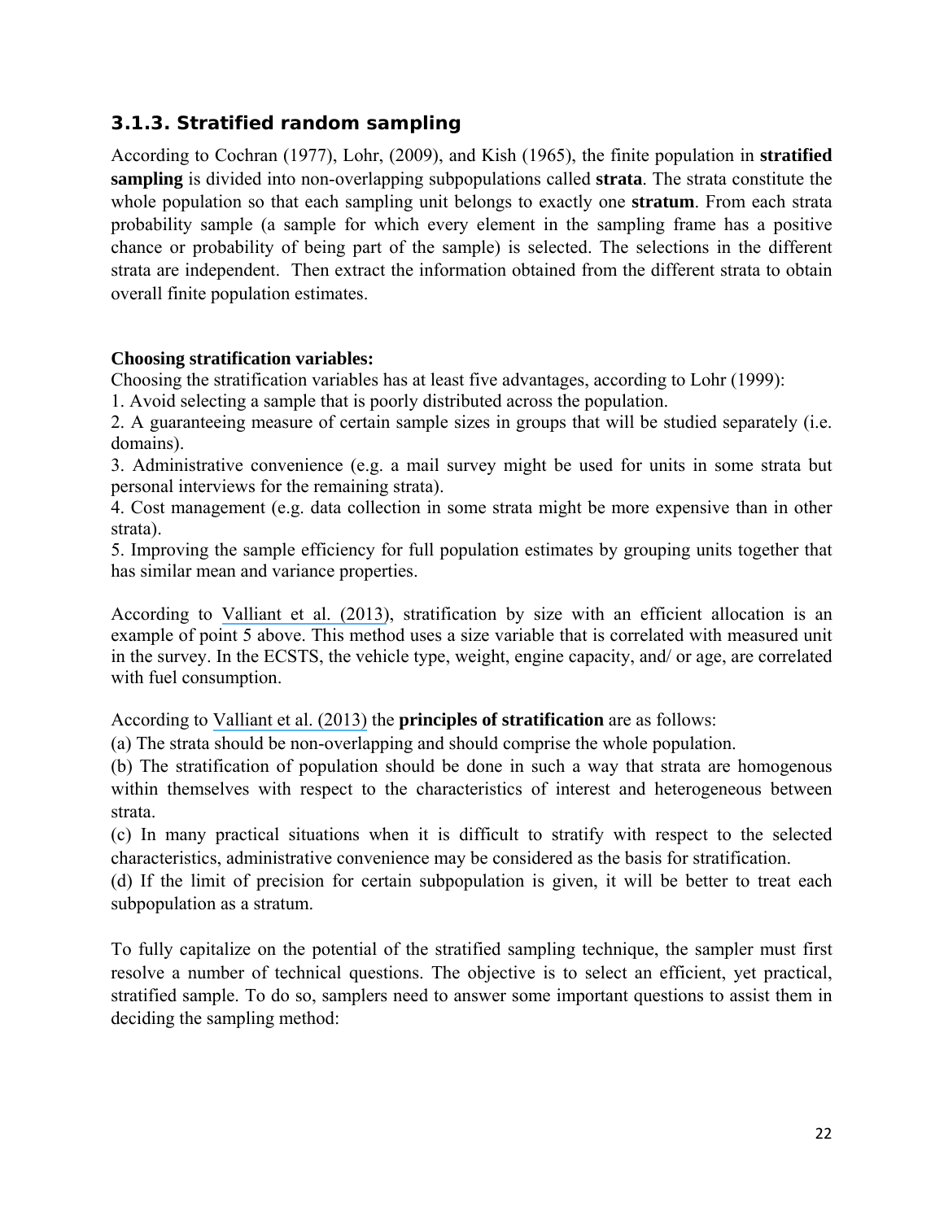### 3.1.3. Stratified random sampling

According to Cochran (1977), Lohr, (2009), and Kish (1965), the finite population in **stratified sampling** is divided into non-overlapping subpopulations called **strata**. The strata constitute the whole population so that each sampling unit belongs to exactly one **stratum**. From each strata probability sample (a sample for which every element in the sampling frame has a positive chance or probability of being part of the sample) is selected. The selections in the different strata are independent. Then extract the information obtained from the different strata to obtain overall finite population estimates.

**Choosing stratification variables:**

Choosing the stratification variables has at least five advantages, according to Lohr (1999):

1. Avoid selecting a sample that is poorly distributed across the population.
2. A guaranteeing measure of certain sample sizes in groups that will be studied separately (i.e. domains).
3. Administrative convenience (e.g. a mail survey might be used for units in some strata but personal interviews for the remaining strata).
4. Cost management (e.g. data collection in some strata might be more expensive than in other strata).
5. Improving the sample efficiency for full population estimates by grouping units together that has similar mean and variance properties.

According to Valliant et al. (2013), stratification by size with an efficient allocation is an example of point 5 above. This method uses a size variable that is correlated with measured unit in the survey. In the ECSTS, the vehicle type, weight, engine capacity, and/ or age, are correlated with fuel consumption.

According to Valliant et al. (2013) the **principles of stratification** are as follows:

(a) The strata should be non-overlapping and should comprise the whole population.

(b) The stratification of population should be done in such a way that strata are homogenous within themselves with respect to the characteristics of interest and heterogeneous between strata.

(c) In many practical situations when it is difficult to stratify with respect to the selected characteristics, administrative convenience may be considered as the basis for stratification.

(d) If the limit of precision for certain subpopulation is given, it will be better to treat each subpopulation as a stratum.

To fully capitalize on the potential of the stratified sampling technique, the sampler must first resolve a number of technical questions. The objective is to select an efficient, yet practical, stratified sample. To do so, samplers need to answer some important questions to assist them in deciding the sampling method: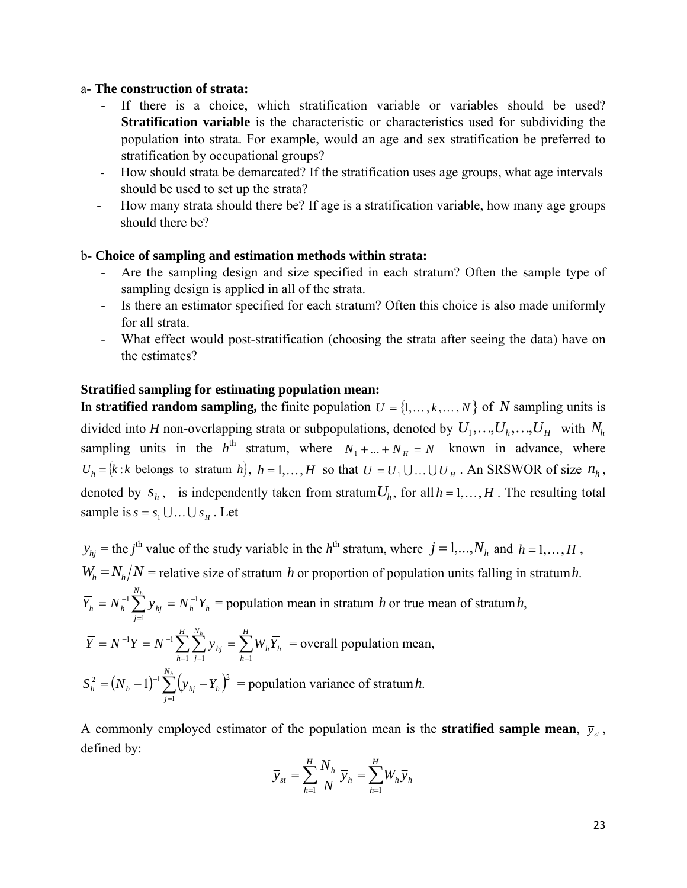a- **The construction of strata:**

- If there is a choice, which stratification variable or variables should be used? **Stratification variable** is the characteristic or characteristics used for subdividing the population into strata. For example, would an age and sex stratification be preferred to stratification by occupational groups?
- How should strata be demarcated? If the stratification uses age groups, what age intervals should be used to set up the strata?
- How many strata should there be? If age is a stratification variable, how many age groups should there be?

b- **Choice of sampling and estimation methods within strata:**

- Are the sampling design and size specified in each stratum? Often the sample type of sampling design is applied in all of the strata.
- Is there an estimator specified for each stratum? Often this choice is also made uniformly for all strata.
- What effect would post-stratification (choosing the strata after seeing the data) have on the estimates?

**Stratified sampling for estimating population mean:**

In **stratified random sampling,** the finite population $U = \{1,\ldots,k,\ldots,N\}$ of $N$ sampling units is divided into $H$ non-overlapping strata or subpopulations, denoted by $U_1,\ldots,U_h,\ldots,U_H$ with $N_h$ sampling units in the $h^{\text{th}}$ stratum, where $N_1 + \ldots + N_H = N$ known in advance, where $U_h = \{k : k \text{ belongs to stratum } h\}$, $h = 1,\ldots,H$ so that $U = U_1 \cup \ldots \cup U_H$. An SRSWOR of size $n_h$, denoted by $s_h$, is independently taken from stratum $U_h$, for all $h = 1,\ldots,H$. The resulting total sample is $s = s_1 \cup \ldots \cup s_H$. Let

$y_{hj}$ = the $j^{\text{th}}$ value of the study variable in the $h^{\text{th}}$ stratum, where $j = 1,\ldots,N_h$ and $h = 1,\ldots,H$,

$W_h = N_h / N$ = relative size of stratum $h$ or proportion of population units falling in stratum $h$.

$\bar{Y}_h = N_h^{-1} \sum_{j=1}^{N_h} y_{hj} = N_h^{-1} Y_h$ = population mean in stratum $h$ or true mean of stratum $h$,

$\bar{Y} = N^{-1} Y = N^{-1} \sum_{h=1}^{H} \sum_{j=1}^{N_h} y_{hj} = \sum_{h=1}^{H} W_h \bar{Y}_h$ = overall population mean,

$S_h^2 = (N_h - 1)^{-1} \sum_{j=1}^{N_h} (y_{hj} - \bar{Y}_h)^2$ = population variance of stratum $h$.

A commonly employed estimator of the population mean is the **stratified sample mean**, $\bar{y}_{st}$, defined by:

$$\bar{y}_{st} = \sum_{h=1}^{H} \frac{N_h}{N} \bar{y}_h = \sum_{h=1}^{H} W_h \bar{y}_h$$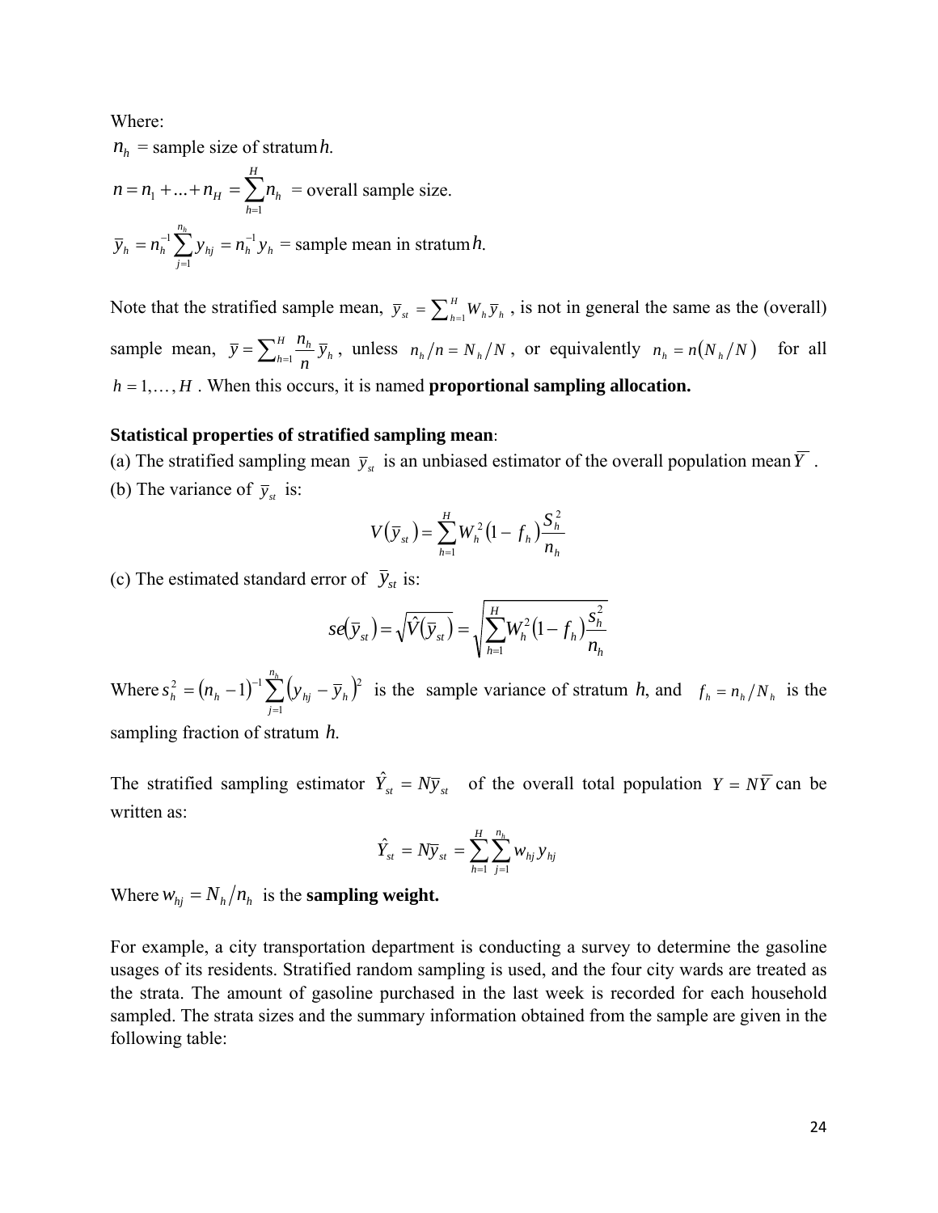Where:

$n_h$ = sample size of stratum $h$.

$n = n_1 + ... + n_H = \sum_{h=1}^{H} n_h$ = overall sample size.

$\bar{y}_h = n_h^{-1} \sum_{j=1}^{n_h} y_{hj} = n_h^{-1} y_h$ = sample mean in stratum $h$.

Note that the stratified sample mean, $\bar{y}_{st} = \sum_{h=1}^{H} W_h \bar{y}_h$ , is not in general the same as the (overall) sample mean, $\bar{y} = \sum_{h=1}^{H} \frac{n_h}{n} \bar{y}_h$ , unless $n_h / n = N_h / N$ , or equivalently $n_h = n(N_h / N)$ for all $h = 1, \ldots, H$ . When this occurs, it is named **proportional sampling allocation.**

**Statistical properties of stratified sampling mean**:

(a) The stratified sampling mean $\bar{y}_{st}$ is an unbiased estimator of the overall population mean $\bar{Y}$ .

(b) The variance of $\bar{y}_{st}$ is:

$$V(\bar{y}_{st}) = \sum_{h=1}^{H} W_h^2 (1 - f_h) \frac{S_h^2}{n_h}$$

(c) The estimated standard error of $\bar{y}_{st}$ is:

$$se(\bar{y}_{st}) = \sqrt{\hat{V}(\bar{y}_{st})} = \sqrt{\sum_{h=1}^{H} W_h^2 (1 - f_h) \frac{s_h^2}{n_h}}$$

Where $s_h^2 = (n_h - 1)^{-1} \sum_{j=1}^{n_h} (y_{hj} - \bar{y}_h)^2$ is the sample variance of stratum $h$, and $f_h = n_h / N_h$ is the sampling fraction of stratum $h$.

The stratified sampling estimator $\hat{Y}_{st} = N\bar{y}_{st}$ of the overall total population $Y = N\bar{Y}$ can be written as:

$$\hat{Y}_{st} = N\bar{y}_{st} = \sum_{h=1}^{H} \sum_{j=1}^{n_h} w_{hj} y_{hj}$$

Where $w_{hj} = N_h / n_h$ is the **sampling weight.**

For example, a city transportation department is conducting a survey to determine the gasoline usages of its residents. Stratified random sampling is used, and the four city wards are treated as the strata. The amount of gasoline purchased in the last week is recorded for each household sampled. The strata sizes and the summary information obtained from the sample are given in the following table: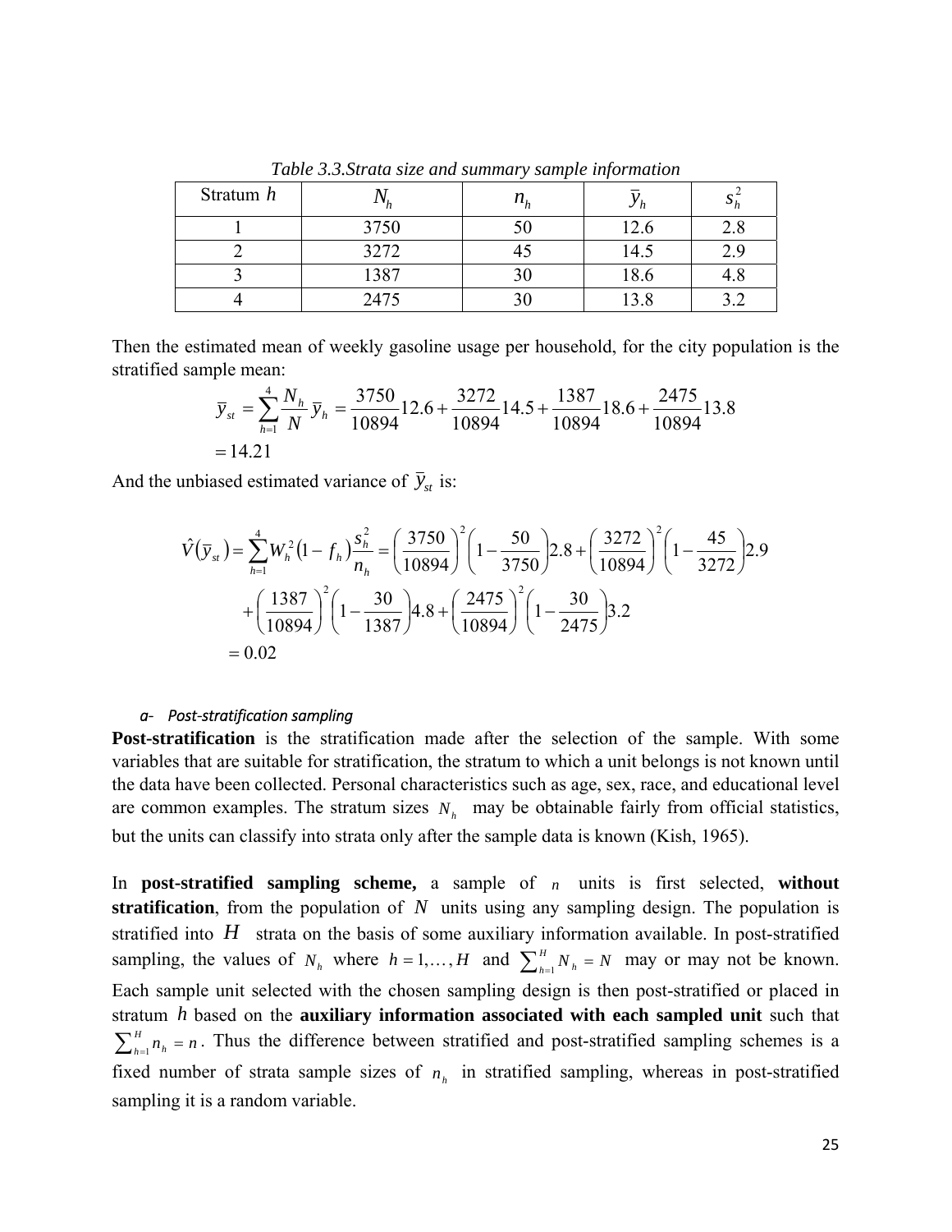*Table 3.3.Strata size and summary sample information*

| Stratum $h$ | $N_h$ | $n_h$ | $\bar{y}_h$ | $s_h^2$ |
|---|---|---|---|---|
| 1 | 3750 | 50 | 12.6 | 2.8 |
| 2 | 3272 | 45 | 14.5 | 2.9 |
| 3 | 1387 | 30 | 18.6 | 4.8 |
| 4 | 2475 | 30 | 13.8 | 3.2 |

Then the estimated mean of weekly gasoline usage per household, for the city population is the stratified sample mean:

$$
\begin{aligned}
\bar{y}_{st} &= \sum_{h=1}^{4} \frac{N_h}{N} \bar{y}_h = \frac{3750}{10894} 12.6 + \frac{3272}{10894} 14.5 + \frac{1387}{10894} 18.6 + \frac{2475}{10894} 13.8 \\
&= 14.21
\end{aligned}
$$

And the unbiased estimated variance of $\bar{y}_{st}$ is:

$$
\begin{aligned}
\hat{V}(\bar{y}_{st}) &= \sum_{h=1}^{4} W_h^2 (1 - f_h) \frac{s_h^2}{n_h} = \left(\frac{3750}{10894}\right)^2 \left(1 - \frac{50}{3750}\right) 2.8 + \left(\frac{3272}{10894}\right)^2 \left(1 - \frac{45}{3272}\right) 2.9 \\
&\quad + \left(\frac{1387}{10894}\right)^2 \left(1 - \frac{30}{1387}\right) 4.8 + \left(\frac{2475}{10894}\right)^2 \left(1 - \frac{30}{2475}\right) 3.2 \\
&= 0.02
\end{aligned}
$$

*a- Post-stratification sampling*

**Post-stratification** is the stratification made after the selection of the sample. With some variables that are suitable for stratification, the stratum to which a unit belongs is not known until the data have been collected. Personal characteristics such as age, sex, race, and educational level are common examples. The stratum sizes $N_h$ may be obtainable fairly from official statistics, but the units can classify into strata only after the sample data is known (Kish, 1965).

In **post-stratified sampling scheme,** a sample of $n$ units is first selected, **without stratification**, from the population of $N$ units using any sampling design. The population is stratified into $H$ strata on the basis of some auxiliary information available. In post-stratified sampling, the values of $N_h$ where $h = 1, \ldots, H$ and $\sum_{h=1}^{H} N_h = N$ may or may not be known. Each sample unit selected with the chosen sampling design is then post-stratified or placed in stratum $h$ based on the **auxiliary information associated with each sampled unit** such that $\sum_{h=1}^{H} n_h = n$. Thus the difference between stratified and post-stratified sampling schemes is a fixed number of strata sample sizes of $n_h$ in stratified sampling, whereas in post-stratified sampling it is a random variable.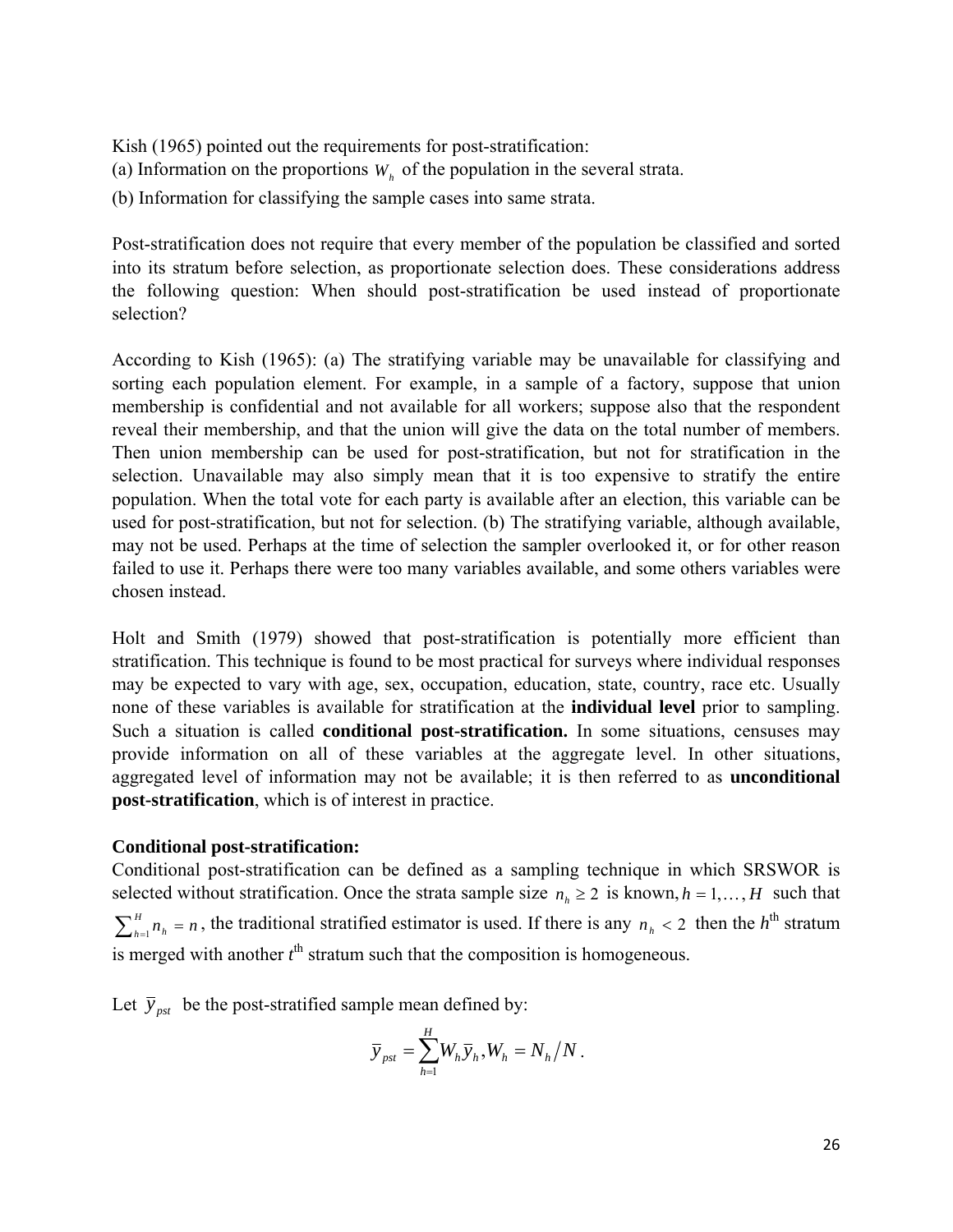Kish (1965) pointed out the requirements for post-stratification:
(a) Information on the proportions $W_h$ of the population in the several strata.
(b) Information for classifying the sample cases into same strata.

Post-stratification does not require that every member of the population be classified and sorted into its stratum before selection, as proportionate selection does. These considerations address the following question: When should post-stratification be used instead of proportionate selection?

According to Kish (1965): (a) The stratifying variable may be unavailable for classifying and sorting each population element. For example, in a sample of a factory, suppose that union membership is confidential and not available for all workers; suppose also that the respondent reveal their membership, and that the union will give the data on the total number of members. Then union membership can be used for post-stratification, but not for stratification in the selection. Unavailable may also simply mean that it is too expensive to stratify the entire population. When the total vote for each party is available after an election, this variable can be used for post-stratification, but not for selection. (b) The stratifying variable, although available, may not be used. Perhaps at the time of selection the sampler overlooked it, or for other reason failed to use it. Perhaps there were too many variables available, and some others variables were chosen instead.

Holt and Smith (1979) showed that post-stratification is potentially more efficient than stratification. This technique is found to be most practical for surveys where individual responses may be expected to vary with age, sex, occupation, education, state, country, race etc. Usually none of these variables is available for stratification at the **individual level** prior to sampling. Such a situation is called **conditional post-stratification.** In some situations, censuses may provide information on all of these variables at the aggregate level. In other situations, aggregated level of information may not be available; it is then referred to as **unconditional post-stratification**, which is of interest in practice.

**Conditional post-stratification:**
Conditional post-stratification can be defined as a sampling technique in which SRSWOR is selected without stratification. Once the strata sample size $n_h \geq 2$ is known, $h = 1, \ldots, H$ such that $\sum_{h=1}^{H} n_h = n$, the traditional stratified estimator is used. If there is any $n_h < 2$ then the $h^{\text{th}}$ stratum is merged with another $t^{\text{th}}$ stratum such that the composition is homogeneous.

Let $\bar{y}_{pst}$ be the post-stratified sample mean defined by:

$$\bar{y}_{pst} = \sum_{h=1}^{H} W_h \bar{y}_h, W_h = N_h / N.$$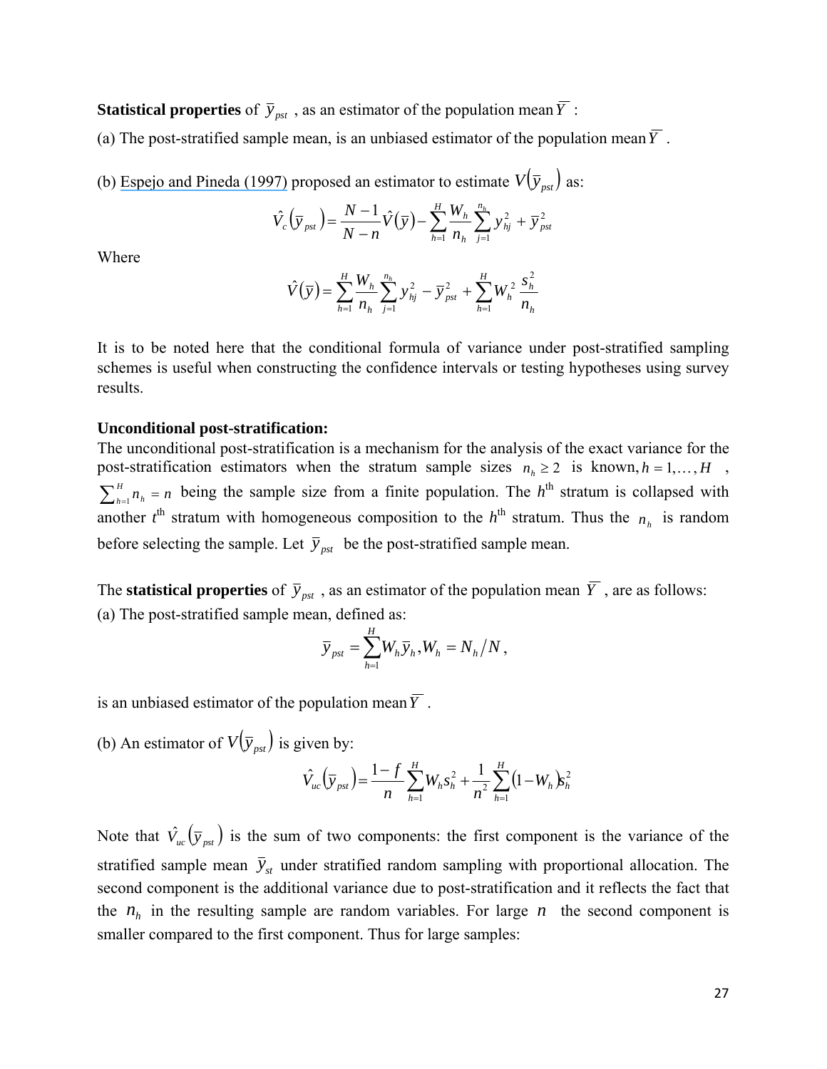**Statistical properties** of $\bar{y}_{pst}$ , as an estimator of the population mean $\bar{Y}$ :

(a) The post-stratified sample mean, is an unbiased estimator of the population mean $\bar{Y}$ .

(b) Espejo and Pineda (1997) proposed an estimator to estimate $V(\bar{y}_{pst})$ as:

$$\hat{V}_c(\bar{y}_{pst}) = \frac{N-1}{N-n}\hat{V}(\bar{y}) - \sum_{h=1}^{H}\frac{W_h}{n_h}\sum_{j=1}^{n_h} y_{hj}^2 + \bar{y}_{pst}^2$$

Where

$$\hat{V}(\bar{y}) = \sum_{h=1}^{H}\frac{W_h}{n_h}\sum_{j=1}^{n_h} y_{hj}^2 - \bar{y}_{pst}^2 + \sum_{h=1}^{H} W_h^2 \frac{s_h^2}{n_h}$$

It is to be noted here that the conditional formula of variance under post-stratified sampling schemes is useful when constructing the confidence intervals or testing hypotheses using survey results.

**Unconditional post-stratification:**

The unconditional post-stratification is a mechanism for the analysis of the exact variance for the post-stratification estimators when the stratum sample sizes $n_h \geq 2$ is known, $h = 1, \ldots, H$ , $\sum_{h=1}^{H} n_h = n$ being the sample size from a finite population. The $h^{th}$ stratum is collapsed with another $t^{th}$ stratum with homogeneous composition to the $h^{th}$ stratum. Thus the $n_h$ is random before selecting the sample. Let $\bar{y}_{pst}$ be the post-stratified sample mean.

The **statistical properties** of $\bar{y}_{pst}$ , as an estimator of the population mean $\bar{Y}$ , are as follows:

(a) The post-stratified sample mean, defined as:

$$\bar{y}_{pst} = \sum_{h=1}^{H} W_h \bar{y}_h, W_h = N_h/N,$$

is an unbiased estimator of the population mean $\bar{Y}$ .

(b) An estimator of $V(\bar{y}_{pst})$ is given by:

$$\hat{V}_{uc}(\bar{y}_{pst}) = \frac{1-f}{n}\sum_{h=1}^{H} W_h s_h^2 + \frac{1}{n^2}\sum_{h=1}^{H}(1-W_h)s_h^2$$

Note that $\hat{V}_{uc}(\bar{y}_{pst})$ is the sum of two components: the first component is the variance of the stratified sample mean $\bar{y}_{st}$ under stratified random sampling with proportional allocation. The second component is the additional variance due to post-stratification and it reflects the fact that the $n_h$ in the resulting sample are random variables. For large $n$ the second component is smaller compared to the first component. Thus for large samples: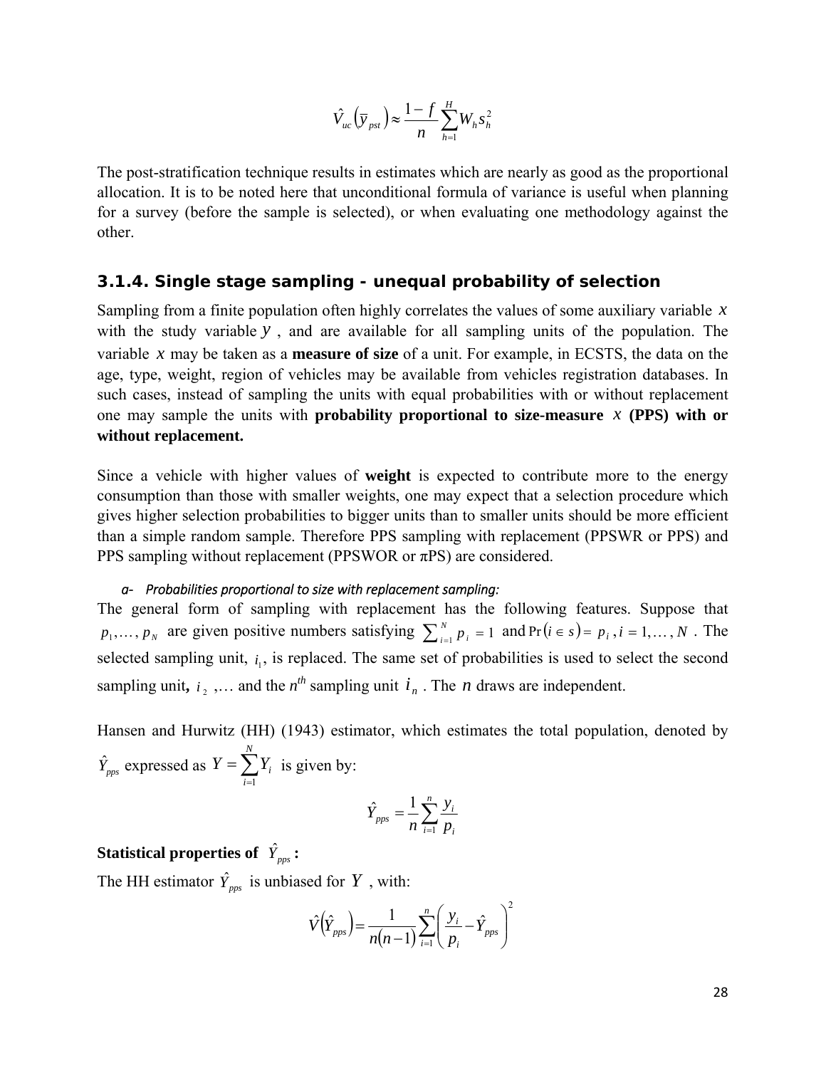$$\hat{V}_{uc}\left(\bar{y}_{pst}\right) \approx \frac{1-f}{n}\sum_{h=1}^{H} W_h s_h^2$$

The post-stratification technique results in estimates which are nearly as good as the proportional allocation. It is to be noted here that unconditional formula of variance is useful when planning for a survey (before the sample is selected), or when evaluating one methodology against the other.

### 3.1.4. Single stage sampling - unequal probability of selection

Sampling from a finite population often highly correlates the values of some auxiliary variable $x$ with the study variable $y$ , and are available for all sampling units of the population. The variable $x$ may be taken as a **measure of size** of a unit. For example, in ECSTS, the data on the age, type, weight, region of vehicles may be available from vehicles registration databases. In such cases, instead of sampling the units with equal probabilities with or without replacement one may sample the units with **probability proportional to size-measure $x$ (PPS) with or without replacement.**

Since a vehicle with higher values of **weight** is expected to contribute more to the energy consumption than those with smaller weights, one may expect that a selection procedure which gives higher selection probabilities to bigger units than to smaller units should be more efficient than a simple random sample. Therefore PPS sampling with replacement (PPSWR or PPS) and PPS sampling without replacement (PPSWOR or πPS) are considered.

*a- Probabilities proportional to size with replacement sampling:*

The general form of sampling with replacement has the following features. Suppose that $p_1,\ldots,p_N$ are given positive numbers satisfying $\sum_{i=1}^{N} p_i = 1$ and $\Pr(i \in s) = p_i\, , i = 1,\ldots, N$ . The selected sampling unit, $i_1$, is replaced. The same set of probabilities is used to select the second sampling unit**,** $i_2$ ,… and the $n^{th}$ sampling unit $i_n$ . The $n$ draws are independent.

Hansen and Hurwitz (HH) (1943) estimator, which estimates the total population, denoted by $\hat{Y}_{pps}$ expressed as $Y = \sum_{i=1}^{N} Y_i$ is given by:

$$\hat{Y}_{pps} = \frac{1}{n}\sum_{i=1}^{n}\frac{y_i}{p_i}$$

**Statistical properties of $\hat{Y}_{pps}$ :**

The HH estimator $\hat{Y}_{pps}$ is unbiased for $Y$ , with:

$$\hat{V}\left(\hat{Y}_{pps}\right) = \frac{1}{n(n-1)}\sum_{i=1}^{n}\left(\frac{y_i}{p_i} - \hat{Y}_{pps}\right)^2$$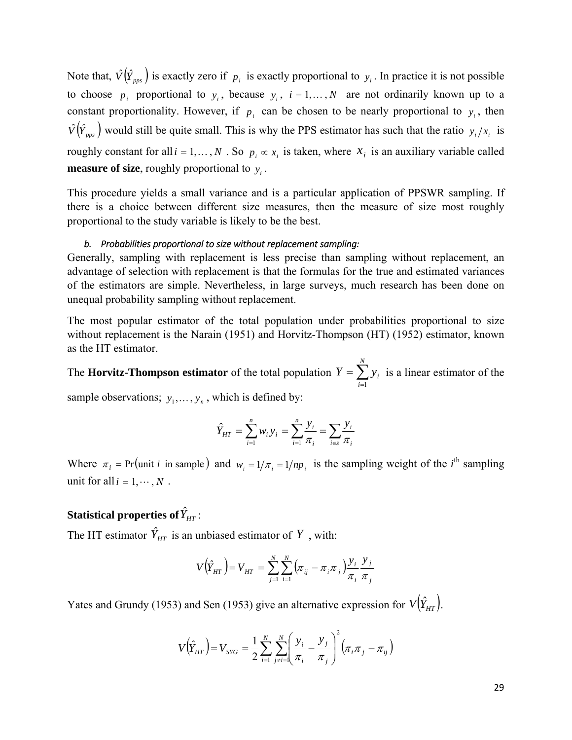Note that, $\hat{V}(\hat{Y}_{pps})$ is exactly zero if $p_i$ is exactly proportional to $y_i$. In practice it is not possible to choose $p_i$ proportional to $y_i$, because $y_i$, $i = 1, \ldots, N$ are not ordinarily known up to a constant proportionality. However, if $p_i$ can be chosen to be nearly proportional to $y_i$, then $\hat{V}(\hat{Y}_{pps})$ would still be quite small. This is why the PPS estimator has such that the ratio $y_i / x_i$ is roughly constant for all $i = 1, \ldots, N$. So $p_i \propto x_i$ is taken, where $x_i$ is an auxiliary variable called **measure of size**, roughly proportional to $y_i$.

This procedure yields a small variance and is a particular application of PPSWR sampling. If there is a choice between different size measures, then the measure of size most roughly proportional to the study variable is likely to be the best.

*b. Probabilities proportional to size without replacement sampling:*

Generally, sampling with replacement is less precise than sampling without replacement, an advantage of selection with replacement is that the formulas for the true and estimated variances of the estimators are simple. Nevertheless, in large surveys, much research has been done on unequal probability sampling without replacement.

The most popular estimator of the total population under probabilities proportional to size without replacement is the Narain (1951) and Horvitz-Thompson (HT) (1952) estimator, known as the HT estimator.

The **Horvitz-Thompson estimator** of the total population $Y = \sum_{i=1}^{N} y_i$ is a linear estimator of the sample observations; $y_1, \ldots, y_n$, which is defined by:

$$\hat{Y}_{HT} = \sum_{i=1}^{n} w_i y_i = \sum_{i=1}^{n} \frac{y_i}{\pi_i} = \sum_{i \in s} \frac{y_i}{\pi_i}$$

Where $\pi_i = \Pr(\text{unit } i \text{ in sample})$ and $w_i = 1/\pi_i = 1/np_i$ is the sampling weight of the $i^{\text{th}}$ sampling unit for all $i = 1, \cdots, N$.

**Statistical properties of $\hat{Y}_{HT}$:**

The HT estimator $\hat{Y}_{HT}$ is an unbiased estimator of $Y$, with:

$$V(\hat{Y}_{HT}) = V_{HT} = \sum_{j=1}^{N} \sum_{i=1}^{N} (\pi_{ij} - \pi_i \pi_j) \frac{y_i}{\pi_i} \frac{y_j}{\pi_j}$$

Yates and Grundy (1953) and Sen (1953) give an alternative expression for $V(\hat{Y}_{HT})$.

$$V(\hat{Y}_{HT}) = V_{SYG} = \frac{1}{2} \sum_{i=1}^{N} \sum_{j \neq i=1}^{N} \left( \frac{y_i}{\pi_i} - \frac{y_j}{\pi_j} \right)^2 (\pi_i \pi_j - \pi_{ij})$$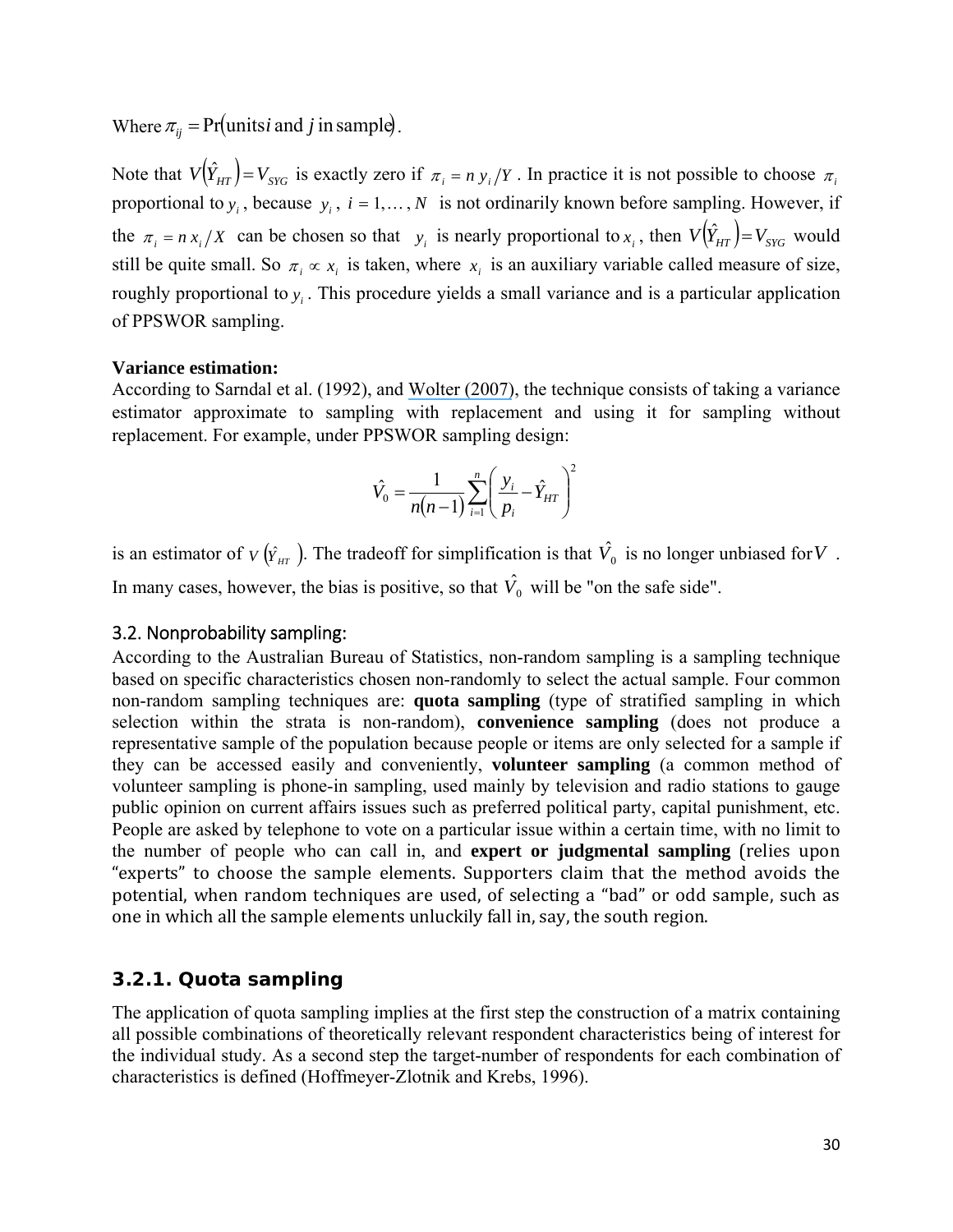Where $\pi_{ij} = \Pr(\text{units } i \text{ and } j \text{ in sample})$.

Note that $V(\hat{Y}_{HT}) = V_{SYG}$ is exactly zero if $\pi_i = n\, y_i / Y$. In practice it is not possible to choose $\pi_i$ proportional to $y_i$, because $y_i$, $i = 1, \ldots, N$ is not ordinarily known before sampling. However, if the $\pi_i = n\, x_i / X$ can be chosen so that $y_i$ is nearly proportional to $x_i$, then $V(\hat{Y}_{HT}) = V_{SYG}$ would still be quite small. So $\pi_i \propto x_i$ is taken, where $x_i$ is an auxiliary variable called measure of size, roughly proportional to $y_i$. This procedure yields a small variance and is a particular application of PPSWOR sampling.

**Variance estimation:**
According to Sarndal et al. (1992), and Wolter (2007), the technique consists of taking a variance estimator approximate to sampling with replacement and using it for sampling without replacement. For example, under PPSWOR sampling design:

$$\hat{V}_0 = \frac{1}{n(n-1)} \sum_{i=1}^{n} \left( \frac{y_i}{p_i} - \hat{Y}_{HT} \right)^2$$

is an estimator of $V(\hat{Y}_{HT})$. The tradeoff for simplification is that $\hat{V}_0$ is no longer unbiased for $V$. In many cases, however, the bias is positive, so that $\hat{V}_0$ will be "on the safe side".

### 3.2. Nonprobability sampling:

According to the Australian Bureau of Statistics, non-random sampling is a sampling technique based on specific characteristics chosen non-randomly to select the actual sample. Four common non-random sampling techniques are: **quota sampling** (type of stratified sampling in which selection within the strata is non-random), **convenience sampling** (does not produce a representative sample of the population because people or items are only selected for a sample if they can be accessed easily and conveniently, **volunteer sampling** (a common method of volunteer sampling is phone-in sampling, used mainly by television and radio stations to gauge public opinion on current affairs issues such as preferred political party, capital punishment, etc. People are asked by telephone to vote on a particular issue within a certain time, with no limit to the number of people who can call in, and **expert or judgmental sampling** (relies upon "experts" to choose the sample elements. Supporters claim that the method avoids the potential, when random techniques are used, of selecting a "bad" or odd sample, such as one in which all the sample elements unluckily fall in, say, the south region.

#### 3.2.1. Quota sampling

The application of quota sampling implies at the first step the construction of a matrix containing all possible combinations of theoretically relevant respondent characteristics being of interest for the individual study. As a second step the target-number of respondents for each combination of characteristics is defined (Hoffmeyer-Zlotnik and Krebs, 1996).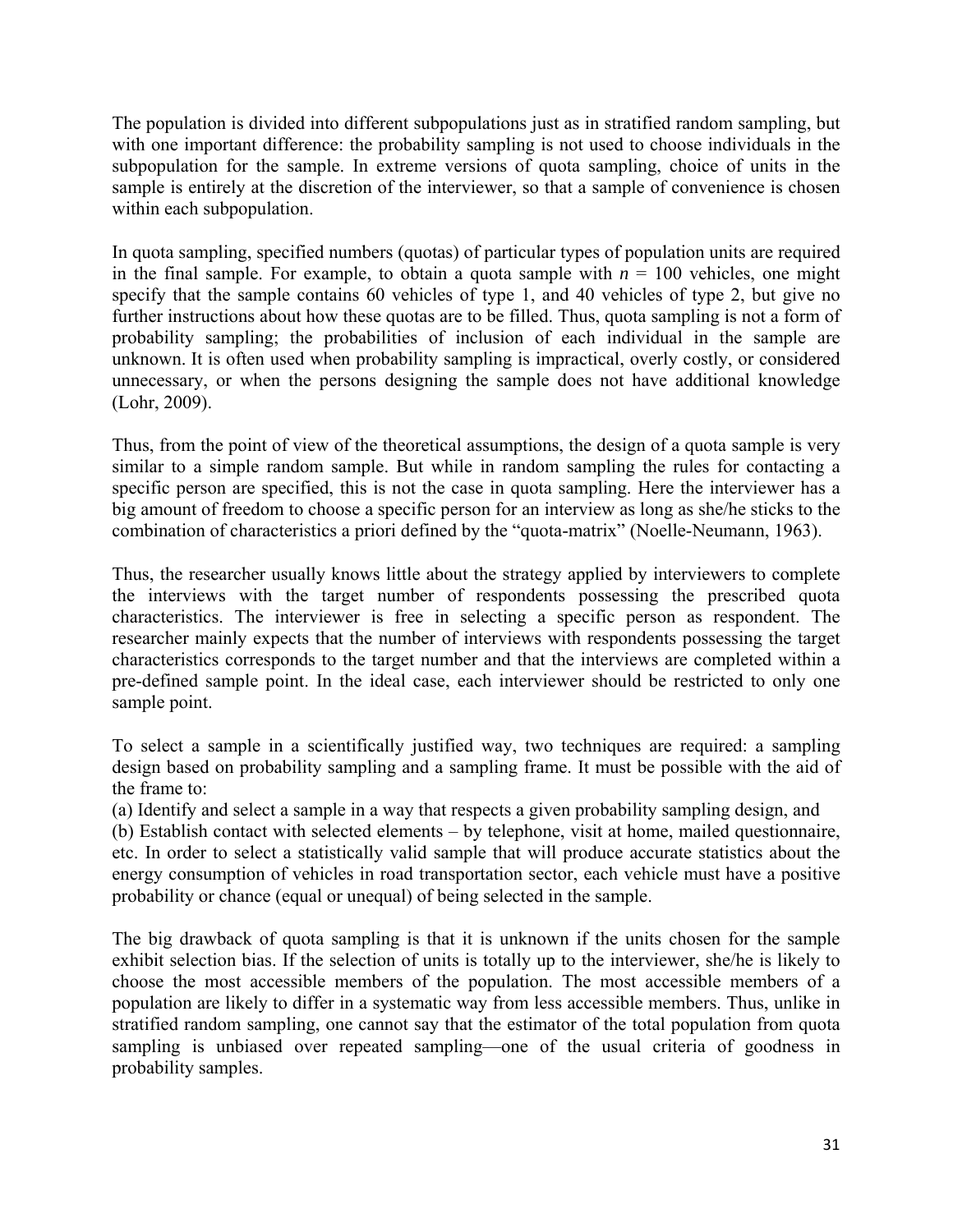The population is divided into different subpopulations just as in stratified random sampling, but with one important difference: the probability sampling is not used to choose individuals in the subpopulation for the sample. In extreme versions of quota sampling, choice of units in the sample is entirely at the discretion of the interviewer, so that a sample of convenience is chosen within each subpopulation.

In quota sampling, specified numbers (quotas) of particular types of population units are required in the final sample. For example, to obtain a quota sample with $n = 100$ vehicles, one might specify that the sample contains 60 vehicles of type 1, and 40 vehicles of type 2, but give no further instructions about how these quotas are to be filled. Thus, quota sampling is not a form of probability sampling; the probabilities of inclusion of each individual in the sample are unknown. It is often used when probability sampling is impractical, overly costly, or considered unnecessary, or when the persons designing the sample does not have additional knowledge (Lohr, 2009).

Thus, from the point of view of the theoretical assumptions, the design of a quota sample is very similar to a simple random sample. But while in random sampling the rules for contacting a specific person are specified, this is not the case in quota sampling. Here the interviewer has a big amount of freedom to choose a specific person for an interview as long as she/he sticks to the combination of characteristics a priori defined by the "quota-matrix" (Noelle-Neumann, 1963).

Thus, the researcher usually knows little about the strategy applied by interviewers to complete the interviews with the target number of respondents possessing the prescribed quota characteristics. The interviewer is free in selecting a specific person as respondent. The researcher mainly expects that the number of interviews with respondents possessing the target characteristics corresponds to the target number and that the interviews are completed within a pre-defined sample point. In the ideal case, each interviewer should be restricted to only one sample point.

To select a sample in a scientifically justified way, two techniques are required: a sampling design based on probability sampling and a sampling frame. It must be possible with the aid of the frame to:

(a) Identify and select a sample in a way that respects a given probability sampling design, and

(b) Establish contact with selected elements – by telephone, visit at home, mailed questionnaire, etc. In order to select a statistically valid sample that will produce accurate statistics about the energy consumption of vehicles in road transportation sector, each vehicle must have a positive probability or chance (equal or unequal) of being selected in the sample.

The big drawback of quota sampling is that it is unknown if the units chosen for the sample exhibit selection bias. If the selection of units is totally up to the interviewer, she/he is likely to choose the most accessible members of the population. The most accessible members of a population are likely to differ in a systematic way from less accessible members. Thus, unlike in stratified random sampling, one cannot say that the estimator of the total population from quota sampling is unbiased over repeated sampling—one of the usual criteria of goodness in probability samples.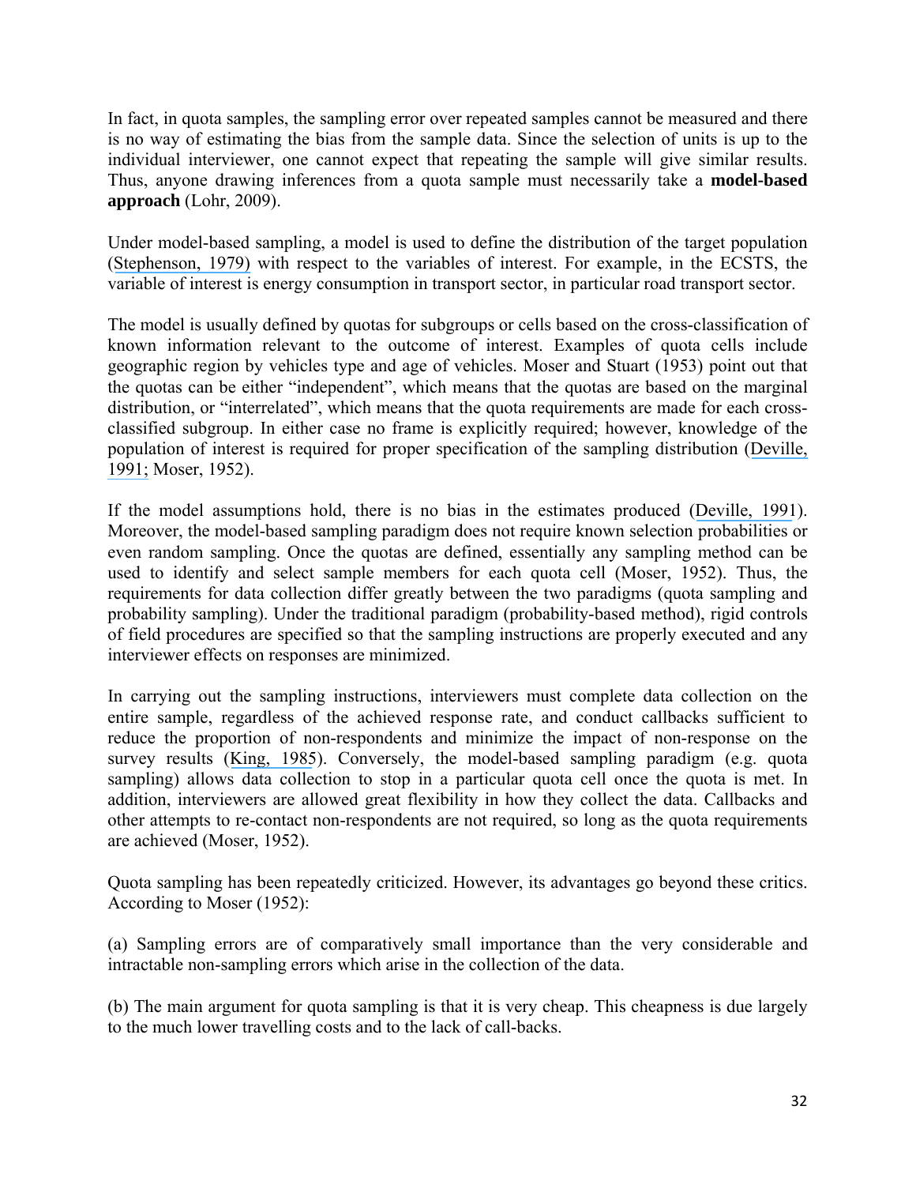In fact, in quota samples, the sampling error over repeated samples cannot be measured and there is no way of estimating the bias from the sample data. Since the selection of units is up to the individual interviewer, one cannot expect that repeating the sample will give similar results. Thus, anyone drawing inferences from a quota sample must necessarily take a **model-based approach** (Lohr, 2009).

Under model-based sampling, a model is used to define the distribution of the target population (Stephenson, 1979) with respect to the variables of interest. For example, in the ECSTS, the variable of interest is energy consumption in transport sector, in particular road transport sector.

The model is usually defined by quotas for subgroups or cells based on the cross-classification of known information relevant to the outcome of interest. Examples of quota cells include geographic region by vehicles type and age of vehicles. Moser and Stuart (1953) point out that the quotas can be either "independent", which means that the quotas are based on the marginal distribution, or "interrelated", which means that the quota requirements are made for each cross-classified subgroup. In either case no frame is explicitly required; however, knowledge of the population of interest is required for proper specification of the sampling distribution (Deville, 1991; Moser, 1952).

If the model assumptions hold, there is no bias in the estimates produced (Deville, 1991). Moreover, the model-based sampling paradigm does not require known selection probabilities or even random sampling. Once the quotas are defined, essentially any sampling method can be used to identify and select sample members for each quota cell (Moser, 1952). Thus, the requirements for data collection differ greatly between the two paradigms (quota sampling and probability sampling). Under the traditional paradigm (probability-based method), rigid controls of field procedures are specified so that the sampling instructions are properly executed and any interviewer effects on responses are minimized.

In carrying out the sampling instructions, interviewers must complete data collection on the entire sample, regardless of the achieved response rate, and conduct callbacks sufficient to reduce the proportion of non-respondents and minimize the impact of non-response on the survey results (King, 1985). Conversely, the model-based sampling paradigm (e.g. quota sampling) allows data collection to stop in a particular quota cell once the quota is met. In addition, interviewers are allowed great flexibility in how they collect the data. Callbacks and other attempts to re-contact non-respondents are not required, so long as the quota requirements are achieved (Moser, 1952).

Quota sampling has been repeatedly criticized. However, its advantages go beyond these critics. According to Moser (1952):

(a) Sampling errors are of comparatively small importance than the very considerable and intractable non-sampling errors which arise in the collection of the data.

(b) The main argument for quota sampling is that it is very cheap. This cheapness is due largely to the much lower travelling costs and to the lack of call-backs.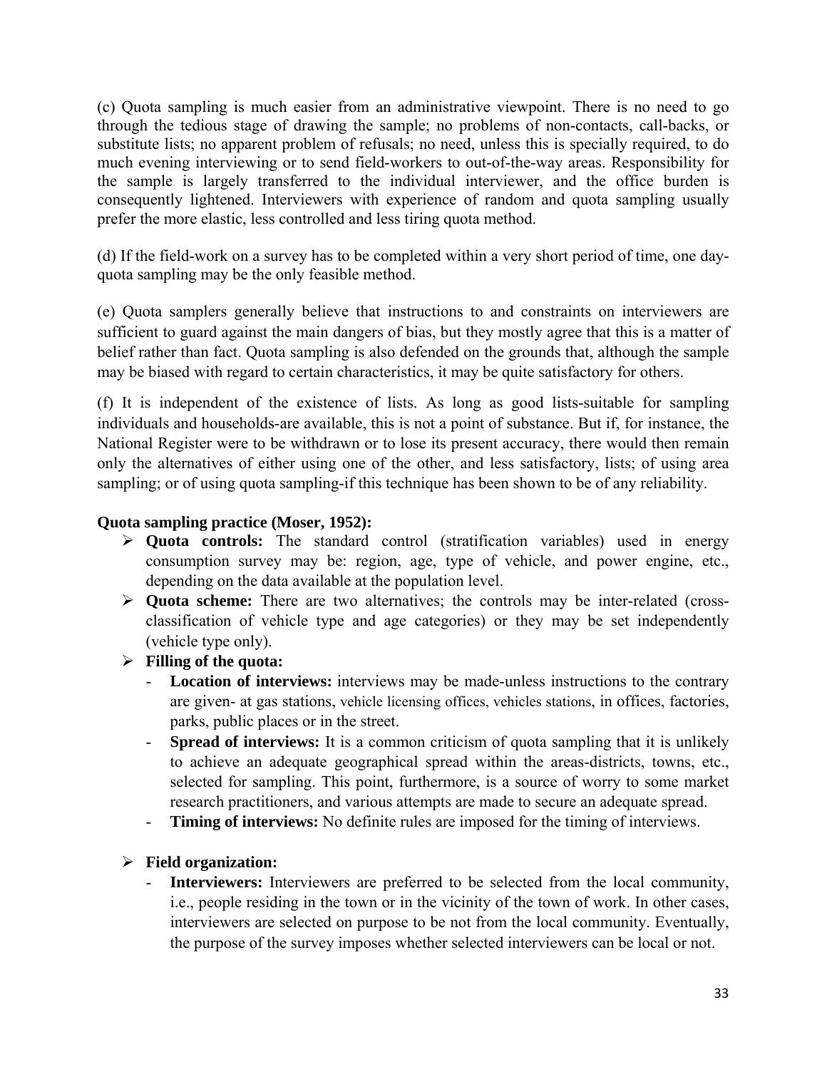(c) Quota sampling is much easier from an administrative viewpoint. There is no need to go through the tedious stage of drawing the sample; no problems of non-contacts, call-backs, or substitute lists; no apparent problem of refusals; no need, unless this is specially required, to do much evening interviewing or to send field-workers to out-of-the-way areas. Responsibility for the sample is largely transferred to the individual interviewer, and the office burden is consequently lightened. Interviewers with experience of random and quota sampling usually prefer the more elastic, less controlled and less tiring quota method.

(d) If the field-work on a survey has to be completed within a very short period of time, one day-quota sampling may be the only feasible method.

(e) Quota samplers generally believe that instructions to and constraints on interviewers are sufficient to guard against the main dangers of bias, but they mostly agree that this is a matter of belief rather than fact. Quota sampling is also defended on the grounds that, although the sample may be biased with regard to certain characteristics, it may be quite satisfactory for others.

(f) It is independent of the existence of lists. As long as good lists-suitable for sampling individuals and households-are available, this is not a point of substance. But if, for instance, the National Register were to be withdrawn or to lose its present accuracy, there would then remain only the alternatives of either using one of the other, and less satisfactory, lists; of using area sampling; or of using quota sampling-if this technique has been shown to be of any reliability.

**Quota sampling practice (Moser, 1952):**

- **Quota controls:** The standard control (stratification variables) used in energy consumption survey may be: region, age, type of vehicle, and power engine, etc., depending on the data available at the population level.
- **Quota scheme:** There are two alternatives; the controls may be inter-related (cross-classification of vehicle type and age categories) or they may be set independently (vehicle type only).
- **Filling of the quota:**
  - **Location of interviews:** interviews may be made-unless instructions to the contrary are given- at gas stations, vehicle licensing offices, vehicles stations, in offices, factories, parks, public places or in the street.
  - **Spread of interviews:** It is a common criticism of quota sampling that it is unlikely to achieve an adequate geographical spread within the areas-districts, towns, etc., selected for sampling. This point, furthermore, is a source of worry to some market research practitioners, and various attempts are made to secure an adequate spread.
  - **Timing of interviews:** No definite rules are imposed for the timing of interviews.
- **Field organization:**
  - **Interviewers:** Interviewers are preferred to be selected from the local community, i.e., people residing in the town or in the vicinity of the town of work. In other cases, interviewers are selected on purpose to be not from the local community. Eventually, the purpose of the survey imposes whether selected interviewers can be local or not.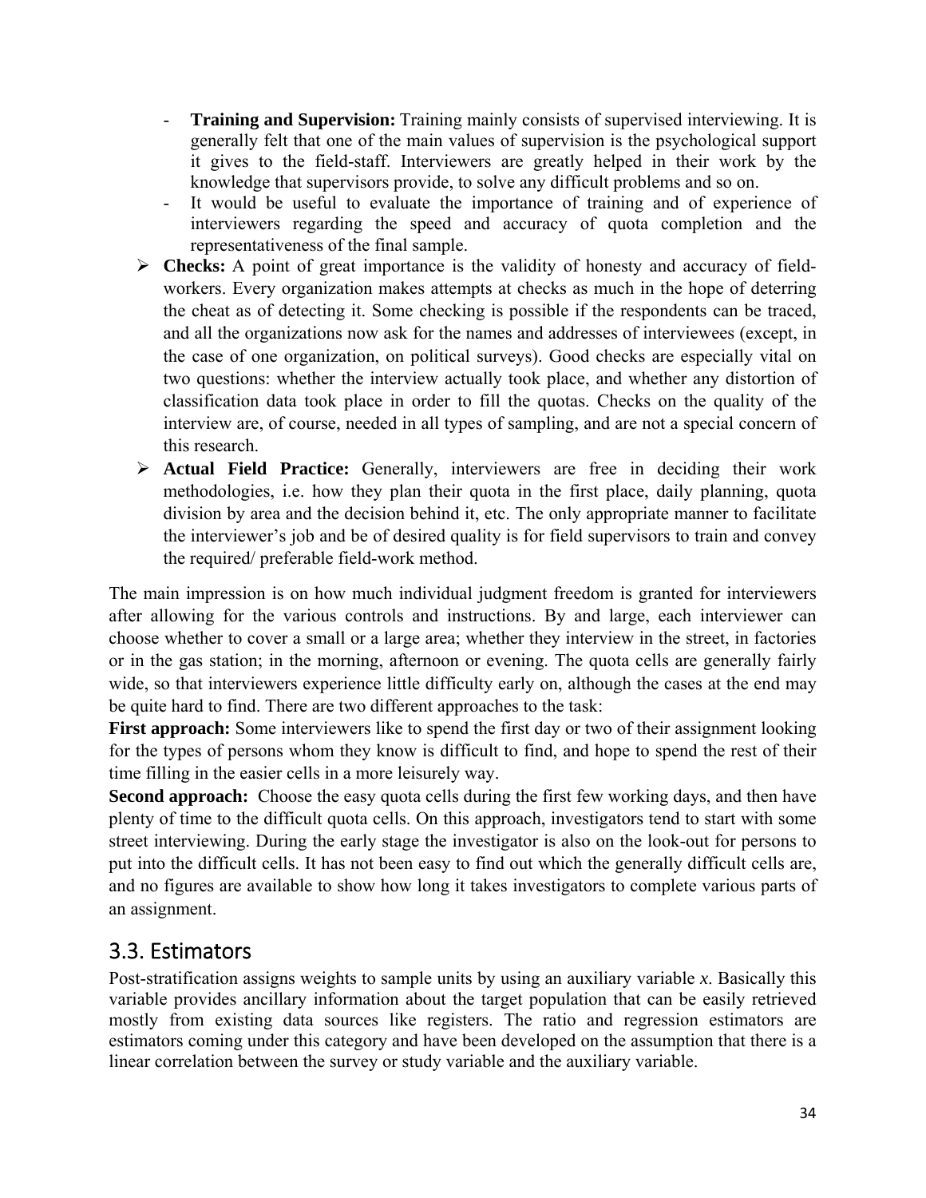- **Training and Supervision:** Training mainly consists of supervised interviewing. It is generally felt that one of the main values of supervision is the psychological support it gives to the field-staff. Interviewers are greatly helped in their work by the knowledge that supervisors provide, to solve any difficult problems and so on.
  - It would be useful to evaluate the importance of training and of experience of interviewers regarding the speed and accuracy of quota completion and the representativeness of the final sample.
- **Checks:** A point of great importance is the validity of honesty and accuracy of field-workers. Every organization makes attempts at checks as much in the hope of deterring the cheat as of detecting it. Some checking is possible if the respondents can be traced, and all the organizations now ask for the names and addresses of interviewees (except, in the case of one organization, on political surveys). Good checks are especially vital on two questions: whether the interview actually took place, and whether any distortion of classification data took place in order to fill the quotas. Checks on the quality of the interview are, of course, needed in all types of sampling, and are not a special concern of this research.
- **Actual Field Practice:** Generally, interviewers are free in deciding their work methodologies, i.e. how they plan their quota in the first place, daily planning, quota division by area and the decision behind it, etc. The only appropriate manner to facilitate the interviewer's job and be of desired quality is for field supervisors to train and convey the required/ preferable field-work method.

The main impression is on how much individual judgment freedom is granted for interviewers after allowing for the various controls and instructions. By and large, each interviewer can choose whether to cover a small or a large area; whether they interview in the street, in factories or in the gas station; in the morning, afternoon or evening. The quota cells are generally fairly wide, so that interviewers experience little difficulty early on, although the cases at the end may be quite hard to find. There are two different approaches to the task:

**First approach:** Some interviewers like to spend the first day or two of their assignment looking for the types of persons whom they know is difficult to find, and hope to spend the rest of their time filling in the easier cells in a more leisurely way.

**Second approach:** Choose the easy quota cells during the first few working days, and then have plenty of time to the difficult quota cells. On this approach, investigators tend to start with some street interviewing. During the early stage the investigator is also on the look-out for persons to put into the difficult cells. It has not been easy to find out which the generally difficult cells are, and no figures are available to show how long it takes investigators to complete various parts of an assignment.

## 3.3. Estimators

Post-stratification assigns weights to sample units by using an auxiliary variable $x$. Basically this variable provides ancillary information about the target population that can be easily retrieved mostly from existing data sources like registers. The ratio and regression estimators are estimators coming under this category and have been developed on the assumption that there is a linear correlation between the survey or study variable and the auxiliary variable.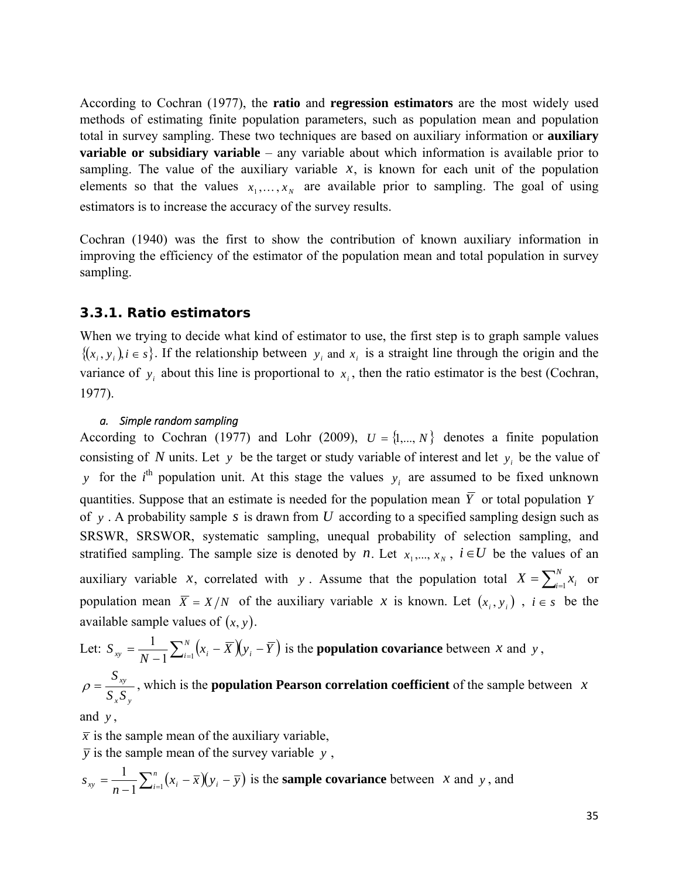According to Cochran (1977), the **ratio** and **regression estimators** are the most widely used methods of estimating finite population parameters, such as population mean and population total in survey sampling. These two techniques are based on auxiliary information or **auxiliary variable or subsidiary variable** – any variable about which information is available prior to sampling. The value of the auxiliary variable $x$, is known for each unit of the population elements so that the values $x_1,\dots,x_N$ are available prior to sampling. The goal of using estimators is to increase the accuracy of the survey results.

Cochran (1940) was the first to show the contribution of known auxiliary information in improving the efficiency of the estimator of the population mean and total population in survey sampling.

### 3.3.1. Ratio estimators

When we trying to decide what kind of estimator to use, the first step is to graph sample values $\{(x_i, y_i), i \in s\}$. If the relationship between $y_i$ and $x_i$ is a straight line through the origin and the variance of $y_i$ about this line is proportional to $x_i$, then the ratio estimator is the best (Cochran, 1977).

*a. Simple random sampling*

According to Cochran (1977) and Lohr (2009), $U = \{1,..., N\}$ denotes a finite population consisting of $N$ units. Let $y$ be the target or study variable of interest and let $y_i$ be the value of $y$ for the $i^{\text{th}}$ population unit. At this stage the values $y_i$ are assumed to be fixed unknown quantities. Suppose that an estimate is needed for the population mean $\overline{Y}$ or total population $Y$ of $y$. A probability sample $s$ is drawn from $U$ according to a specified sampling design such as SRSWR, SRSWOR, systematic sampling, unequal probability of selection sampling, and stratified sampling. The sample size is denoted by $n$. Let $x_1,..., x_N$, $i \in U$ be the values of an auxiliary variable $x$, correlated with $y$. Assume that the population total $X = \sum_{i=1}^{N} x_i$ or population mean $\overline{X} = X/N$ of the auxiliary variable $x$ is known. Let $(x_i, y_i)$, $i \in s$ be the available sample values of $(x, y)$.

Let: $S_{xy} = \dfrac{1}{N-1}\sum_{i=1}^{N}\left(x_i - \overline{X}\right)\left(y_i - \overline{Y}\right)$ is the **population covariance** between $x$ and $y$,

$\rho = \dfrac{S_{xy}}{S_x S_y}$, which is the **population Pearson correlation coefficient** of the sample between $x$ and $y$,

$\overline{x}$ is the sample mean of the auxiliary variable,

$\overline{y}$ is the sample mean of the survey variable $y$,

$s_{xy} = \dfrac{1}{n-1}\sum_{i=1}^{n}\left(x_i - \overline{x}\right)\left(y_i - \overline{y}\right)$ is the **sample covariance** between $x$ and $y$, and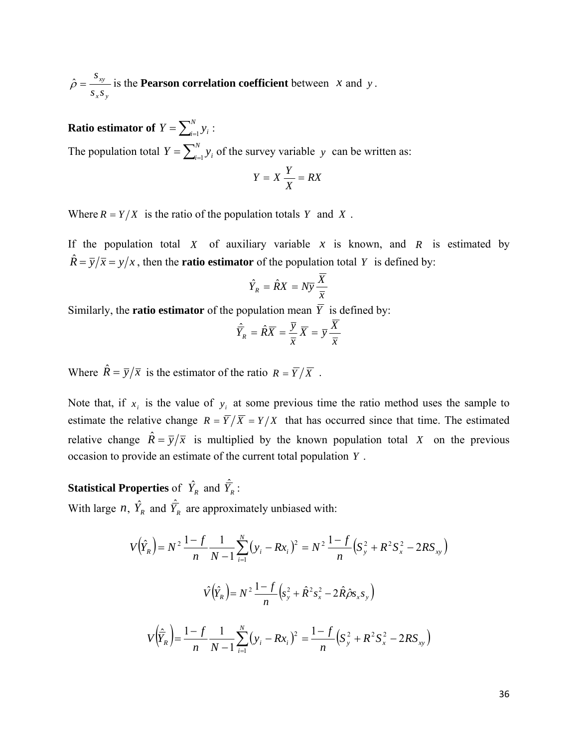$\hat{\rho} = \dfrac{s_{xy}}{s_x s_y}$ is the **Pearson correlation coefficient** between $x$ and $y$.

**Ratio estimator of** $Y = \sum_{i=1}^{N} y_i$ :

The population total $Y = \sum_{i=1}^{N} y_i$ of the survey variable $y$ can be written as:

$$Y = X \, \frac{Y}{X} = RX$$

Where $R = Y/X$ is the ratio of the population totals $Y$ and $X$.

If the population total $X$ of auxiliary variable $x$ is known, and $R$ is estimated by $\hat{R} = \bar{y}/\bar{x} = y/x$, then the **ratio estimator** of the population total $Y$ is defined by:

$$\hat{Y}_R = \hat{R}X = N\bar{y}\,\frac{\overline{X}}{\bar{x}}$$

Similarly, the **ratio estimator** of the population mean $\overline{Y}$ is defined by:

$$\hat{\overline{Y}}_R = \hat{R}\overline{X} = \frac{\bar{y}}{\bar{x}}\,\overline{X} = \bar{y}\,\frac{\overline{X}}{\bar{x}}$$

Where $\hat{R} = \bar{y}/\bar{x}$ is the estimator of the ratio $R = \overline{Y}/\overline{X}$.

Note that, if $x_i$ is the value of $y_i$ at some previous time the ratio method uses the sample to estimate the relative change $R = \overline{Y}/\overline{X} = Y/X$ that has occurred since that time. The estimated relative change $\hat{R} = \bar{y}/\bar{x}$ is multiplied by the known population total $X$ on the previous occasion to provide an estimate of the current total population $Y$.

**Statistical Properties** of $\hat{Y}_R$ and $\hat{\overline{Y}}_R$ :

With large $n$, $\hat{Y}_R$ and $\hat{\overline{Y}}_R$ are approximately unbiased with:

$$V\left(\hat{Y}_R\right) = N^2\,\frac{1-f}{n}\,\frac{1}{N-1}\sum_{i=1}^{N}\left(y_i - Rx_i\right)^2 = N^2\,\frac{1-f}{n}\left(S_y^2 + R^2 S_x^2 - 2RS_{xy}\right)$$

$$\hat{V}\left(\hat{Y}_R\right) = N^2\,\frac{1-f}{n}\left(s_y^2 + \hat{R}^2 s_x^2 - 2\hat{R}\hat{\rho}s_x s_y\right)$$

$$V\left(\hat{\overline{Y}}_R\right) = \frac{1-f}{n}\,\frac{1}{N-1}\sum_{i=1}^{N}\left(y_i - Rx_i\right)^2 = \frac{1-f}{n}\left(S_y^2 + R^2 S_x^2 - 2RS_{xy}\right)$$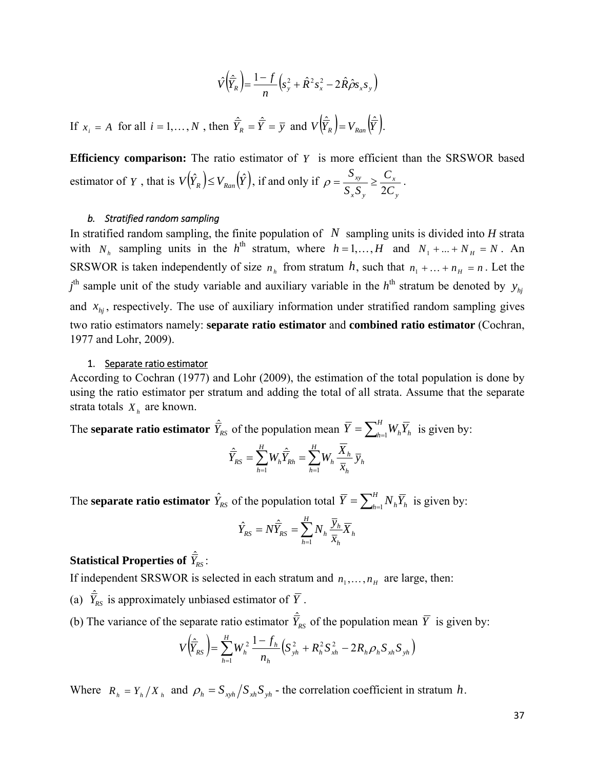$$\hat{V}\left(\hat{\bar{Y}}_R\right) = \frac{1-f}{n}\left(s_y^2 + \hat{R}^2 s_x^2 - 2\hat{R}\hat{\rho} s_x s_y\right)$$

If $x_i = A$ for all $i = 1, \ldots, N$, then $\hat{\bar{Y}}_R = \hat{\bar{Y}} = \bar{y}$ and $V\left(\hat{\bar{Y}}_R\right) = V_{Ran}\left(\hat{\bar{Y}}\right)$.

**Efficiency comparison:** The ratio estimator of $Y$ is more efficient than the SRSWOR based estimator of $Y$, that is $V\left(\hat{Y}_R\right) \leq V_{Ran}\left(\hat{Y}\right)$, if and only if $\rho = \dfrac{S_{xy}}{S_x S_y} \geq \dfrac{C_x}{2C_y}$.

*b. Stratified random sampling*

In stratified random sampling, the finite population of $N$ sampling units is divided into $H$ strata with $N_h$ sampling units in the $h^{\text{th}}$ stratum, where $h = 1, \ldots, H$ and $N_1 + \ldots + N_H = N$. An SRSWOR is taken independently of size $n_h$ from stratum $h$, such that $n_1 + \ldots + n_H = n$. Let the $j^{\text{th}}$ sample unit of the study variable and auxiliary variable in the $h^{\text{th}}$ stratum be denoted by $y_{hj}$ and $x_{hj}$, respectively. The use of auxiliary information under stratified random sampling gives two ratio estimators namely: **separate ratio estimator** and **combined ratio estimator** (Cochran, 1977 and Lohr, 2009).

1. Separate ratio estimator

According to Cochran (1977) and Lohr (2009), the estimation of the total population is done by using the ratio estimator per stratum and adding the total of all strata. Assume that the separate strata totals $X_h$ are known.

The **separate ratio estimator** $\hat{\bar{Y}}_{RS}$ of the population mean $\bar{Y} = \sum_{h=1}^{H} W_h \bar{Y}_h$ is given by:

$$\hat{\bar{Y}}_{RS} = \sum_{h=1}^{H} W_h \hat{\bar{Y}}_{Rh} = \sum_{h=1}^{H} W_h \frac{\bar{X}_h}{\bar{x}_h} \bar{y}_h$$

The **separate ratio estimator** $\hat{Y}_{RS}$ of the population total $\bar{Y} = \sum_{h=1}^{H} N_h \bar{Y}_h$ is given by:

$$\hat{Y}_{RS} = N\hat{\bar{Y}}_{RS} = \sum_{h=1}^{H} N_h \frac{\bar{y}_h}{\bar{x}_h} X_h$$

**Statistical Properties of $\hat{\bar{Y}}_{RS}$:**

If independent SRSWOR is selected in each stratum and $n_1, \ldots, n_H$ are large, then:

(a) $\hat{\bar{Y}}_{RS}$ is approximately unbiased estimator of $\bar{Y}$.

(b) The variance of the separate ratio estimator $\hat{\bar{Y}}_{RS}$ of the population mean $\bar{Y}$ is given by:

$$V\left(\hat{\bar{Y}}_{RS}\right) = \sum_{h=1}^{H} W_h^2 \frac{1-f_h}{n_h}\left(S_{yh}^2 + R_h^2 S_{xh}^2 - 2R_h \rho_h S_{xh} S_{yh}\right)$$

Where $R_h = Y_h / X_h$ and $\rho_h = S_{xyh} / S_{xh} S_{yh}$ - the correlation coefficient in stratum $h$.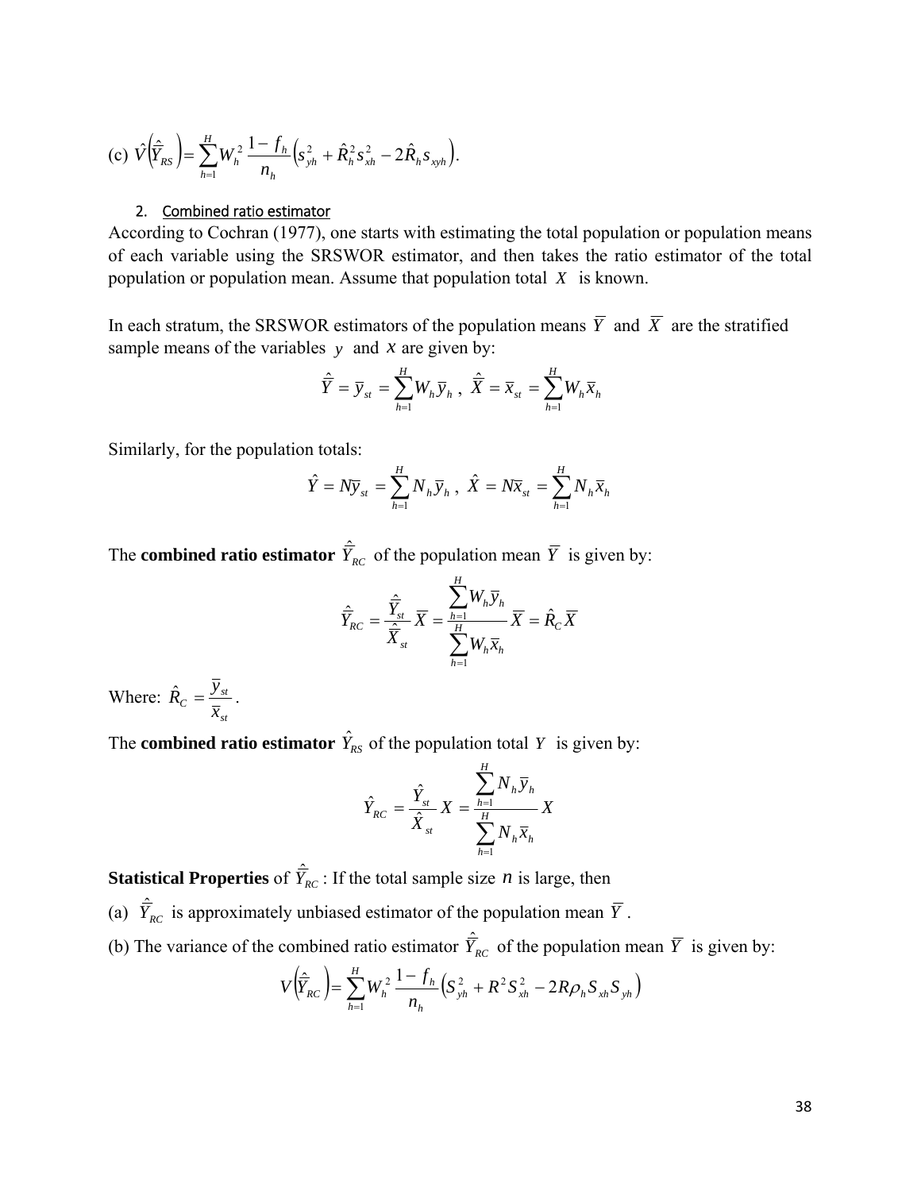(c) $\hat{V}\left(\hat{\bar{Y}}_{RS}\right) = \sum_{h=1}^{H} W_h^2 \frac{1-f_h}{n_h}\left(s_{yh}^2 + \hat{R}_h^2 s_{xh}^2 - 2\hat{R}_h s_{xyh}\right).$

2. Combined ratio estimator

According to Cochran (1977), one starts with estimating the total population or population means of each variable using the SRSWOR estimator, and then takes the ratio estimator of the total population or population mean. Assume that population total $X$ is known.

In each stratum, the SRSWOR estimators of the population means $\bar{Y}$ and $\bar{X}$ are the stratified sample means of the variables $y$ and $x$ are given by:

$$\hat{\bar{Y}} = \bar{y}_{st} = \sum_{h=1}^{H} W_h \bar{y}_h \ , \ \hat{\bar{X}} = \bar{x}_{st} = \sum_{h=1}^{H} W_h \bar{x}_h$$

Similarly, for the population totals:

$$\hat{Y} = N\bar{y}_{st} = \sum_{h=1}^{H} N_h \bar{y}_h \ , \ \hat{X} = N\bar{x}_{st} = \sum_{h=1}^{H} N_h \bar{x}_h$$

The **combined ratio estimator** $\hat{\bar{Y}}_{RC}$ of the population mean $\bar{Y}$ is given by:

$$\hat{\bar{Y}}_{RC} = \frac{\hat{\bar{Y}}_{st}}{\hat{\bar{X}}_{st}} \bar{X} = \frac{\sum_{h=1}^{H} W_h \bar{y}_h}{\sum_{h=1}^{H} W_h \bar{x}_h} \bar{X} = \hat{R}_C \bar{X}$$

Where: $\hat{R}_C = \frac{\bar{y}_{st}}{\bar{x}_{st}}$.

The **combined ratio estimator** $\hat{Y}_{RS}$ of the population total $Y$ is given by:

$$\hat{Y}_{RC} = \frac{\hat{Y}_{st}}{\hat{X}_{st}} X = \frac{\sum_{h=1}^{H} N_h \bar{y}_h}{\sum_{h=1}^{H} N_h \bar{x}_h} X$$

**Statistical Properties** of $\hat{\bar{Y}}_{RC}$: If the total sample size $n$ is large, then

(a) $\hat{\bar{Y}}_{RC}$ is approximately unbiased estimator of the population mean $\bar{Y}$.

(b) The variance of the combined ratio estimator $\hat{\bar{Y}}_{RC}$ of the population mean $\bar{Y}$ is given by:

$$V\left(\hat{\bar{Y}}_{RC}\right) = \sum_{h=1}^{H} W_h^2 \frac{1-f_h}{n_h}\left(S_{yh}^2 + R^2 S_{xh}^2 - 2R\rho_h S_{xh} S_{yh}\right)$$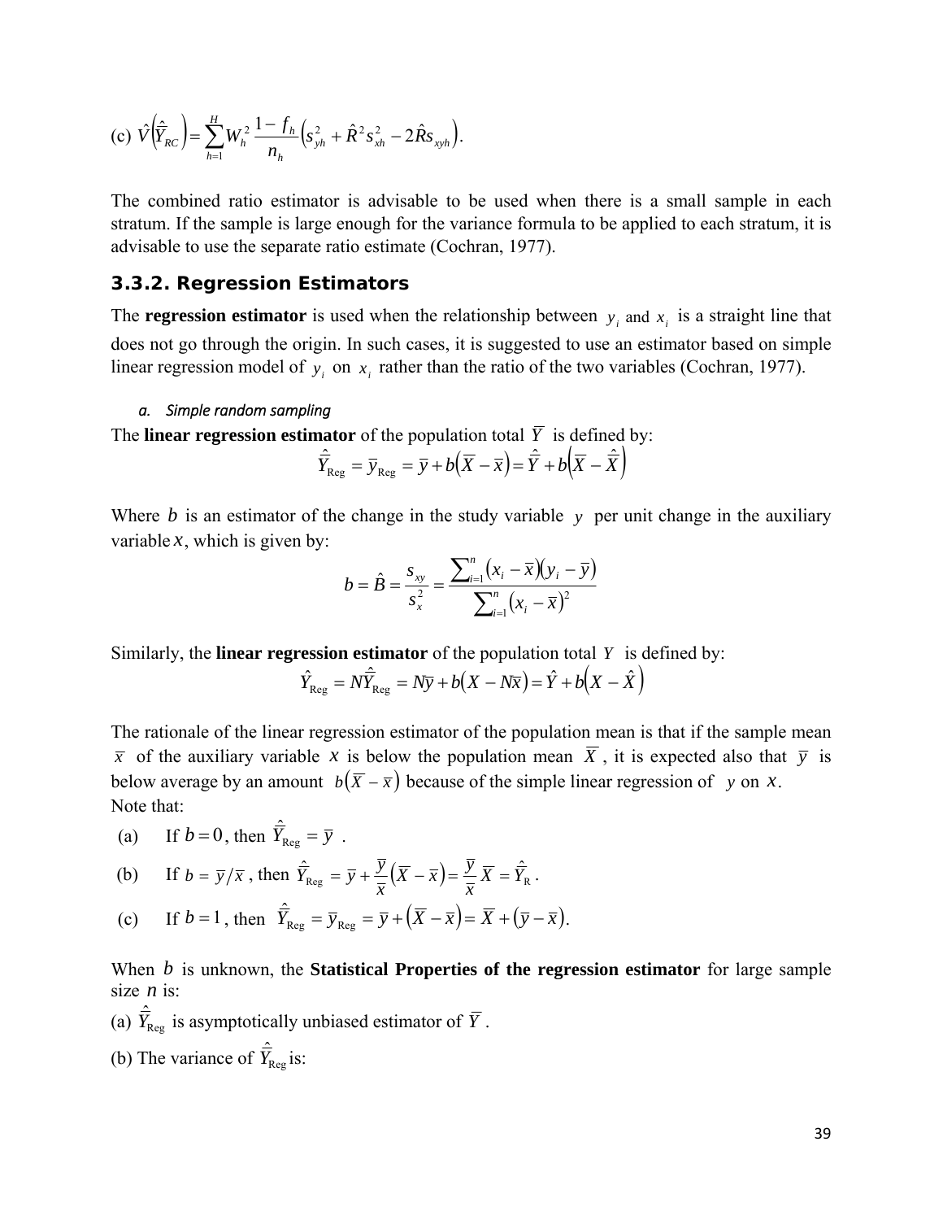(c) $\hat{V}\left(\hat{\bar{Y}}_{RC}\right) = \sum_{h=1}^{H} W_h^2 \frac{1-f_h}{n_h}\left(s_{yh}^2 + \hat{R}^2 s_{xh}^2 - 2\hat{R}s_{xyh}\right).$

The combined ratio estimator is advisable to be used when there is a small sample in each stratum. If the sample is large enough for the variance formula to be applied to each stratum, it is advisable to use the separate ratio estimate (Cochran, 1977).

### 3.3.2. Regression Estimators

The **regression estimator** is used when the relationship between $y_i$ and $x_i$ is a straight line that does not go through the origin. In such cases, it is suggested to use an estimator based on simple linear regression model of $y_i$ on $x_i$ rather than the ratio of the two variables (Cochran, 1977).

*a. Simple random sampling*

The **linear regression estimator** of the population total $\bar{Y}$ is defined by:

$$\hat{\bar{Y}}_{\text{Reg}} = \bar{y}_{\text{Reg}} = \bar{y} + b\left(\bar{X} - \bar{x}\right) = \hat{\bar{Y}} + b\left(\bar{X} - \hat{\bar{X}}\right)$$

Where $b$ is an estimator of the change in the study variable $y$ per unit change in the auxiliary variable $x$, which is given by:

$$b = \hat{B} = \frac{s_{xy}}{s_x^2} = \frac{\sum_{i=1}^{n}\left(x_i - \bar{x}\right)\left(y_i - \bar{y}\right)}{\sum_{i=1}^{n}\left(x_i - \bar{x}\right)^2}$$

Similarly, the **linear regression estimator** of the population total $Y$ is defined by:

$$\hat{Y}_{\text{Reg}} = N\hat{\bar{Y}}_{\text{Reg}} = N\bar{y} + b\left(X - N\bar{x}\right) = \hat{Y} + b\left(X - \hat{X}\right)$$

The rationale of the linear regression estimator of the population mean is that if the sample mean $\bar{x}$ of the auxiliary variable $x$ is below the population mean $\bar{X}$, it is expected also that $\bar{y}$ is below average by an amount $b\left(\bar{X} - \bar{x}\right)$ because of the simple linear regression of $y$ on $x$.

Note that:

(a) If $b = 0$, then $\hat{\bar{Y}}_{\text{Reg}} = \bar{y}$ .

(b) If $b = \bar{y}/\bar{x}$ , then $\hat{\bar{Y}}_{\text{Reg}} = \bar{y} + \frac{\bar{y}}{\bar{x}}\left(\bar{X} - \bar{x}\right) = \frac{\bar{y}}{\bar{x}}\bar{X} = \hat{\bar{Y}}_{\text{R}}$ .

(c) If $b = 1$, then $\hat{\bar{Y}}_{\text{Reg}} = \bar{y}_{\text{Reg}} = \bar{y} + \left(\bar{X} - \bar{x}\right) = \bar{X} + \left(\bar{y} - \bar{x}\right)$.

When $b$ is unknown, the **Statistical Properties of the regression estimator** for large sample size $n$ is:

(a) $\hat{\bar{Y}}_{\text{Reg}}$ is asymptotically unbiased estimator of $\bar{Y}$ .

(b) The variance of $\hat{\bar{Y}}_{\text{Reg}}$ is: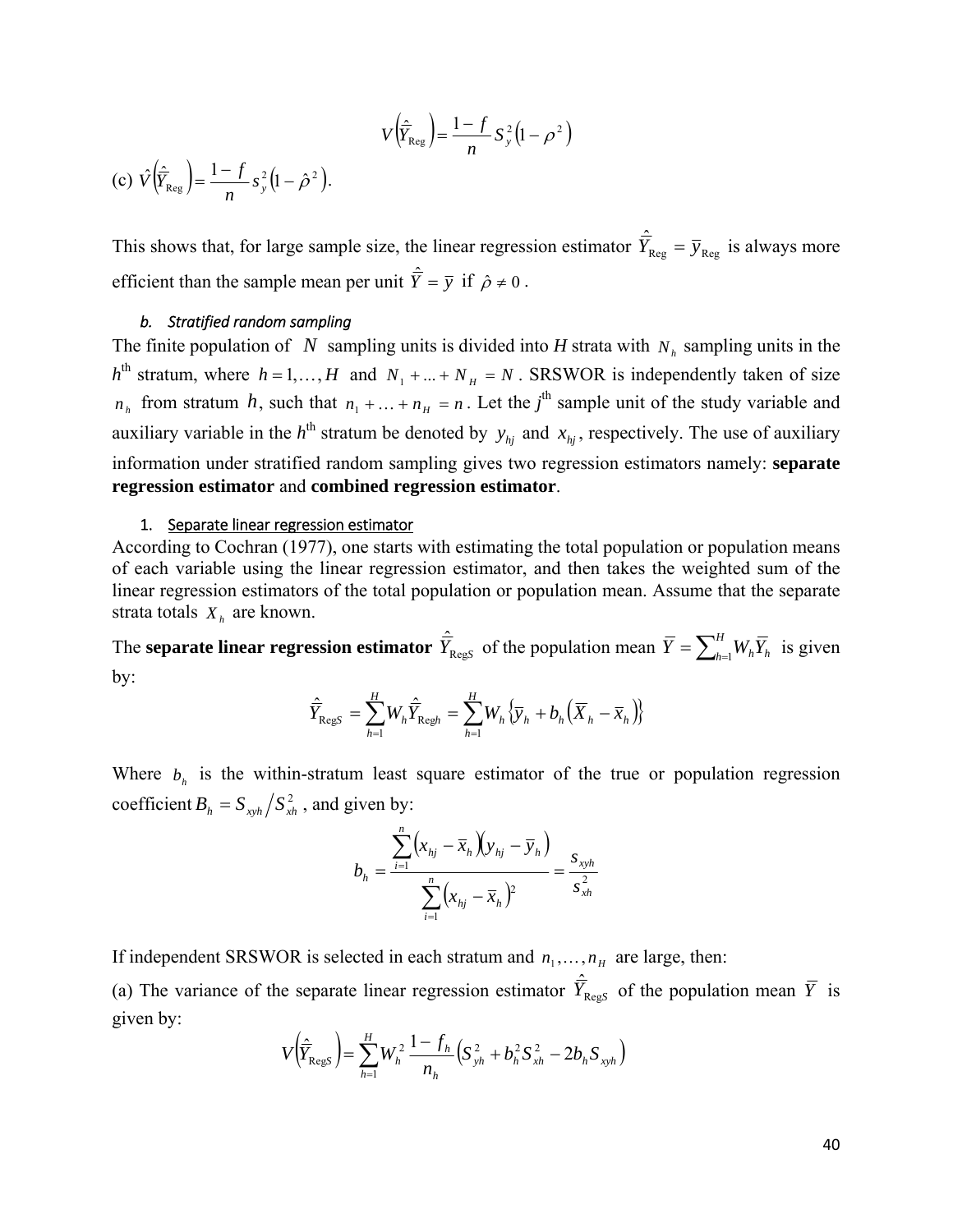$$V\left(\hat{\bar{Y}}_{\text{Reg}}\right) = \frac{1-f}{n} S_y^2 \left(1-\rho^2\right)$$

(c) $\hat{V}\left(\hat{\bar{Y}}_{\text{Reg}}\right) = \frac{1-f}{n} s_y^2 \left(1-\hat{\rho}^2\right)$.

This shows that, for large sample size, the linear regression estimator $\hat{\bar{Y}}_{\text{Reg}} = \bar{y}_{\text{Reg}}$ is always more efficient than the sample mean per unit $\hat{\bar{Y}} = \bar{y}$ if $\hat{\rho} \neq 0$.

*b. Stratified random sampling*

The finite population of $N$ sampling units is divided into H strata with $N_h$ sampling units in the $h^{\text{th}}$ stratum, where $h = 1, \ldots, H$ and $N_1 + \ldots + N_H = N$. SRSWOR is independently taken of size $n_h$ from stratum $h$, such that $n_1 + \ldots + n_H = n$. Let the $j^{\text{th}}$ sample unit of the study variable and auxiliary variable in the $h^{\text{th}}$ stratum be denoted by $y_{hj}$ and $x_{hj}$, respectively. The use of auxiliary information under stratified random sampling gives two regression estimators namely: **separate regression estimator** and **combined regression estimator**.

1. Separate linear regression estimator

According to Cochran (1977), one starts with estimating the total population or population means of each variable using the linear regression estimator, and then takes the weighted sum of the linear regression estimators of the total population or population mean. Assume that the separate strata totals $X_h$ are known.

The **separate linear regression estimator** $\hat{\bar{Y}}_{\text{Reg}S}$ of the population mean $\bar{Y} = \sum_{h=1}^{H} W_h \bar{Y}_h$ is given by:

$$\hat{\bar{Y}}_{\text{Reg}S} = \sum_{h=1}^{H} W_h \hat{\bar{Y}}_{\text{Reg}h} = \sum_{h=1}^{H} W_h \left\{\bar{y}_h + b_h\left(\bar{X}_h - \bar{x}_h\right)\right\}$$

Where $b_h$ is the within-stratum least square estimator of the true or population regression coefficient $B_h = S_{xyh} / S_{xh}^2$, and given by:

$$b_h = \frac{\sum_{i=1}^{n}\left(x_{hj} - \bar{x}_h\right)\left(y_{hj} - \bar{y}_h\right)}{\sum_{i=1}^{n}\left(x_{hj} - \bar{x}_h\right)^2} = \frac{s_{xyh}}{s_{xh}^2}$$

If independent SRSWOR is selected in each stratum and $n_1, \ldots, n_H$ are large, then:

(a) The variance of the separate linear regression estimator $\hat{\bar{Y}}_{\text{Reg}S}$ of the population mean $\bar{Y}$ is given by:

$$V\left(\hat{\bar{Y}}_{\text{Reg}S}\right) = \sum_{h=1}^{H} W_h^2 \frac{1-f_h}{n_h}\left(S_{yh}^2 + b_h^2 S_{xh}^2 - 2b_h S_{xyh}\right)$$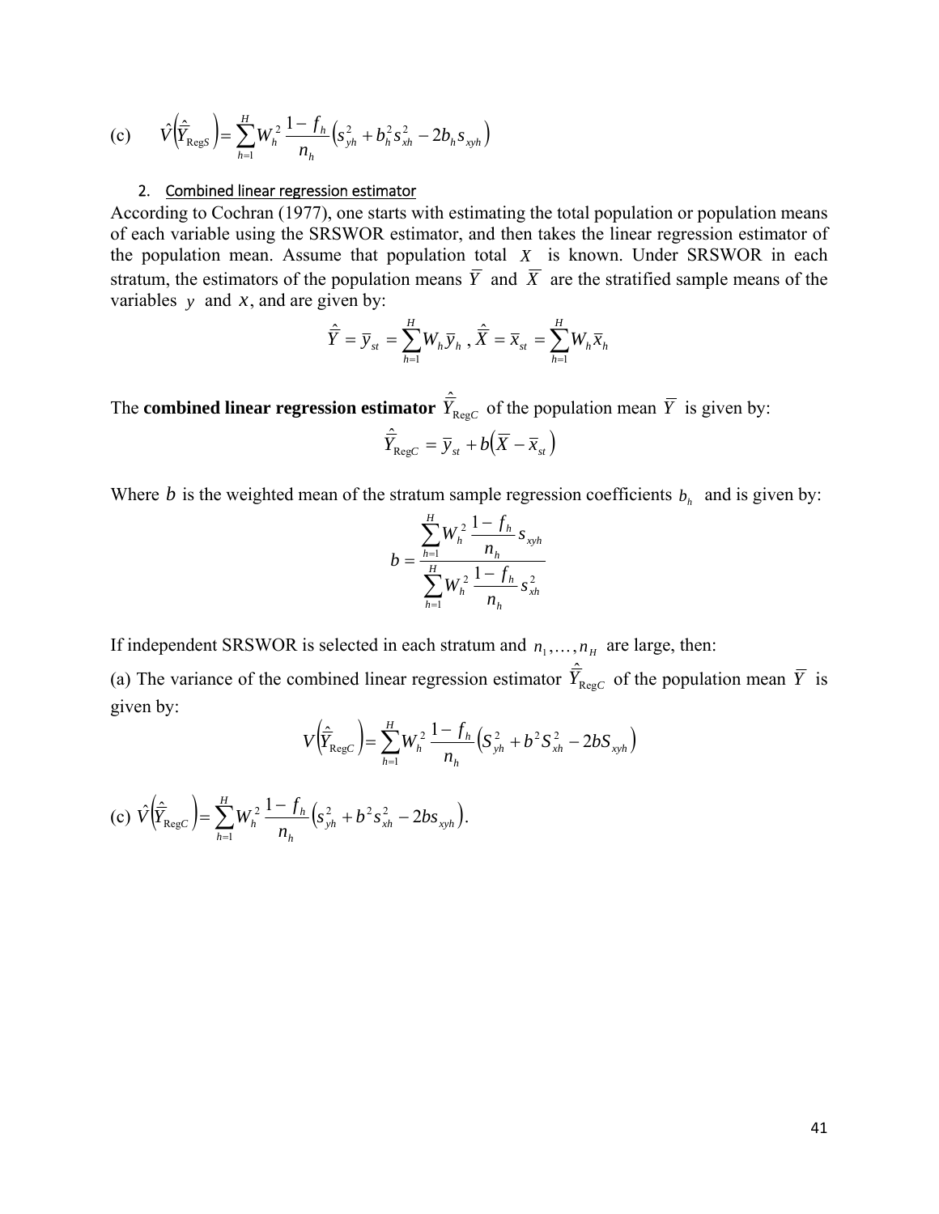(c) $\hat{V}\left(\hat{\bar{Y}}_{\text{Reg}S}\right) = \sum_{h=1}^{H} W_h^2 \frac{1-f_h}{n_h}\left(s_{yh}^2 + b_h^2 s_{xh}^2 - 2b_h s_{xyh}\right)$

2. Combined linear regression estimator

According to Cochran (1977), one starts with estimating the total population or population means of each variable using the SRSWOR estimator, and then takes the linear regression estimator of the population mean. Assume that population total $X$ is known. Under SRSWOR in each stratum, the estimators of the population means $\bar{Y}$ and $\bar{X}$ are the stratified sample means of the variables $y$ and $x$, and are given by:

$$\hat{\bar{Y}} = \bar{y}_{st} = \sum_{h=1}^{H} W_h \bar{y}_h \,,\; \hat{\bar{X}} = \bar{x}_{st} = \sum_{h=1}^{H} W_h \bar{x}_h$$

The **combined linear regression estimator** $\hat{\bar{Y}}_{\text{Reg}C}$ of the population mean $\bar{Y}$ is given by:

$$\hat{\bar{Y}}_{\text{Reg}C} = \bar{y}_{st} + b\left(\bar{X} - \bar{x}_{st}\right)$$

Where $b$ is the weighted mean of the stratum sample regression coefficients $b_h$ and is given by:

$$b = \frac{\sum_{h=1}^{H} W_h^2 \frac{1-f_h}{n_h} s_{xyh}}{\sum_{h=1}^{H} W_h^2 \frac{1-f_h}{n_h} s_{xh}^2}$$

If independent SRSWOR is selected in each stratum and $n_1, \ldots, n_H$ are large, then:

(a) The variance of the combined linear regression estimator $\hat{\bar{Y}}_{\text{Reg}C}$ of the population mean $\bar{Y}$ is given by:

$$V\left(\hat{\bar{Y}}_{\text{Reg}C}\right) = \sum_{h=1}^{H} W_h^2 \frac{1-f_h}{n_h}\left(S_{yh}^2 + b^2 S_{xh}^2 - 2bS_{xyh}\right)$$

(c) $\hat{V}\left(\hat{\bar{Y}}_{\text{Reg}C}\right) = \sum_{h=1}^{H} W_h^2 \frac{1-f_h}{n_h}\left(s_{yh}^2 + b^2 s_{xh}^2 - 2bs_{xyh}\right).$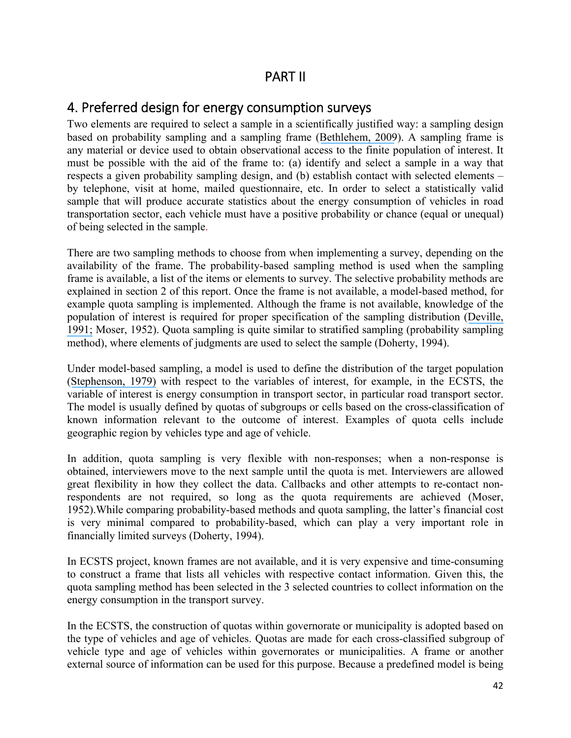# PART II

## 4. Preferred design for energy consumption surveys

Two elements are required to select a sample in a scientifically justified way: a sampling design based on probability sampling and a sampling frame (Bethlehem, 2009). A sampling frame is any material or device used to obtain observational access to the finite population of interest. It must be possible with the aid of the frame to: (a) identify and select a sample in a way that respects a given probability sampling design, and (b) establish contact with selected elements – by telephone, visit at home, mailed questionnaire, etc. In order to select a statistically valid sample that will produce accurate statistics about the energy consumption of vehicles in road transportation sector, each vehicle must have a positive probability or chance (equal or unequal) of being selected in the sample.

There are two sampling methods to choose from when implementing a survey, depending on the availability of the frame. The probability-based sampling method is used when the sampling frame is available, a list of the items or elements to survey. The selective probability methods are explained in section 2 of this report. Once the frame is not available, a model-based method, for example quota sampling is implemented. Although the frame is not available, knowledge of the population of interest is required for proper specification of the sampling distribution (Deville, 1991; Moser, 1952). Quota sampling is quite similar to stratified sampling (probability sampling method), where elements of judgments are used to select the sample (Doherty, 1994).

Under model-based sampling, a model is used to define the distribution of the target population (Stephenson, 1979) with respect to the variables of interest, for example, in the ECSTS, the variable of interest is energy consumption in transport sector, in particular road transport sector. The model is usually defined by quotas of subgroups or cells based on the cross-classification of known information relevant to the outcome of interest. Examples of quota cells include geographic region by vehicles type and age of vehicle.

In addition, quota sampling is very flexible with non-responses; when a non-response is obtained, interviewers move to the next sample until the quota is met. Interviewers are allowed great flexibility in how they collect the data. Callbacks and other attempts to re-contact non-respondents are not required, so long as the quota requirements are achieved (Moser, 1952).While comparing probability-based methods and quota sampling, the latter's financial cost is very minimal compared to probability-based, which can play a very important role in financially limited surveys (Doherty, 1994).

In ECSTS project, known frames are not available, and it is very expensive and time-consuming to construct a frame that lists all vehicles with respective contact information. Given this, the quota sampling method has been selected in the 3 selected countries to collect information on the energy consumption in the transport survey.

In the ECSTS, the construction of quotas within governorate or municipality is adopted based on the type of vehicles and age of vehicles. Quotas are made for each cross-classified subgroup of vehicle type and age of vehicles within governorates or municipalities. A frame or another external source of information can be used for this purpose. Because a predefined model is being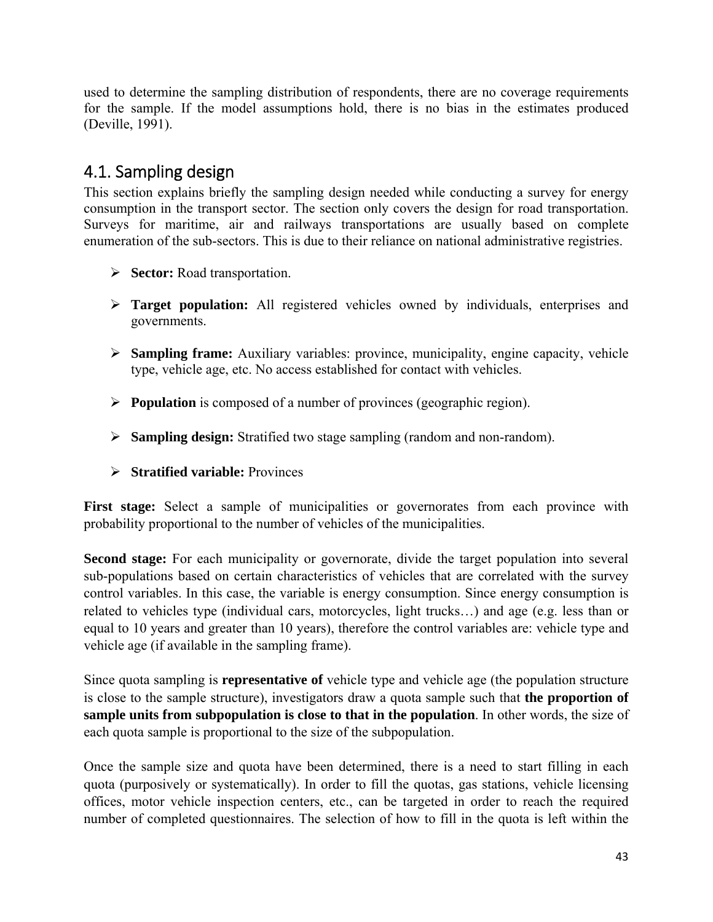used to determine the sampling distribution of respondents, there are no coverage requirements for the sample. If the model assumptions hold, there is no bias in the estimates produced (Deville, 1991).

## 4.1. Sampling design

This section explains briefly the sampling design needed while conducting a survey for energy consumption in the transport sector. The section only covers the design for road transportation. Surveys for maritime, air and railways transportations are usually based on complete enumeration of the sub-sectors. This is due to their reliance on national administrative registries.

- **Sector:** Road transportation.
- **Target population:** All registered vehicles owned by individuals, enterprises and governments.
- **Sampling frame:** Auxiliary variables: province, municipality, engine capacity, vehicle type, vehicle age, etc. No access established for contact with vehicles.
- **Population** is composed of a number of provinces (geographic region).
- **Sampling design:** Stratified two stage sampling (random and non-random).
- **Stratified variable:** Provinces

**First stage:** Select a sample of municipalities or governorates from each province with probability proportional to the number of vehicles of the municipalities.

**Second stage:** For each municipality or governorate, divide the target population into several sub-populations based on certain characteristics of vehicles that are correlated with the survey control variables. In this case, the variable is energy consumption. Since energy consumption is related to vehicles type (individual cars, motorcycles, light trucks…) and age (e.g. less than or equal to 10 years and greater than 10 years), therefore the control variables are: vehicle type and vehicle age (if available in the sampling frame).

Since quota sampling is **representative of** vehicle type and vehicle age (the population structure is close to the sample structure), investigators draw a quota sample such that **the proportion of sample units from subpopulation is close to that in the population**. In other words, the size of each quota sample is proportional to the size of the subpopulation.

Once the sample size and quota have been determined, there is a need to start filling in each quota (purposively or systematically). In order to fill the quotas, gas stations, vehicle licensing offices, motor vehicle inspection centers, etc., can be targeted in order to reach the required number of completed questionnaires. The selection of how to fill in the quota is left within the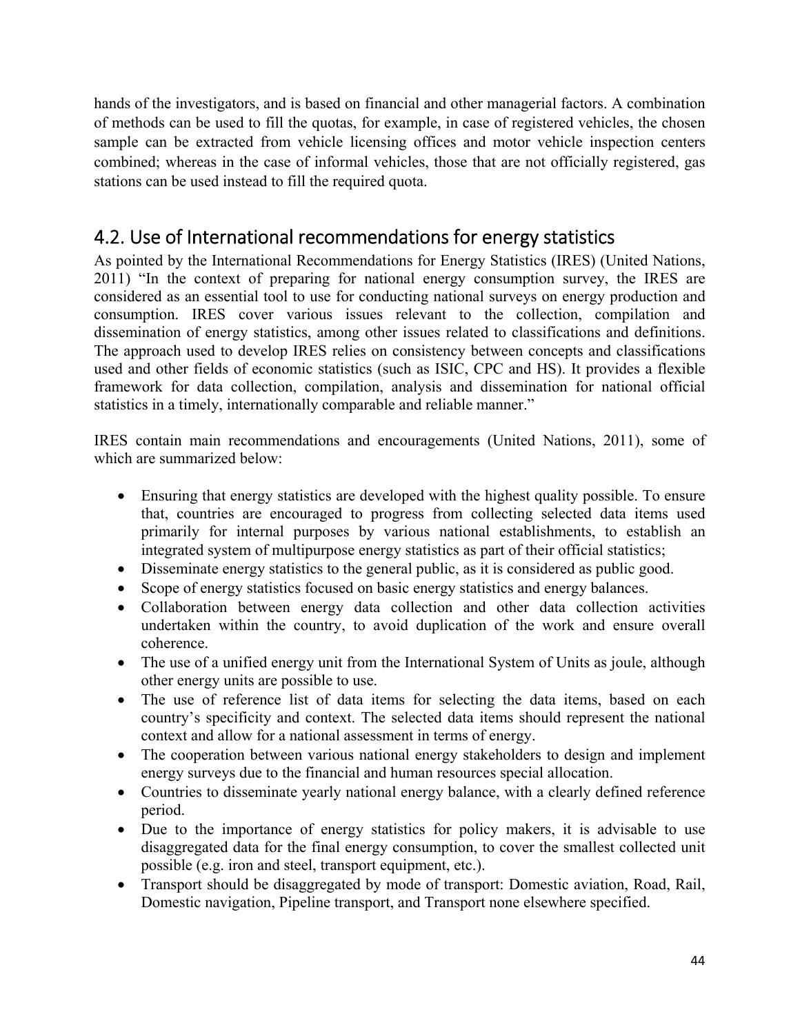hands of the investigators, and is based on financial and other managerial factors. A combination of methods can be used to fill the quotas, for example, in case of registered vehicles, the chosen sample can be extracted from vehicle licensing offices and motor vehicle inspection centers combined; whereas in the case of informal vehicles, those that are not officially registered, gas stations can be used instead to fill the required quota.

## 4.2. Use of International recommendations for energy statistics

As pointed by the International Recommendations for Energy Statistics (IRES) (United Nations, 2011) "In the context of preparing for national energy consumption survey, the IRES are considered as an essential tool to use for conducting national surveys on energy production and consumption. IRES cover various issues relevant to the collection, compilation and dissemination of energy statistics, among other issues related to classifications and definitions. The approach used to develop IRES relies on consistency between concepts and classifications used and other fields of economic statistics (such as ISIC, CPC and HS). It provides a flexible framework for data collection, compilation, analysis and dissemination for national official statistics in a timely, internationally comparable and reliable manner."

IRES contain main recommendations and encouragements (United Nations, 2011), some of which are summarized below:

- Ensuring that energy statistics are developed with the highest quality possible. To ensure that, countries are encouraged to progress from collecting selected data items used primarily for internal purposes by various national establishments, to establish an integrated system of multipurpose energy statistics as part of their official statistics;
- Disseminate energy statistics to the general public, as it is considered as public good.
- Scope of energy statistics focused on basic energy statistics and energy balances.
- Collaboration between energy data collection and other data collection activities undertaken within the country, to avoid duplication of the work and ensure overall coherence.
- The use of a unified energy unit from the International System of Units as joule, although other energy units are possible to use.
- The use of reference list of data items for selecting the data items, based on each country's specificity and context. The selected data items should represent the national context and allow for a national assessment in terms of energy.
- The cooperation between various national energy stakeholders to design and implement energy surveys due to the financial and human resources special allocation.
- Countries to disseminate yearly national energy balance, with a clearly defined reference period.
- Due to the importance of energy statistics for policy makers, it is advisable to use disaggregated data for the final energy consumption, to cover the smallest collected unit possible (e.g. iron and steel, transport equipment, etc.).
- Transport should be disaggregated by mode of transport: Domestic aviation, Road, Rail, Domestic navigation, Pipeline transport, and Transport none elsewhere specified.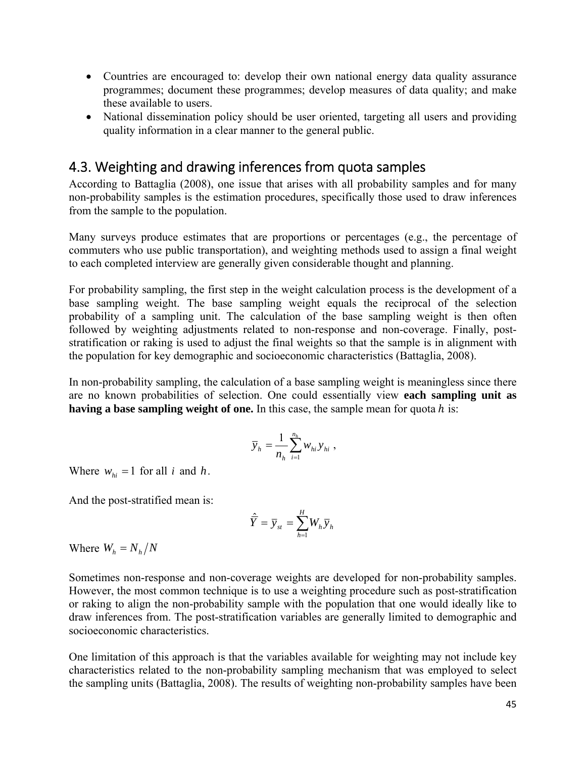- Countries are encouraged to: develop their own national energy data quality assurance programmes; document these programmes; develop measures of data quality; and make these available to users.
- National dissemination policy should be user oriented, targeting all users and providing quality information in a clear manner to the general public.

## 4.3. Weighting and drawing inferences from quota samples

According to Battaglia (2008), one issue that arises with all probability samples and for many non-probability samples is the estimation procedures, specifically those used to draw inferences from the sample to the population.

Many surveys produce estimates that are proportions or percentages (e.g., the percentage of commuters who use public transportation), and weighting methods used to assign a final weight to each completed interview are generally given considerable thought and planning.

For probability sampling, the first step in the weight calculation process is the development of a base sampling weight. The base sampling weight equals the reciprocal of the selection probability of a sampling unit. The calculation of the base sampling weight is then often followed by weighting adjustments related to non-response and non-coverage. Finally, post-stratification or raking is used to adjust the final weights so that the sample is in alignment with the population for key demographic and socioeconomic characteristics (Battaglia, 2008).

In non-probability sampling, the calculation of a base sampling weight is meaningless since there are no known probabilities of selection. One could essentially view **each sampling unit as having a base sampling weight of one.** In this case, the sample mean for quota $h$ is:

$$\bar{y}_h = \frac{1}{n_h} \sum_{i=1}^{n_h} w_{hi} y_{hi} \ ,$$

Where $w_{hi} = 1$ for all $i$ and $h$.

And the post-stratified mean is:

$$\hat{\bar{Y}} = \bar{y}_{st} = \sum_{h=1}^{H} W_h \bar{y}_h$$

Where $W_h = N_h / N$

Sometimes non-response and non-coverage weights are developed for non-probability samples. However, the most common technique is to use a weighting procedure such as post-stratification or raking to align the non-probability sample with the population that one would ideally like to draw inferences from. The post-stratification variables are generally limited to demographic and socioeconomic characteristics.

One limitation of this approach is that the variables available for weighting may not include key characteristics related to the non-probability sampling mechanism that was employed to select the sampling units (Battaglia, 2008). The results of weighting non-probability samples have been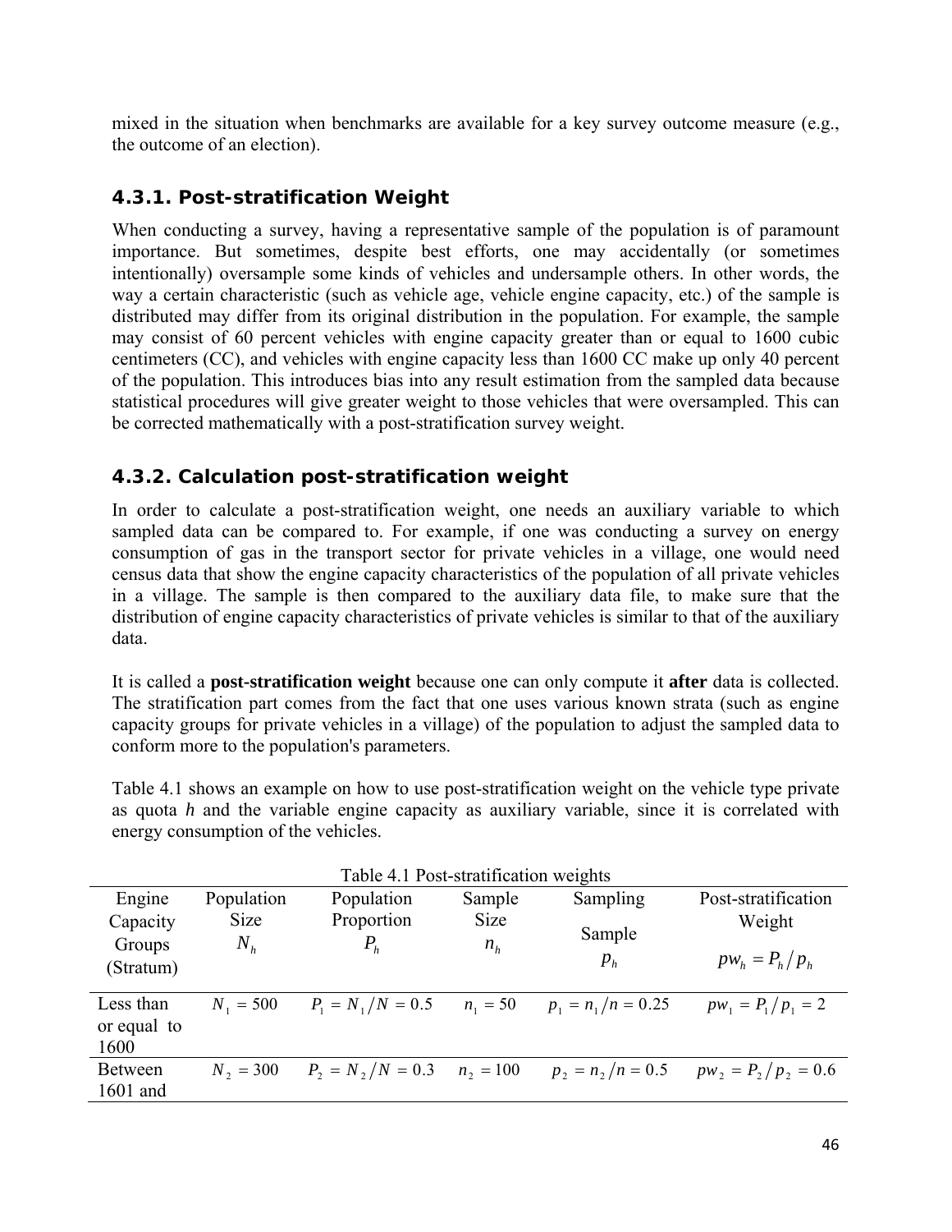mixed in the situation when benchmarks are available for a key survey outcome measure (e.g., the outcome of an election).

### 4.3.1. Post-stratification Weight

When conducting a survey, having a representative sample of the population is of paramount importance. But sometimes, despite best efforts, one may accidentally (or sometimes intentionally) oversample some kinds of vehicles and undersample others. In other words, the way a certain characteristic (such as vehicle age, vehicle engine capacity, etc.) of the sample is distributed may differ from its original distribution in the population. For example, the sample may consist of 60 percent vehicles with engine capacity greater than or equal to 1600 cubic centimeters (CC), and vehicles with engine capacity less than 1600 CC make up only 40 percent of the population. This introduces bias into any result estimation from the sampled data because statistical procedures will give greater weight to those vehicles that were oversampled. This can be corrected mathematically with a post-stratification survey weight.

### 4.3.2. Calculation post-stratification weight

In order to calculate a post-stratification weight, one needs an auxiliary variable to which sampled data can be compared to. For example, if one was conducting a survey on energy consumption of gas in the transport sector for private vehicles in a village, one would need census data that show the engine capacity characteristics of the population of all private vehicles in a village. The sample is then compared to the auxiliary data file, to make sure that the distribution of engine capacity characteristics of private vehicles is similar to that of the auxiliary data.

It is called a **post-stratification weight** because one can only compute it **after** data is collected. The stratification part comes from the fact that one uses various known strata (such as engine capacity groups for private vehicles in a village) of the population to adjust the sampled data to conform more to the population's parameters.

Table 4.1 shows an example on how to use post-stratification weight on the vehicle type private as quota *h* and the variable engine capacity as auxiliary variable, since it is correlated with energy consumption of the vehicles.

Table 4.1 Post-stratification weights

| Engine Capacity Groups (Stratum) | Population Size $N_h$ | Population Proportion $P_h$ | Sample Size $n_h$ | Sampling Sample $p_h$ | Post-stratification Weight $pw_h = P_h / p_h$ |
|---|---|---|---|---|---|
| Less than or equal to 1600 | $N_1 = 500$ | $P_1 = N_1 / N = 0.5$ | $n_1 = 50$ | $p_1 = n_1 / n = 0.25$ | $pw_1 = P_1 / p_1 = 2$ |
| Between 1601 and | $N_2 = 300$ | $P_2 = N_2 / N = 0.3$ | $n_2 = 100$ | $p_2 = n_2 / n = 0.5$ | $pw_2 = P_2 / p_2 = 0.6$ |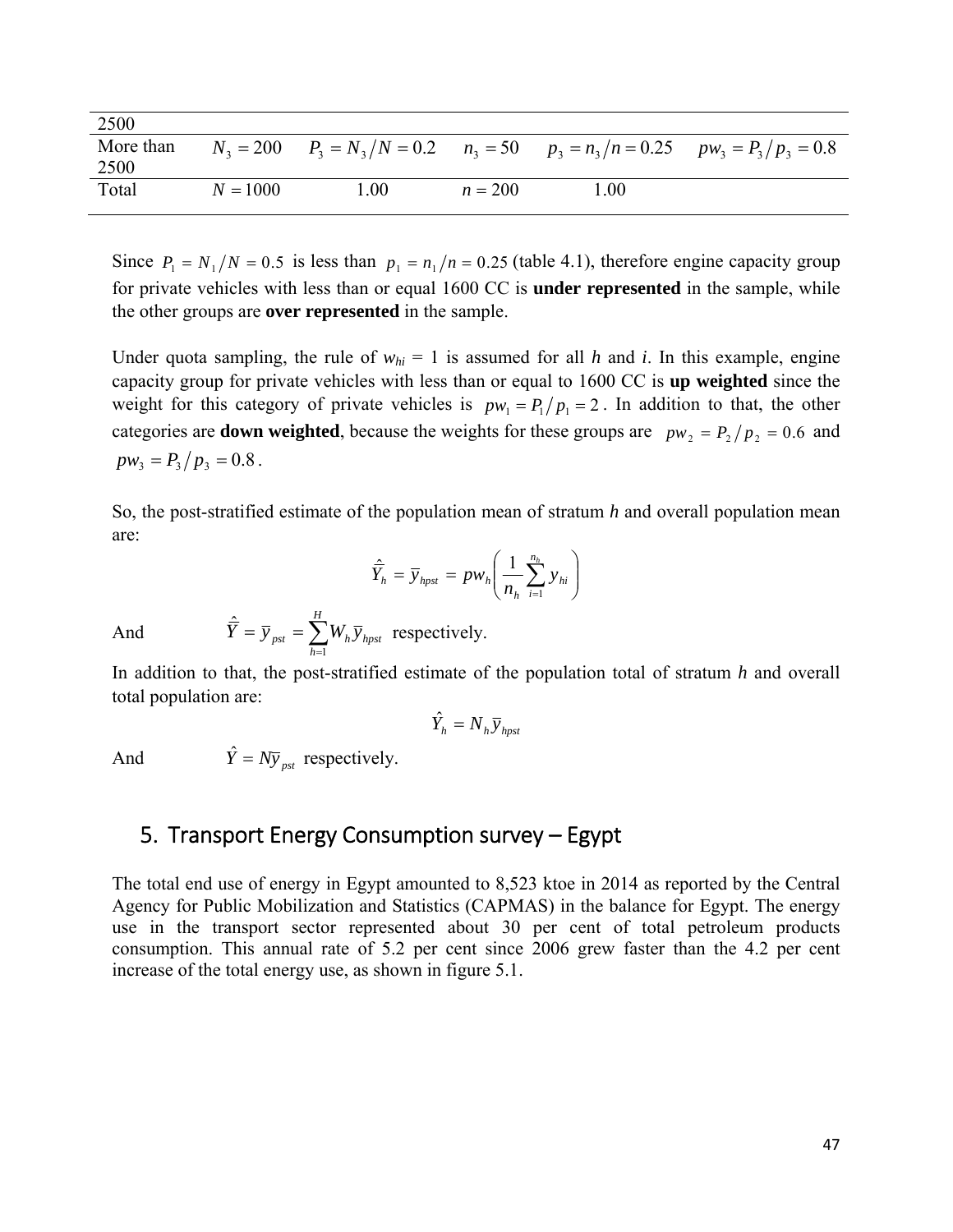| 2500 | | | | | |
|---|---|---|---|---|---|
| More than 2500 | $N_3 = 200$ | $P_3 = N_3/N = 0.2$ | $n_3 = 50$ | $p_3 = n_3/n = 0.25$ | $pw_3 = P_3/p_3 = 0.8$ |
| Total | $N = 1000$ | 1.00 | $n = 200$ | 1.00 | |

Since $P_1 = N_1/N = 0.5$ is less than $p_1 = n_1/n = 0.25$ (table 4.1), therefore engine capacity group for private vehicles with less than or equal 1600 CC is **under represented** in the sample, while the other groups are **over represented** in the sample.

Under quota sampling, the rule of $w_{hi} = 1$ is assumed for all $h$ and $i$. In this example, engine capacity group for private vehicles with less than or equal to 1600 CC is **up weighted** since the weight for this category of private vehicles is $pw_1 = P_1/p_1 = 2$. In addition to that, the other categories are **down weighted**, because the weights for these groups are $pw_2 = P_2/p_2 = 0.6$ and $pw_3 = P_3/p_3 = 0.8$.

So, the post-stratified estimate of the population mean of stratum $h$ and overall population mean are:

$$\hat{\bar{Y}}_h = \bar{y}_{hpst} = pw_h \left( \frac{1}{n_h} \sum_{i=1}^{n_h} y_{hi} \right)$$

And $\hat{\bar{Y}} = \bar{y}_{pst} = \sum_{h=1}^{H} W_h \bar{y}_{hpst}$ respectively.

In addition to that, the post-stratified estimate of the population total of stratum $h$ and overall total population are:

$$\hat{Y}_h = N_h \bar{y}_{hpst}$$

And $\hat{Y} = N\bar{y}_{pst}$ respectively.

## 5. Transport Energy Consumption survey – Egypt

The total end use of energy in Egypt amounted to 8,523 ktoe in 2014 as reported by the Central Agency for Public Mobilization and Statistics (CAPMAS) in the balance for Egypt. The energy use in the transport sector represented about 30 per cent of total petroleum products consumption. This annual rate of 5.2 per cent since 2006 grew faster than the 4.2 per cent increase of the total energy use, as shown in figure 5.1.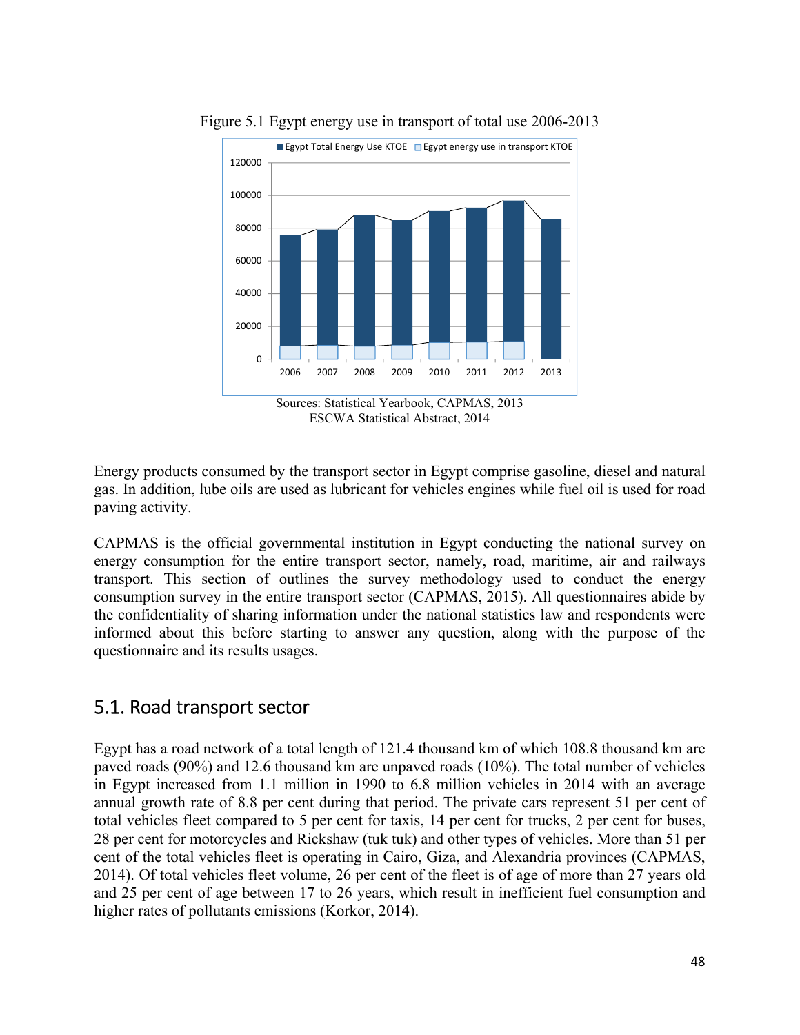Figure 5.1 Egypt energy use in transport of total use 2006-2013

Sources: Statistical Yearbook, CAPMAS, 2013
ESCWA Statistical Abstract, 2014

Energy products consumed by the transport sector in Egypt comprise gasoline, diesel and natural gas. In addition, lube oils are used as lubricant for vehicles engines while fuel oil is used for road paving activity.

CAPMAS is the official governmental institution in Egypt conducting the national survey on energy consumption for the entire transport sector, namely, road, maritime, air and railways transport. This section of outlines the survey methodology used to conduct the energy consumption survey in the entire transport sector (CAPMAS, 2015). All questionnaires abide by the confidentiality of sharing information under the national statistics law and respondents were informed about this before starting to answer any question, along with the purpose of the questionnaire and its results usages.

## 5.1. Road transport sector

Egypt has a road network of a total length of 121.4 thousand km of which 108.8 thousand km are paved roads (90%) and 12.6 thousand km are unpaved roads (10%). The total number of vehicles in Egypt increased from 1.1 million in 1990 to 6.8 million vehicles in 2014 with an average annual growth rate of 8.8 per cent during that period. The private cars represent 51 per cent of total vehicles fleet compared to 5 per cent for taxis, 14 per cent for trucks, 2 per cent for buses, 28 per cent for motorcycles and Rickshaw (tuk tuk) and other types of vehicles. More than 51 per cent of the total vehicles fleet is operating in Cairo, Giza, and Alexandria provinces (CAPMAS, 2014). Of total vehicles fleet volume, 26 per cent of the fleet is of age of more than 27 years old and 25 per cent of age between 17 to 26 years, which result in inefficient fuel consumption and higher rates of pollutants emissions (Korkor, 2014).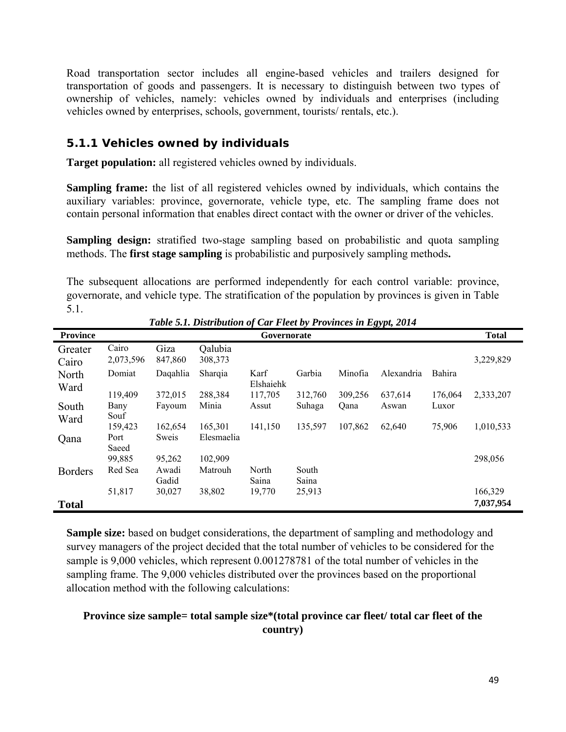Road transportation sector includes all engine-based vehicles and trailers designed for transportation of goods and passengers. It is necessary to distinguish between two types of ownership of vehicles, namely: vehicles owned by individuals and enterprises (including vehicles owned by enterprises, schools, government, tourists/ rentals, etc.).

### 5.1.1 Vehicles owned by individuals

**Target population:** all registered vehicles owned by individuals.

**Sampling frame:** the list of all registered vehicles owned by individuals, which contains the auxiliary variables: province, governorate, vehicle type, etc. The sampling frame does not contain personal information that enables direct contact with the owner or driver of the vehicles.

**Sampling design:** stratified two-stage sampling based on probabilistic and quota sampling methods. The **first stage sampling** is probabilistic and purposively sampling methods**.**

The subsequent allocations are performed independently for each control variable: province, governorate, and vehicle type. The stratification of the population by provinces is given in Table 5.1.

***Table 5.1. Distribution of Car Fleet by Provinces in Egypt, 2014***

| Province | Governorate | | | | | | | | Total |
|---|---|---|---|---|---|---|---|---|---|
| Greater Cairo | Cairo | Giza | Qalubia | | | | | | |
| | 2,073,596 | 847,860 | 308,373 | | | | | | 3,229,829 |
| North Ward | Domiat | Daqahlia | Sharqia | Karf Elshaiehk | Garbia | Minofia | Alexandria | Bahira | |
| | 119,409 | 372,015 | 288,384 | 117,705 | 312,760 | 309,256 | 637,614 | 176,064 | 2,333,207 |
| South Ward | Bany Souf | Fayoum | Minia | Assut | Suhaga | Qana | Aswan | Luxor | |
| | 159,423 | 162,654 | 165,301 | 141,150 | 135,597 | 107,862 | 62,640 | 75,906 | 1,010,533 |
| Qana | Port Saeed | Sweis | Elesmaelia | | | | | | |
| | 99,885 | 95,262 | 102,909 | | | | | | 298,056 |
| Borders | Red Sea | Awadi Gadid | Matrouh | North Saina | South Saina | | | | |
| | 51,817 | 30,027 | 38,802 | 19,770 | 25,913 | | | | 166,329 |
| **Total** | | | | | | | | | **7,037,954** |

**Sample size:** based on budget considerations, the department of sampling and methodology and survey managers of the project decided that the total number of vehicles to be considered for the sample is 9,000 vehicles, which represent 0.001278781 of the total number of vehicles in the sampling frame. The 9,000 vehicles distributed over the provinces based on the proportional allocation method with the following calculations:

**Province size sample= total sample size\*(total province car fleet/ total car fleet of the country)**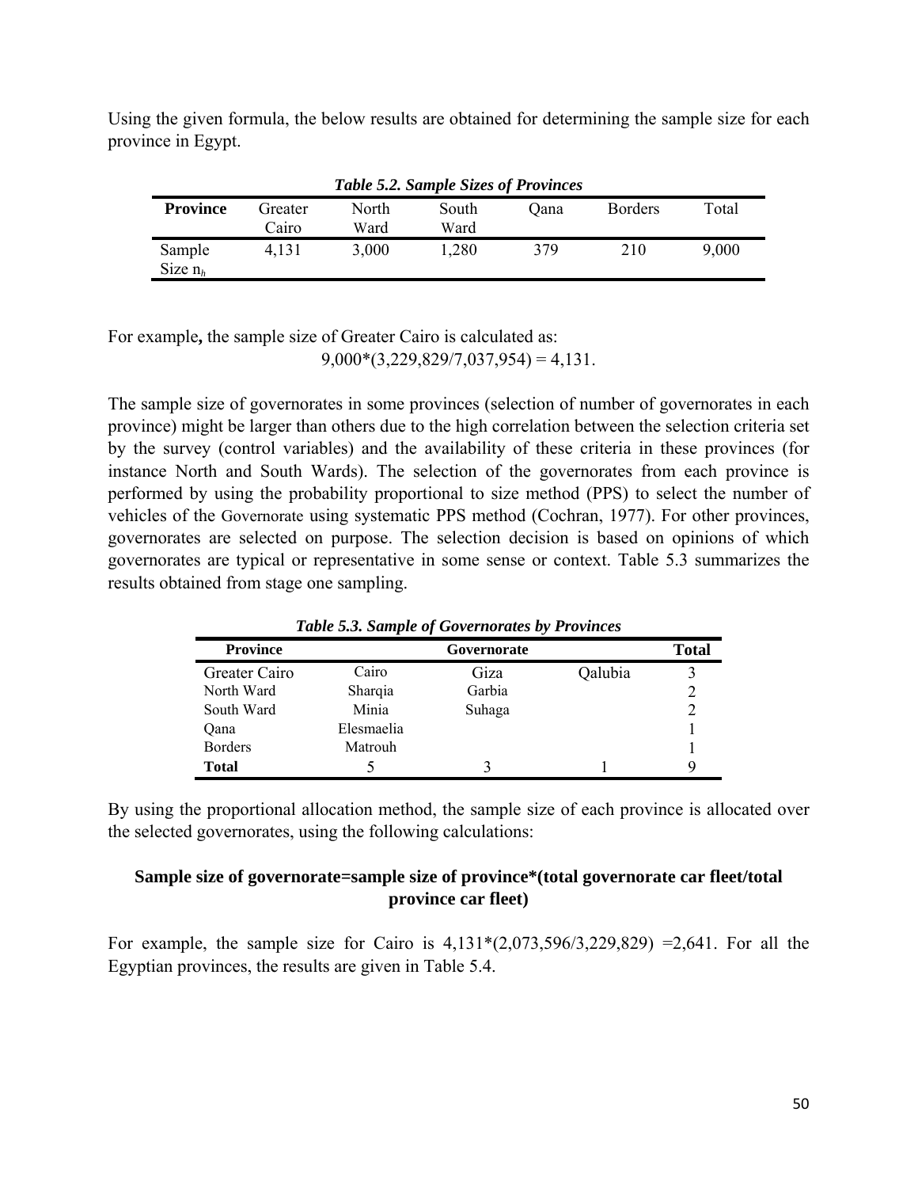Using the given formula, the below results are obtained for determining the sample size for each province in Egypt.

***Table 5.2. Sample Sizes of Provinces***

| **Province** | Greater Cairo | North Ward | South Ward | Qana | Borders | Total |
|---|---|---|---|---|---|---|
| Sample Size $n_h$ | 4,131 | 3,000 | 1,280 | 379 | 210 | 9,000 |

For example**,** the sample size of Greater Cairo is calculated as:

9,000*(3,229,829/7,037,954) = 4,131.

The sample size of governorates in some provinces (selection of number of governorates in each province) might be larger than others due to the high correlation between the selection criteria set by the survey (control variables) and the availability of these criteria in these provinces (for instance North and South Wards). The selection of the governorates from each province is performed by using the probability proportional to size method (PPS) to select the number of vehicles of the Governorate using systematic PPS method (Cochran, 1977). For other provinces, governorates are selected on purpose. The selection decision is based on opinions of which governorates are typical or representative in some sense or context. Table 5.3 summarizes the results obtained from stage one sampling.

***Table 5.3. Sample of Governorates by Provinces***

| **Province** | | **Governorate** | | **Total** |
|---|---|---|---|---|
| Greater Cairo | Cairo | Giza | Qalubia | 3 |
| North Ward | Sharqia | Garbia | | 2 |
| South Ward | Minia | Suhaga | | 2 |
| Qana | Elesmaelia | | | 1 |
| Borders | Matrouh | | | 1 |
| **Total** | 5 | 3 | 1 | 9 |

By using the proportional allocation method, the sample size of each province is allocated over the selected governorates, using the following calculations:

**Sample size of governorate=sample size of province*(total governorate car fleet/total province car fleet)**

For example, the sample size for Cairo is 4,131*(2,073,596/3,229,829) =2,641. For all the Egyptian provinces, the results are given in Table 5.4.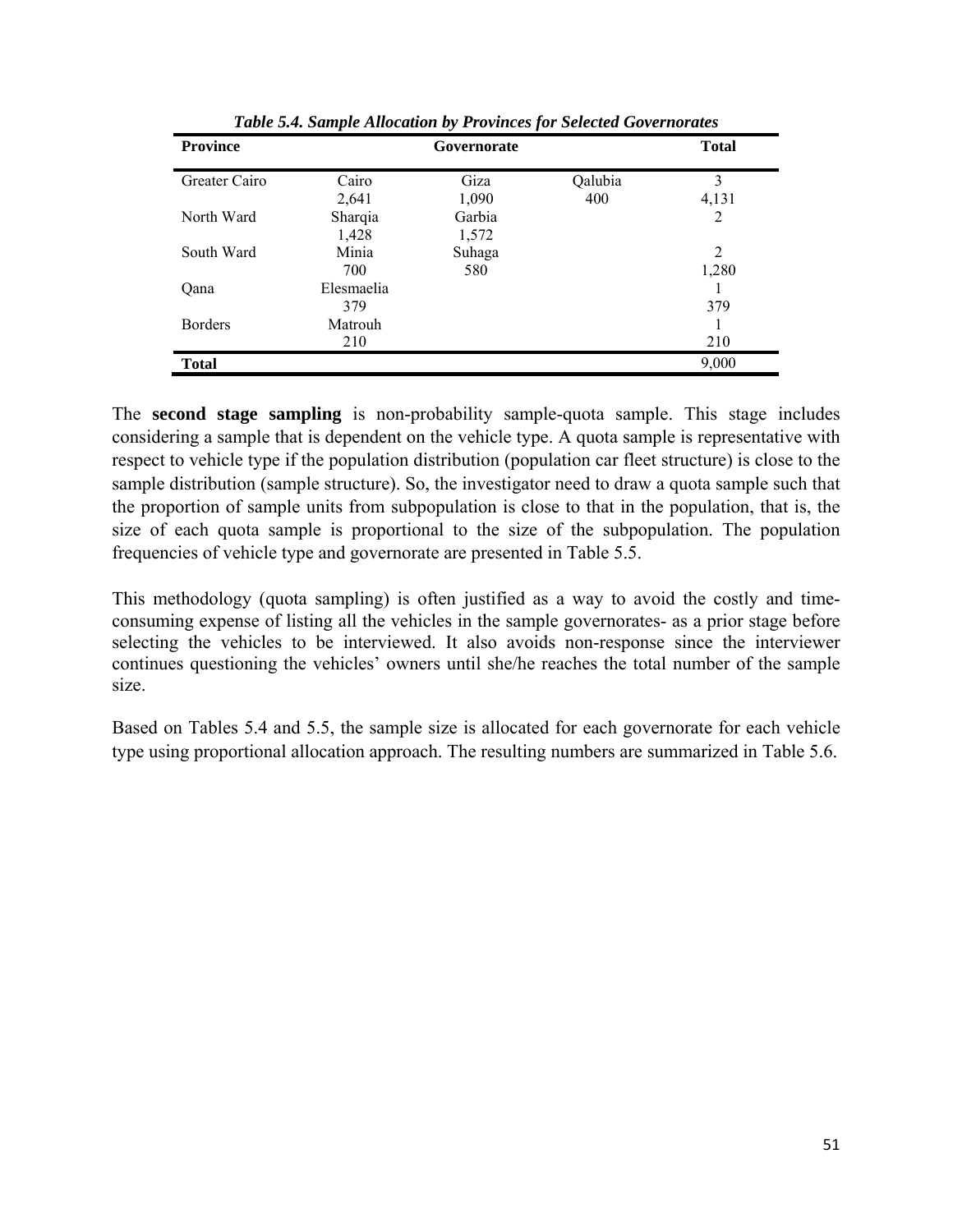*Table 5.4. Sample Allocation by Provinces for Selected Governorates*

| Province | Governorate | | | Total |
|---|---|---|---|---|
| Greater Cairo | Cairo | Giza | Qalubia | 3 |
| | 2,641 | 1,090 | 400 | 4,131 |
| North Ward | Sharqia | Garbia | | 2 |
| | 1,428 | 1,572 | | |
| South Ward | Minia | Suhaga | | 2 |
| | 700 | 580 | | 1,280 |
| Qana | Elesmaelia | | | 1 |
| | 379 | | | 379 |
| Borders | Matrouh | | | 1 |
| | 210 | | | 210 |
| **Total** | | | | 9,000 |

The **second stage sampling** is non-probability sample-quota sample. This stage includes considering a sample that is dependent on the vehicle type. A quota sample is representative with respect to vehicle type if the population distribution (population car fleet structure) is close to the sample distribution (sample structure). So, the investigator need to draw a quota sample such that the proportion of sample units from subpopulation is close to that in the population, that is, the size of each quota sample is proportional to the size of the subpopulation. The population frequencies of vehicle type and governorate are presented in Table 5.5.

This methodology (quota sampling) is often justified as a way to avoid the costly and time-consuming expense of listing all the vehicles in the sample governorates- as a prior stage before selecting the vehicles to be interviewed. It also avoids non-response since the interviewer continues questioning the vehicles' owners until she/he reaches the total number of the sample size.

Based on Tables 5.4 and 5.5, the sample size is allocated for each governorate for each vehicle type using proportional allocation approach. The resulting numbers are summarized in Table 5.6.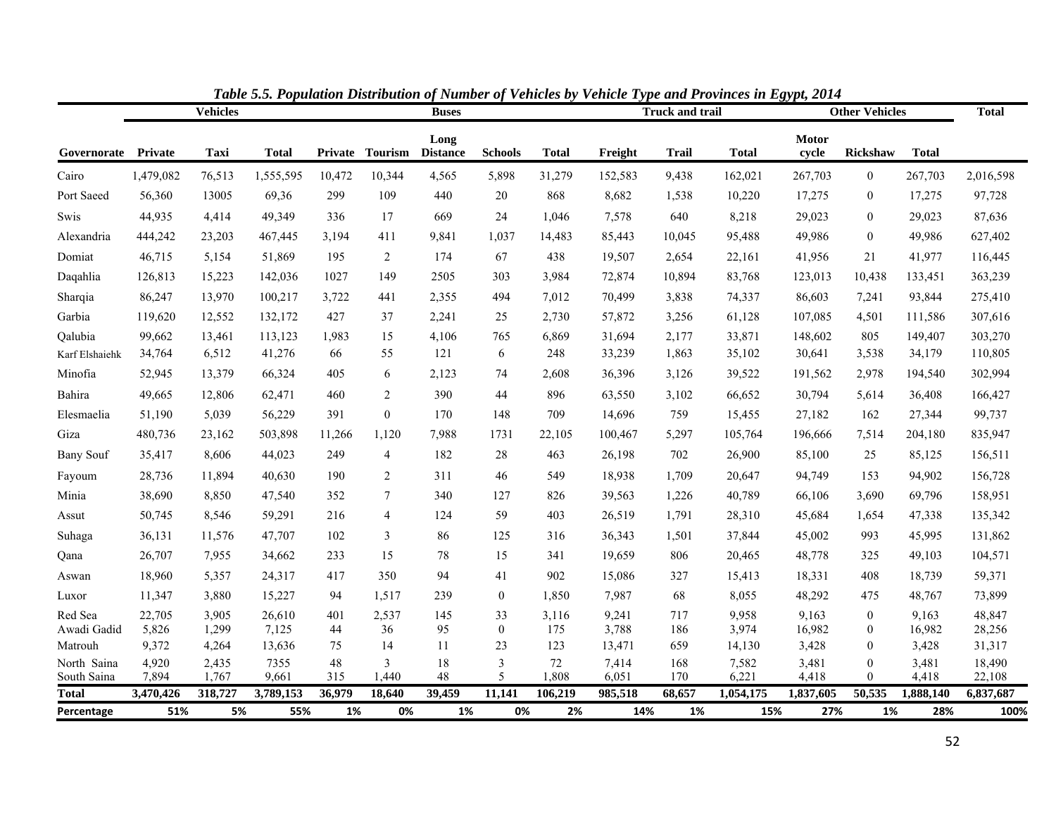*Table 5.5. Population Distribution of Number of Vehicles by Vehicle Type and Provinces in Egypt, 2014*

| | Vehicles | | | Buses | | | | | Truck and trail | | | Other Vehicles | | | Total |
|---|---|---|---|---|---|---|---|---|---|---|---|---|---|---|---|
| Governorate | Private | Taxi | Total | Private | Tourism | Long Distance | Schools | Total | Freight | Trail | Total | Motor cycle | Rickshaw | Total | |
| Cairo | 1,479,082 | 76,513 | 1,555,595 | 10,472 | 10,344 | 4,565 | 5,898 | 31,279 | 152,583 | 9,438 | 162,021 | 267,703 | 0 | 267,703 | 2,016,598 |
| Port Saeed | 56,360 | 13005 | 69,36 | 299 | 109 | 440 | 20 | 868 | 8,682 | 1,538 | 10,220 | 17,275 | 0 | 17,275 | 97,728 |
| Swis | 44,935 | 4,414 | 49,349 | 336 | 17 | 669 | 24 | 1,046 | 7,578 | 640 | 8,218 | 29,023 | 0 | 29,023 | 87,636 |
| Alexandria | 444,242 | 23,203 | 467,445 | 3,194 | 411 | 9,841 | 1,037 | 14,483 | 85,443 | 10,045 | 95,488 | 49,986 | 0 | 49,986 | 627,402 |
| Domiat | 46,715 | 5,154 | 51,869 | 195 | 2 | 174 | 67 | 438 | 19,507 | 2,654 | 22,161 | 41,956 | 21 | 41,977 | 116,445 |
| Daqahlia | 126,813 | 15,223 | 142,036 | 1027 | 149 | 2505 | 303 | 3,984 | 72,874 | 10,894 | 83,768 | 123,013 | 10,438 | 133,451 | 363,239 |
| Sharqia | 86,247 | 13,970 | 100,217 | 3,722 | 441 | 2,355 | 494 | 7,012 | 70,499 | 3,838 | 74,337 | 86,603 | 7,241 | 93,844 | 275,410 |
| Garbia | 119,620 | 12,552 | 132,172 | 427 | 37 | 2,241 | 25 | 2,730 | 57,872 | 3,256 | 61,128 | 107,085 | 4,501 | 111,586 | 307,616 |
| Qalubia | 99,662 | 13,461 | 113,123 | 1,983 | 15 | 4,106 | 765 | 6,869 | 31,694 | 2,177 | 33,871 | 148,602 | 805 | 149,407 | 303,270 |
| Karf Elshaiehk | 34,764 | 6,512 | 41,276 | 66 | 55 | 121 | 6 | 248 | 33,239 | 1,863 | 35,102 | 30,641 | 3,538 | 34,179 | 110,805 |
| Minofia | 52,945 | 13,379 | 66,324 | 405 | 6 | 2,123 | 74 | 2,608 | 36,396 | 3,126 | 39,522 | 191,562 | 2,978 | 194,540 | 302,994 |
| Bahira | 49,665 | 12,806 | 62,471 | 460 | 2 | 390 | 44 | 896 | 63,550 | 3,102 | 66,652 | 30,794 | 5,614 | 36,408 | 166,427 |
| Elesmaelia | 51,190 | 5,039 | 56,229 | 391 | 0 | 170 | 148 | 709 | 14,696 | 759 | 15,455 | 27,182 | 162 | 27,344 | 99,737 |
| Giza | 480,736 | 23,162 | 503,898 | 11,266 | 1,120 | 7,988 | 1731 | 22,105 | 100,467 | 5,297 | 105,764 | 196,666 | 7,514 | 204,180 | 835,947 |
| Bany Souf | 35,417 | 8,606 | 44,023 | 249 | 4 | 182 | 28 | 463 | 26,198 | 702 | 26,900 | 85,100 | 25 | 85,125 | 156,511 |
| Fayoum | 28,736 | 11,894 | 40,630 | 190 | 2 | 311 | 46 | 549 | 18,938 | 1,709 | 20,647 | 94,749 | 153 | 94,902 | 156,728 |
| Minia | 38,690 | 8,850 | 47,540 | 352 | 7 | 340 | 127 | 826 | 39,563 | 1,226 | 40,789 | 66,106 | 3,690 | 69,796 | 158,951 |
| Assut | 50,745 | 8,546 | 59,291 | 216 | 4 | 124 | 59 | 403 | 26,519 | 1,791 | 28,310 | 45,684 | 1,654 | 47,338 | 135,342 |
| Suhaga | 36,131 | 11,576 | 47,707 | 102 | 3 | 86 | 125 | 316 | 36,343 | 1,501 | 37,844 | 45,002 | 993 | 45,995 | 131,862 |
| Qana | 26,707 | 7,955 | 34,662 | 233 | 15 | 78 | 15 | 341 | 19,659 | 806 | 20,465 | 48,778 | 325 | 49,103 | 104,571 |
| Aswan | 18,960 | 5,357 | 24,317 | 417 | 350 | 94 | 41 | 902 | 15,086 | 327 | 15,413 | 18,331 | 408 | 18,739 | 59,371 |
| Luxor | 11,347 | 3,880 | 15,227 | 94 | 1,517 | 239 | 0 | 1,850 | 7,987 | 68 | 8,055 | 48,292 | 475 | 48,767 | 73,899 |
| Red Sea | 22,705 | 3,905 | 26,610 | 401 | 2,537 | 145 | 33 | 3,116 | 9,241 | 717 | 9,958 | 9,163 | 0 | 9,163 | 48,847 |
| Awadi Gadid | 5,826 | 1,299 | 7,125 | 44 | 36 | 95 | 0 | 175 | 3,788 | 186 | 3,974 | 16,982 | 0 | 16,982 | 28,256 |
| Matrouh | 9,372 | 4,264 | 13,636 | 75 | 14 | 11 | 23 | 123 | 13,471 | 659 | 14,130 | 3,428 | 0 | 3,428 | 31,317 |
| North Saina | 4,920 | 2,435 | 7355 | 48 | 3 | 18 | 3 | 72 | 7,414 | 168 | 7,582 | 3,481 | 0 | 3,481 | 18,490 |
| South Saina | 7,894 | 1,767 | 9,661 | 315 | 1,440 | 48 | 5 | 1,808 | 6,051 | 170 | 6,221 | 4,418 | 0 | 4,418 | 22,108 |
| **Total** | **3,470,426** | **318,727** | **3,789,153** | **36,979** | **18,640** | **39,459** | **11,141** | **106,219** | **985,518** | **68,657** | **1,054,175** | **1,837,605** | **50,535** | **1,888,140** | **6,837,687** |
| **Percentage** | **51%** | **5%** | **55%** | **1%** | **0%** | **1%** | **0%** | **2%** | **14%** | **1%** | **15%** | **27%** | **1%** | **28%** | **100%** |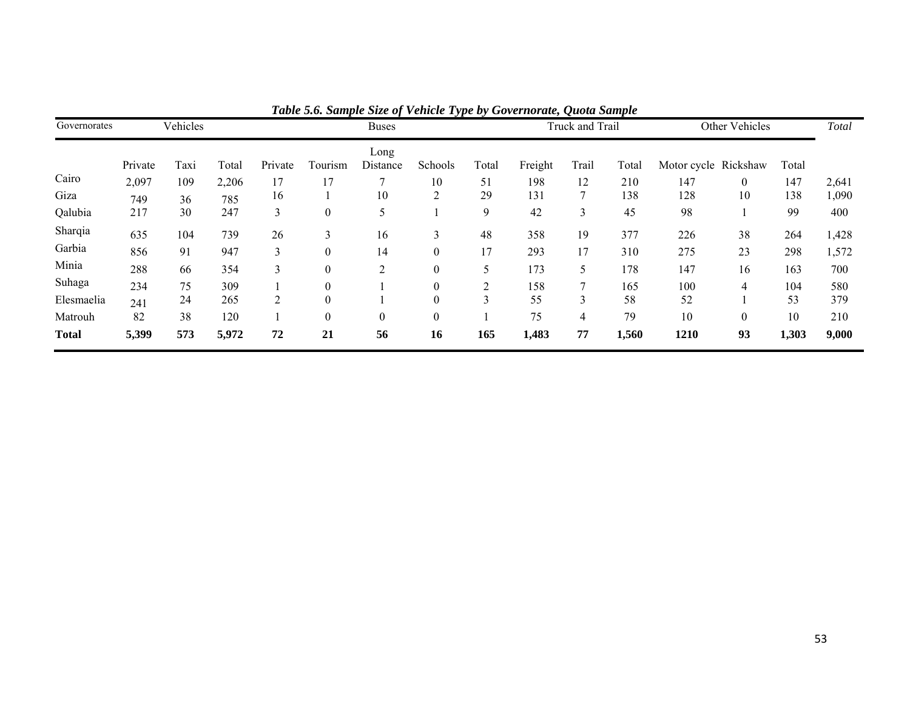***Table 5.6. Sample Size of Vehicle Type by Governorate, Quota Sample***

| Governorates | Vehicles | | | Buses | | | | | Truck and Trail | | | Other Vehicles | | | *Total* |
|---|---|---|---|---|---|---|---|---|---|---|---|---|---|---|---|
| | Private | Taxi | Total | Private | Tourism | Long Distance | Schools | Total | Freight | Trail | Total | Motor cycle | Rickshaw | Total | |
| Cairo | 2,097 | 109 | 2,206 | 17 | 17 | 7 | 10 | 51 | 198 | 12 | 210 | 147 | 0 | 147 | 2,641 |
| Giza | 749 | 36 | 785 | 16 | 1 | 10 | 2 | 29 | 131 | 7 | 138 | 128 | 10 | 138 | 1,090 |
| Qalubia | 217 | 30 | 247 | 3 | 0 | 5 | 1 | 9 | 42 | 3 | 45 | 98 | 1 | 99 | 400 |
| Sharqia | 635 | 104 | 739 | 26 | 3 | 16 | 3 | 48 | 358 | 19 | 377 | 226 | 38 | 264 | 1,428 |
| Garbia | 856 | 91 | 947 | 3 | 0 | 14 | 0 | 17 | 293 | 17 | 310 | 275 | 23 | 298 | 1,572 |
| Minia | 288 | 66 | 354 | 3 | 0 | 2 | 0 | 5 | 173 | 5 | 178 | 147 | 16 | 163 | 700 |
| Suhaga | 234 | 75 | 309 | 1 | 0 | 1 | 0 | 2 | 158 | 7 | 165 | 100 | 4 | 104 | 580 |
| Elesmaelia | 241 | 24 | 265 | 2 | 0 | 1 | 0 | 3 | 55 | 3 | 58 | 52 | 1 | 53 | 379 |
| Matrouh | 82 | 38 | 120 | 1 | 0 | 0 | 0 | 1 | 75 | 4 | 79 | 10 | 0 | 10 | 210 |
| **Total** | **5,399** | **573** | **5,972** | **72** | **21** | **56** | **16** | **165** | **1,483** | **77** | **1,560** | **1210** | **93** | **1,303** | **9,000** |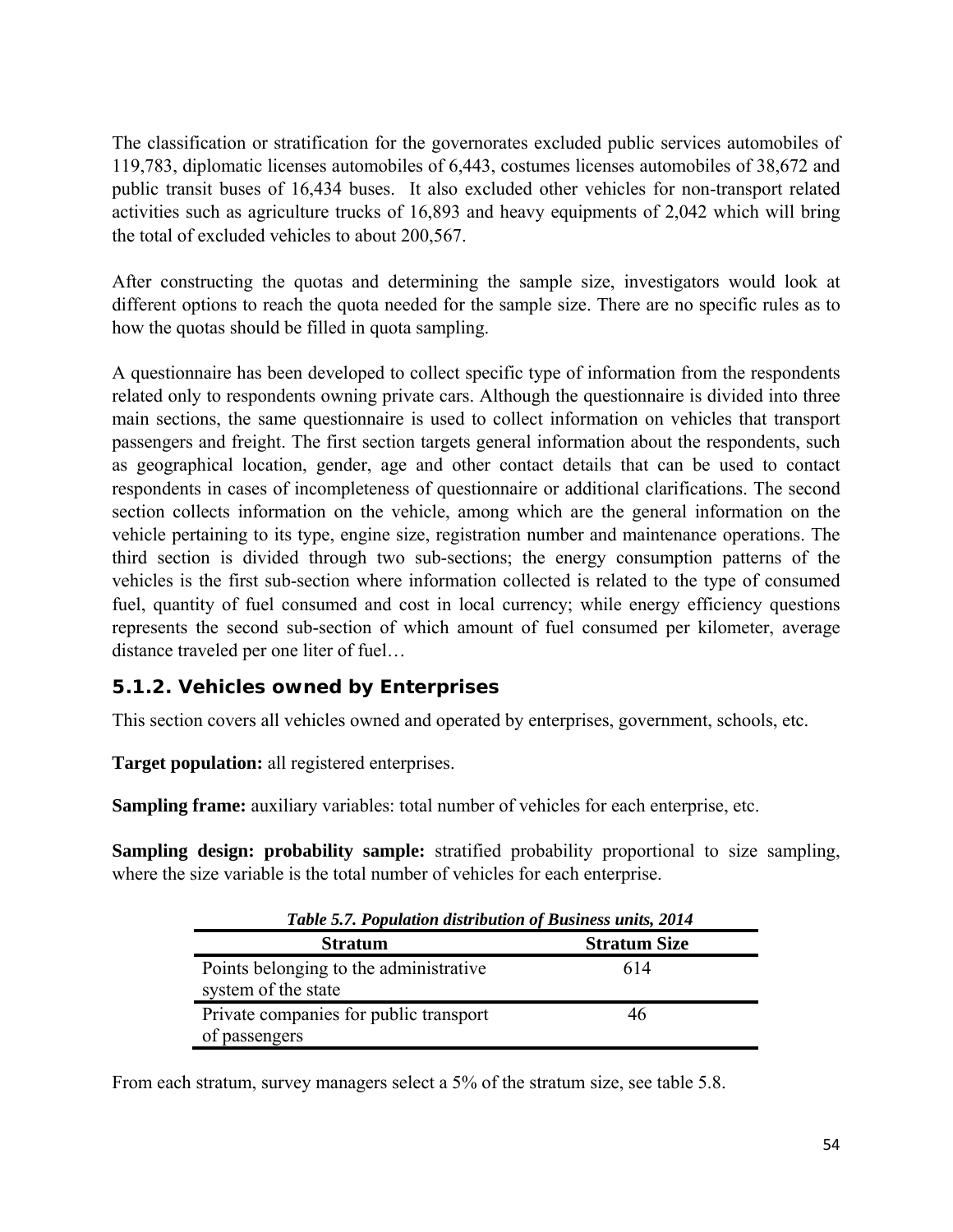The classification or stratification for the governorates excluded public services automobiles of 119,783, diplomatic licenses automobiles of 6,443, costumes licenses automobiles of 38,672 and public transit buses of 16,434 buses. It also excluded other vehicles for non-transport related activities such as agriculture trucks of 16,893 and heavy equipments of 2,042 which will bring the total of excluded vehicles to about 200,567.

After constructing the quotas and determining the sample size, investigators would look at different options to reach the quota needed for the sample size. There are no specific rules as to how the quotas should be filled in quota sampling.

A questionnaire has been developed to collect specific type of information from the respondents related only to respondents owning private cars. Although the questionnaire is divided into three main sections, the same questionnaire is used to collect information on vehicles that transport passengers and freight. The first section targets general information about the respondents, such as geographical location, gender, age and other contact details that can be used to contact respondents in cases of incompleteness of questionnaire or additional clarifications. The second section collects information on the vehicle, among which are the general information on the vehicle pertaining to its type, engine size, registration number and maintenance operations. The third section is divided through two sub-sections; the energy consumption patterns of the vehicles is the first sub-section where information collected is related to the type of consumed fuel, quantity of fuel consumed and cost in local currency; while energy efficiency questions represents the second sub-section of which amount of fuel consumed per kilometer, average distance traveled per one liter of fuel…

### 5.1.2. Vehicles owned by Enterprises

This section covers all vehicles owned and operated by enterprises, government, schools, etc.

**Target population:** all registered enterprises.

**Sampling frame:** auxiliary variables: total number of vehicles for each enterprise, etc.

**Sampling design: probability sample:** stratified probability proportional to size sampling, where the size variable is the total number of vehicles for each enterprise.

*Table 5.7. Population distribution of Business units, 2014*

| Stratum | Stratum Size |
|---|---|
| Points belonging to the administrative system of the state | 614 |
| Private companies for public transport of passengers | 46 |

From each stratum, survey managers select a 5% of the stratum size, see table 5.8.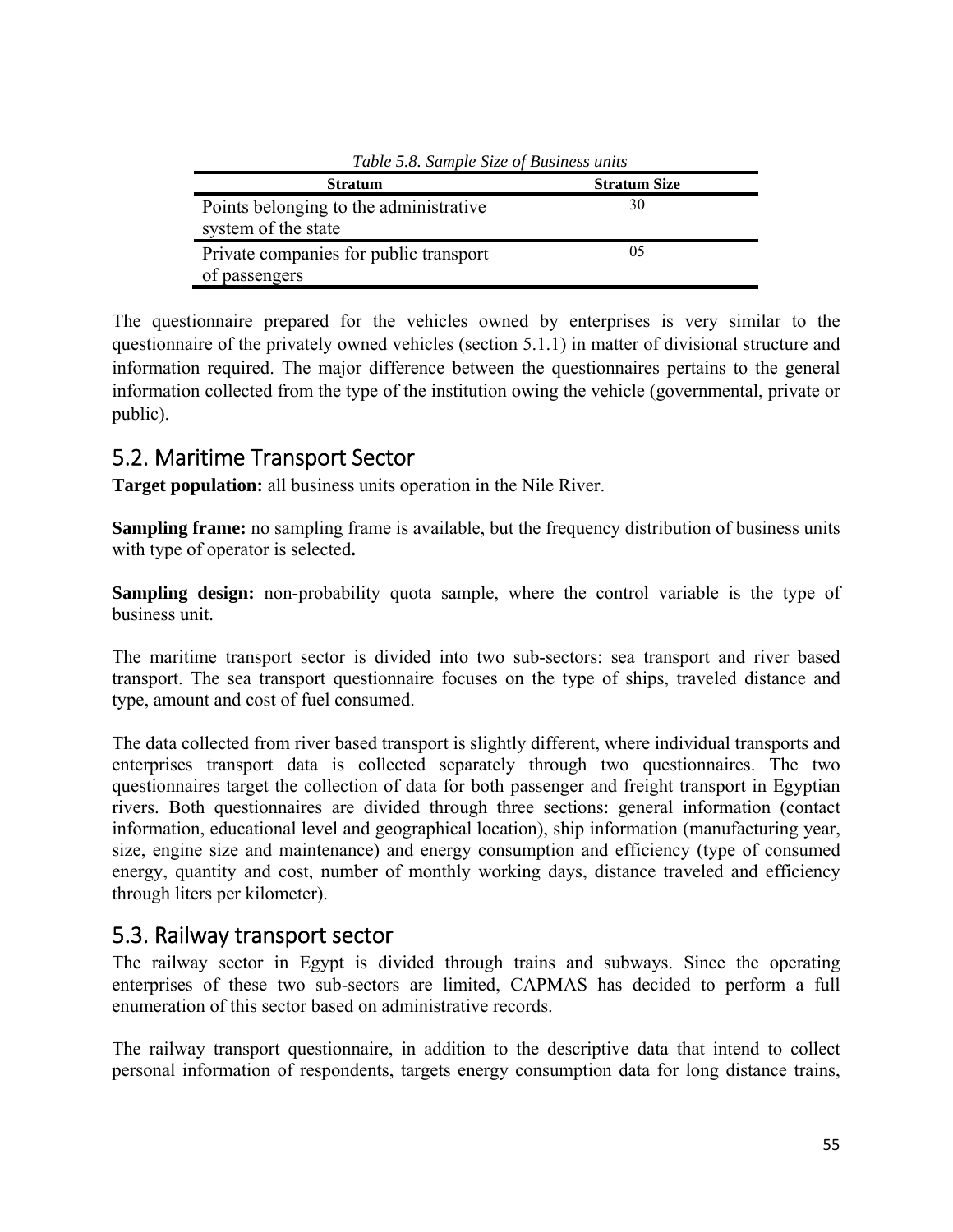*Table 5.8. Sample Size of Business units*

| Stratum | Stratum Size |
|---|---|
| Points belonging to the administrative system of the state | 30 |
| Private companies for public transport of passengers | 05 |

The questionnaire prepared for the vehicles owned by enterprises is very similar to the questionnaire of the privately owned vehicles (section 5.1.1) in matter of divisional structure and information required. The major difference between the questionnaires pertains to the general information collected from the type of the institution owing the vehicle (governmental, private or public).

## 5.2. Maritime Transport Sector

**Target population:** all business units operation in the Nile River.

**Sampling frame:** no sampling frame is available, but the frequency distribution of business units with type of operator is selected**.**

**Sampling design:** non-probability quota sample, where the control variable is the type of business unit.

The maritime transport sector is divided into two sub-sectors: sea transport and river based transport. The sea transport questionnaire focuses on the type of ships, traveled distance and type, amount and cost of fuel consumed.

The data collected from river based transport is slightly different, where individual transports and enterprises transport data is collected separately through two questionnaires. The two questionnaires target the collection of data for both passenger and freight transport in Egyptian rivers. Both questionnaires are divided through three sections: general information (contact information, educational level and geographical location), ship information (manufacturing year, size, engine size and maintenance) and energy consumption and efficiency (type of consumed energy, quantity and cost, number of monthly working days, distance traveled and efficiency through liters per kilometer).

## 5.3. Railway transport sector

The railway sector in Egypt is divided through trains and subways. Since the operating enterprises of these two sub-sectors are limited, CAPMAS has decided to perform a full enumeration of this sector based on administrative records.

The railway transport questionnaire, in addition to the descriptive data that intend to collect personal information of respondents, targets energy consumption data for long distance trains,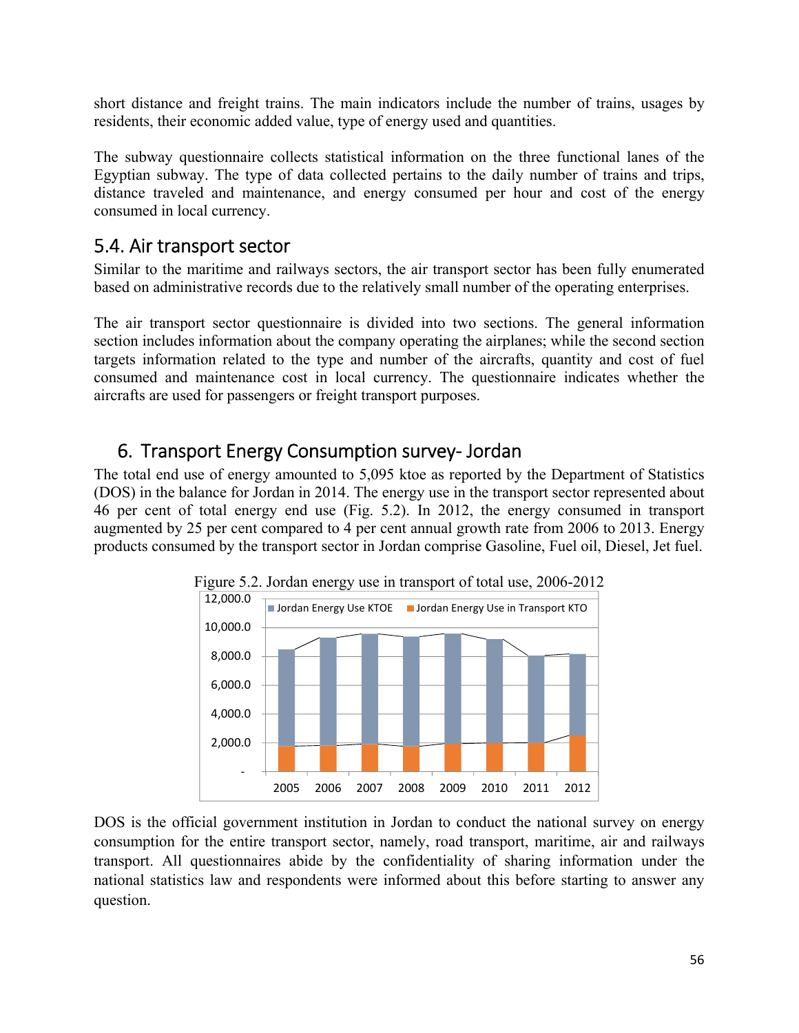short distance and freight trains. The main indicators include the number of trains, usages by residents, their economic added value, type of energy used and quantities.

The subway questionnaire collects statistical information on the three functional lanes of the Egyptian subway. The type of data collected pertains to the daily number of trains and trips, distance traveled and maintenance, and energy consumed per hour and cost of the energy consumed in local currency.

## 5.4. Air transport sector

Similar to the maritime and railways sectors, the air transport sector has been fully enumerated based on administrative records due to the relatively small number of the operating enterprises.

The air transport sector questionnaire is divided into two sections. The general information section includes information about the company operating the airplanes; while the second section targets information related to the type and number of the aircrafts, quantity and cost of fuel consumed and maintenance cost in local currency. The questionnaire indicates whether the aircrafts are used for passengers or freight transport purposes.

# 6. Transport Energy Consumption survey- Jordan

The total end use of energy amounted to 5,095 ktoe as reported by the Department of Statistics (DOS) in the balance for Jordan in 2014. The energy use in the transport sector represented about 46 per cent of total energy end use (Fig. 5.2). In 2012, the energy consumed in transport augmented by 25 per cent compared to 4 per cent annual growth rate from 2006 to 2013. Energy products consumed by the transport sector in Jordan comprise Gasoline, Fuel oil, Diesel, Jet fuel.

Figure 5.2. Jordan energy use in transport of total use, 2006-2012

DOS is the official government institution in Jordan to conduct the national survey on energy consumption for the entire transport sector, namely, road transport, maritime, air and railways transport. All questionnaires abide by the confidentiality of sharing information under the national statistics law and respondents were informed about this before starting to answer any question.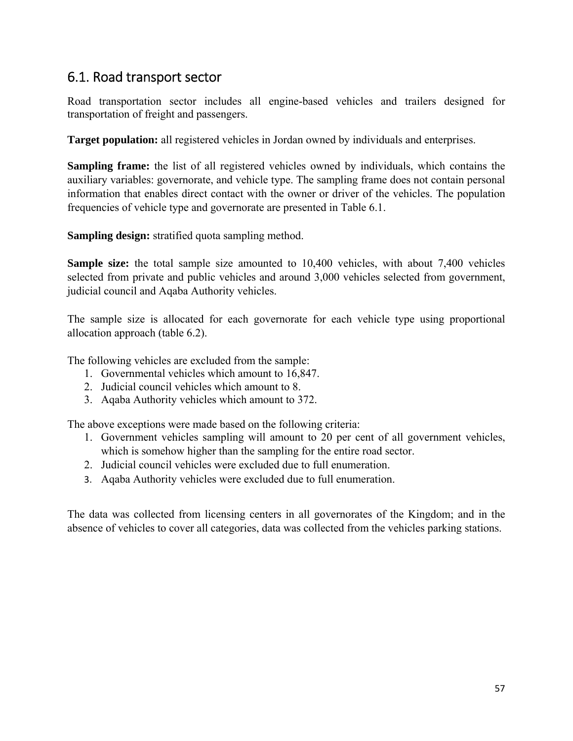## 6.1. Road transport sector

Road transportation sector includes all engine-based vehicles and trailers designed for transportation of freight and passengers.

**Target population:** all registered vehicles in Jordan owned by individuals and enterprises.

**Sampling frame:** the list of all registered vehicles owned by individuals, which contains the auxiliary variables: governorate, and vehicle type. The sampling frame does not contain personal information that enables direct contact with the owner or driver of the vehicles. The population frequencies of vehicle type and governorate are presented in Table 6.1.

**Sampling design:** stratified quota sampling method.

**Sample size:** the total sample size amounted to 10,400 vehicles, with about 7,400 vehicles selected from private and public vehicles and around 3,000 vehicles selected from government, judicial council and Aqaba Authority vehicles.

The sample size is allocated for each governorate for each vehicle type using proportional allocation approach (table 6.2).

The following vehicles are excluded from the sample:

1. Governmental vehicles which amount to 16,847.
2. Judicial council vehicles which amount to 8.
3. Aqaba Authority vehicles which amount to 372.

The above exceptions were made based on the following criteria:

1. Government vehicles sampling will amount to 20 per cent of all government vehicles, which is somehow higher than the sampling for the entire road sector.
2. Judicial council vehicles were excluded due to full enumeration.
3. Aqaba Authority vehicles were excluded due to full enumeration.

The data was collected from licensing centers in all governorates of the Kingdom; and in the absence of vehicles to cover all categories, data was collected from the vehicles parking stations.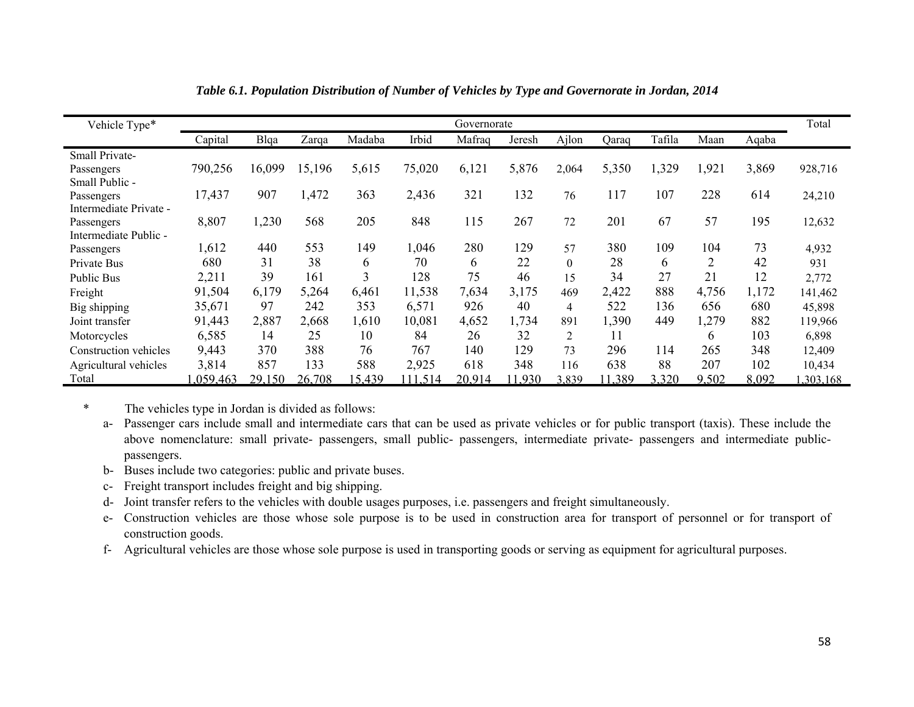*Table 6.1. Population Distribution of Number of Vehicles by Type and Governorate in Jordan, 2014*

| Vehicle Type* | Governorate | | | | | | | | | | | | Total |
|---|---|---|---|---|---|---|---|---|---|---|---|---|---|
| | Capital | Blqa | Zarqa | Madaba | Irbid | Mafraq | Jeresh | Ajlon | Qaraq | Tafila | Maan | Aqaba | |
| Small Private-Passengers | 790,256 | 16,099 | 15,196 | 5,615 | 75,020 | 6,121 | 5,876 | 2,064 | 5,350 | 1,329 | 1,921 | 3,869 | 928,716 |
| Small Public - Passengers | 17,437 | 907 | 1,472 | 363 | 2,436 | 321 | 132 | 76 | 117 | 107 | 228 | 614 | 24,210 |
| Intermediate Private - Passengers | 8,807 | 1,230 | 568 | 205 | 848 | 115 | 267 | 72 | 201 | 67 | 57 | 195 | 12,632 |
| Intermediate Public - Passengers | 1,612 | 440 | 553 | 149 | 1,046 | 280 | 129 | 57 | 380 | 109 | 104 | 73 | 4,932 |
| Private Bus | 680 | 31 | 38 | 6 | 70 | 6 | 22 | 0 | 28 | 6 | 2 | 42 | 931 |
| Public Bus | 2,211 | 39 | 161 | 3 | 128 | 75 | 46 | 15 | 34 | 27 | 21 | 12 | 2,772 |
| Freight | 91,504 | 6,179 | 5,264 | 6,461 | 11,538 | 7,634 | 3,175 | 469 | 2,422 | 888 | 4,756 | 1,172 | 141,462 |
| Big shipping | 35,671 | 97 | 242 | 353 | 6,571 | 926 | 40 | 4 | 522 | 136 | 656 | 680 | 45,898 |
| Joint transfer | 91,443 | 2,887 | 2,668 | 1,610 | 10,081 | 4,652 | 1,734 | 891 | 1,390 | 449 | 1,279 | 882 | 119,966 |
| Motorcycles | 6,585 | 14 | 25 | 10 | 84 | 26 | 32 | 2 | 11 | | 6 | 103 | 6,898 |
| Construction vehicles | 9,443 | 370 | 388 | 76 | 767 | 140 | 129 | 73 | 296 | 114 | 265 | 348 | 12,409 |
| Agricultural vehicles | 3,814 | 857 | 133 | 588 | 2,925 | 618 | 348 | 116 | 638 | 88 | 207 | 102 | 10,434 |
| Total | 1,059,463 | 29,150 | 26,708 | 15,439 | 111,514 | 20,914 | 11,930 | 3,839 | 11,389 | 3,320 | 9,502 | 8,092 | 1,303,168 |

\* The vehicles type in Jordan is divided as follows:

a- Passenger cars include small and intermediate cars that can be used as private vehicles or for public transport (taxis). These include the above nomenclature: small private- passengers, small public- passengers, intermediate private- passengers and intermediate public- passengers.

b- Buses include two categories: public and private buses.

c- Freight transport includes freight and big shipping.

d- Joint transfer refers to the vehicles with double usages purposes, i.e. passengers and freight simultaneously.

e- Construction vehicles are those whose sole purpose is to be used in construction area for transport of personnel or for transport of construction goods.

f- Agricultural vehicles are those whose sole purpose is used in transporting goods or serving as equipment for agricultural purposes.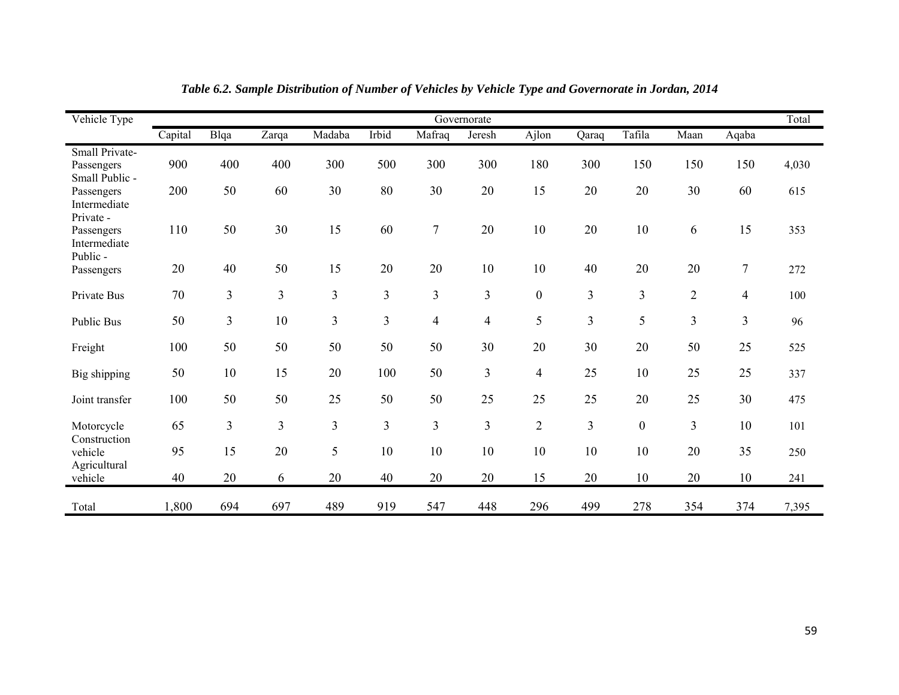*Table 6.2. Sample Distribution of Number of Vehicles by Vehicle Type and Governorate in Jordan, 2014*

| Vehicle Type | Governorate | | | | | | | | | | | | Total |
|---|---|---|---|---|---|---|---|---|---|---|---|---|---|
| | Capital | Blqa | Zarqa | Madaba | Irbid | Mafraq | Jeresh | Ajlon | Qaraq | Tafila | Maan | Aqaba | |
| Small Private-Passengers | 900 | 400 | 400 | 300 | 500 | 300 | 300 | 180 | 300 | 150 | 150 | 150 | 4,030 |
| Small Public - Passengers | 200 | 50 | 60 | 30 | 80 | 30 | 20 | 15 | 20 | 20 | 30 | 60 | 615 |
| Intermediate Private - Passengers | 110 | 50 | 30 | 15 | 60 | 7 | 20 | 10 | 20 | 10 | 6 | 15 | 353 |
| Intermediate Public - Passengers | 20 | 40 | 50 | 15 | 20 | 20 | 10 | 10 | 40 | 20 | 20 | 7 | 272 |
| Private Bus | 70 | 3 | 3 | 3 | 3 | 3 | 3 | 0 | 3 | 3 | 2 | 4 | 100 |
| Public Bus | 50 | 3 | 10 | 3 | 3 | 4 | 4 | 5 | 3 | 5 | 3 | 3 | 96 |
| Freight | 100 | 50 | 50 | 50 | 50 | 50 | 30 | 20 | 30 | 20 | 50 | 25 | 525 |
| Big shipping | 50 | 10 | 15 | 20 | 100 | 50 | 3 | 4 | 25 | 10 | 25 | 25 | 337 |
| Joint transfer | 100 | 50 | 50 | 25 | 50 | 50 | 25 | 25 | 25 | 20 | 25 | 30 | 475 |
| Motorcycle | 65 | 3 | 3 | 3 | 3 | 3 | 3 | 2 | 3 | 0 | 3 | 10 | 101 |
| Construction vehicle | 95 | 15 | 20 | 5 | 10 | 10 | 10 | 10 | 10 | 10 | 20 | 35 | 250 |
| Agricultural vehicle | 40 | 20 | 6 | 20 | 40 | 20 | 20 | 15 | 20 | 10 | 20 | 10 | 241 |
| Total | 1,800 | 694 | 697 | 489 | 919 | 547 | 448 | 296 | 499 | 278 | 354 | 374 | 7,395 |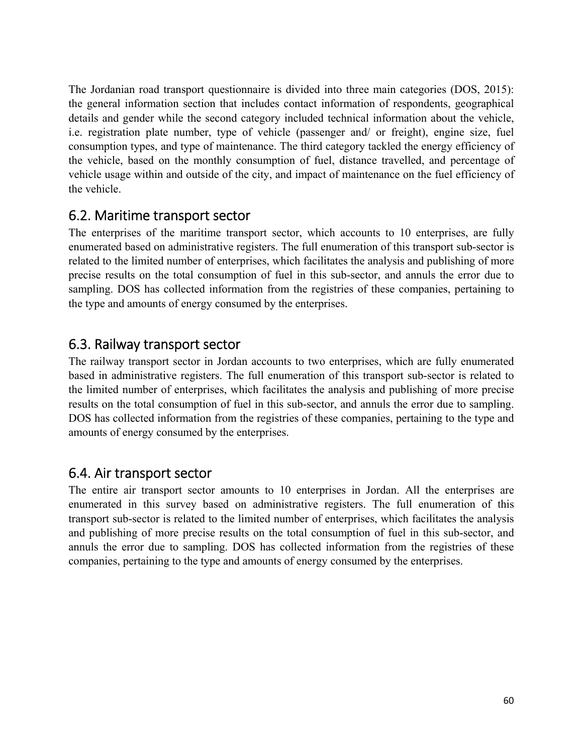The Jordanian road transport questionnaire is divided into three main categories (DOS, 2015): the general information section that includes contact information of respondents, geographical details and gender while the second category included technical information about the vehicle, i.e. registration plate number, type of vehicle (passenger and/ or freight), engine size, fuel consumption types, and type of maintenance. The third category tackled the energy efficiency of the vehicle, based on the monthly consumption of fuel, distance travelled, and percentage of vehicle usage within and outside of the city, and impact of maintenance on the fuel efficiency of the vehicle.

## 6.2. Maritime transport sector

The enterprises of the maritime transport sector, which accounts to 10 enterprises, are fully enumerated based on administrative registers. The full enumeration of this transport sub-sector is related to the limited number of enterprises, which facilitates the analysis and publishing of more precise results on the total consumption of fuel in this sub-sector, and annuls the error due to sampling. DOS has collected information from the registries of these companies, pertaining to the type and amounts of energy consumed by the enterprises.

## 6.3. Railway transport sector

The railway transport sector in Jordan accounts to two enterprises, which are fully enumerated based in administrative registers. The full enumeration of this transport sub-sector is related to the limited number of enterprises, which facilitates the analysis and publishing of more precise results on the total consumption of fuel in this sub-sector, and annuls the error due to sampling. DOS has collected information from the registries of these companies, pertaining to the type and amounts of energy consumed by the enterprises.

## 6.4. Air transport sector

The entire air transport sector amounts to 10 enterprises in Jordan. All the enterprises are enumerated in this survey based on administrative registers. The full enumeration of this transport sub-sector is related to the limited number of enterprises, which facilitates the analysis and publishing of more precise results on the total consumption of fuel in this sub-sector, and annuls the error due to sampling. DOS has collected information from the registries of these companies, pertaining to the type and amounts of energy consumed by the enterprises.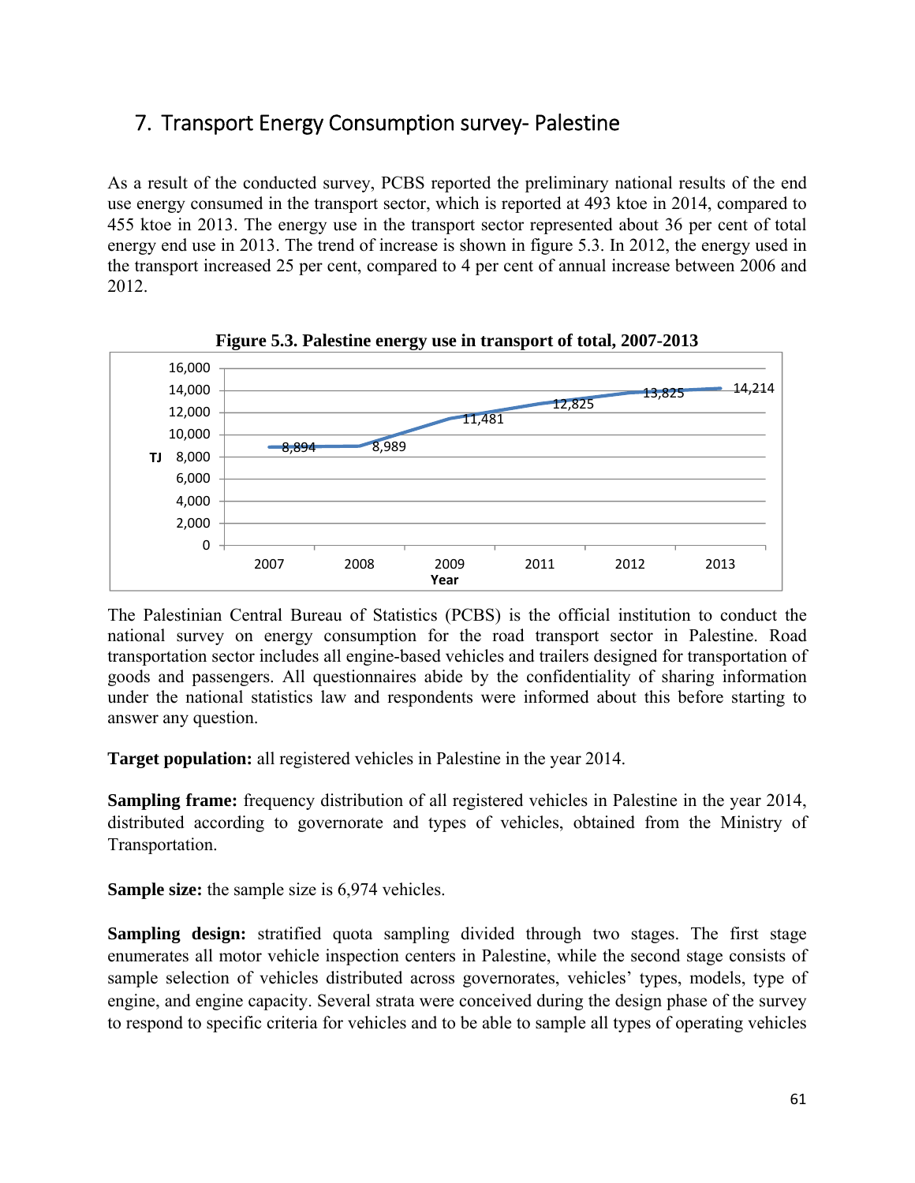## 7. Transport Energy Consumption survey- Palestine

As a result of the conducted survey, PCBS reported the preliminary national results of the end use energy consumed in the transport sector, which is reported at 493 ktoe in 2014, compared to 455 ktoe in 2013. The energy use in the transport sector represented about 36 per cent of total energy end use in 2013. The trend of increase is shown in figure 5.3. In 2012, the energy used in the transport increased 25 per cent, compared to 4 per cent of annual increase between 2006 and 2012.

**Figure 5.3. Palestine energy use in transport of total, 2007-2013**

| Year | TJ |
|---|---|
| 2007 | 8,894 |
| 2008 | 8,989 |
| 2009 | 11,481 |
| 2011 | 12,825 |
| 2012 | 13,825 |
| 2013 | 14,214 |

The Palestinian Central Bureau of Statistics (PCBS) is the official institution to conduct the national survey on energy consumption for the road transport sector in Palestine. Road transportation sector includes all engine-based vehicles and trailers designed for transportation of goods and passengers. All questionnaires abide by the confidentiality of sharing information under the national statistics law and respondents were informed about this before starting to answer any question.

**Target population:** all registered vehicles in Palestine in the year 2014.

**Sampling frame:** frequency distribution of all registered vehicles in Palestine in the year 2014, distributed according to governorate and types of vehicles, obtained from the Ministry of Transportation.

**Sample size:** the sample size is 6,974 vehicles.

**Sampling design:** stratified quota sampling divided through two stages. The first stage enumerates all motor vehicle inspection centers in Palestine, while the second stage consists of sample selection of vehicles distributed across governorates, vehicles' types, models, type of engine, and engine capacity. Several strata were conceived during the design phase of the survey to respond to specific criteria for vehicles and to be able to sample all types of operating vehicles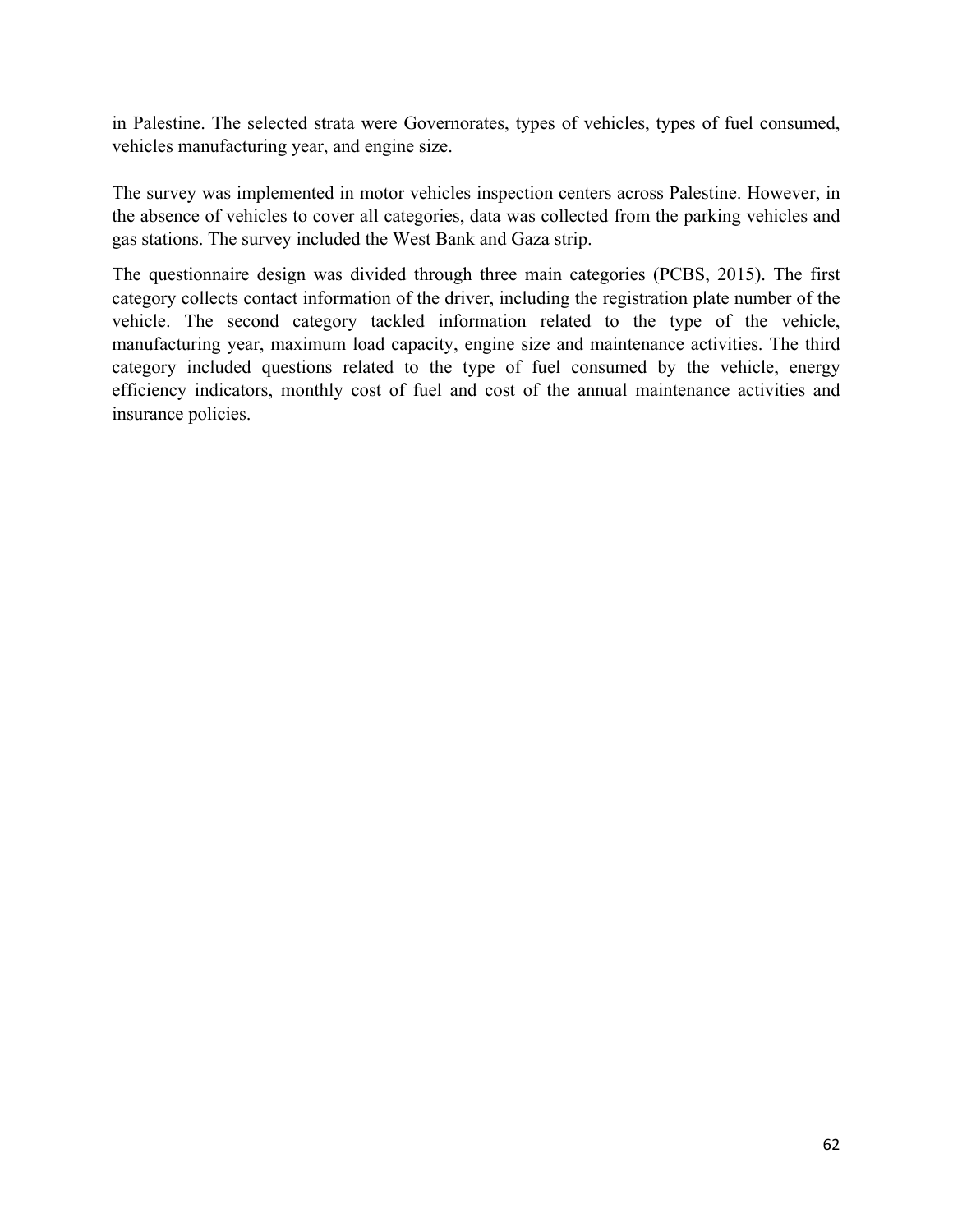in Palestine. The selected strata were Governorates, types of vehicles, types of fuel consumed, vehicles manufacturing year, and engine size.

The survey was implemented in motor vehicles inspection centers across Palestine. However, in the absence of vehicles to cover all categories, data was collected from the parking vehicles and gas stations. The survey included the West Bank and Gaza strip.

The questionnaire design was divided through three main categories (PCBS, 2015). The first category collects contact information of the driver, including the registration plate number of the vehicle. The second category tackled information related to the type of the vehicle, manufacturing year, maximum load capacity, engine size and maintenance activities. The third category included questions related to the type of fuel consumed by the vehicle, energy efficiency indicators, monthly cost of fuel and cost of the annual maintenance activities and insurance policies.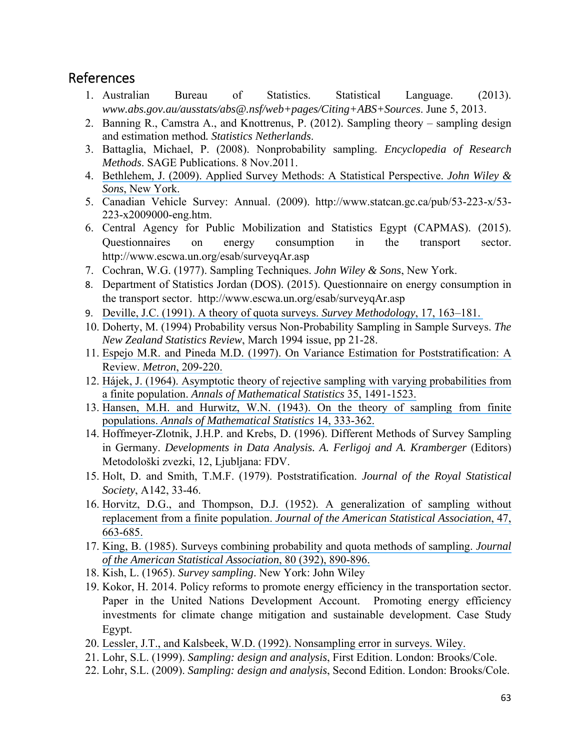## References

1. Australian Bureau of Statistics. Statistical Language. (2013). *www.abs.gov.au/ausstats/abs@.nsf/web+pages/Citing+ABS+Sources*. June 5, 2013.
2. Banning R., Camstra A., and Knottrenus, P. (2012). Sampling theory – sampling design and estimation method. *Statistics Netherlands*.
3. Battaglia, Michael, P. (2008). Nonprobability sampling. *Encyclopedia of Research Methods*. SAGE Publications. 8 Nov.2011.
4. Bethlehem, J. (2009). Applied Survey Methods: A Statistical Perspective. *John Wiley & Sons*, New York.
5. Canadian Vehicle Survey: Annual. (2009). http://www.statcan.gc.ca/pub/53-223-x/53-223-x2009000-eng.htm.
6. Central Agency for Public Mobilization and Statistics Egypt (CAPMAS). (2015). Questionnaires on energy consumption in the transport sector. http://www.escwa.un.org/esab/surveyqAr.asp
7. Cochran, W.G. (1977). Sampling Techniques. *John Wiley & Sons*, New York.
8. Department of Statistics Jordan (DOS). (2015). Questionnaire on energy consumption in the transport sector. http://www.escwa.un.org/esab/surveyqAr.asp
9. Deville, J.C. (1991). A theory of quota surveys. *Survey Methodology*, 17, 163–181.
10. Doherty, M. (1994) Probability versus Non-Probability Sampling in Sample Surveys. *The New Zealand Statistics Review*, March 1994 issue, pp 21-28.
11. Espejo M.R. and Pineda M.D. (1997). On Variance Estimation for Poststratification: A Review. *Metron*, 209-220.
12. Hájek, J. (1964). Asymptotic theory of rejective sampling with varying probabilities from a finite population. *Annals of Mathematical Statistics* 35, 1491-1523.
13. Hansen, M.H. and Hurwitz, W.N. (1943). On the theory of sampling from finite populations. *Annals of Mathematical Statistics* 14, 333-362.
14. Hoffmeyer-Zlotnik, J.H.P. and Krebs, D. (1996). Different Methods of Survey Sampling in Germany. *Developments in Data Analysis. A. Ferligoj and A. Kramberger* (Editors) Metodološki zvezki, 12, Ljubljana: FDV.
15. Holt, D. and Smith, T.M.F. (1979). Poststratification. *Journal of the Royal Statistical Society*, A142, 33-46.
16. Horvitz, D.G., and Thompson, D.J. (1952). A generalization of sampling without replacement from a finite population. *Journal of the American Statistical Association*, 47, 663-685.
17. King, B. (1985). Surveys combining probability and quota methods of sampling. *Journal of the American Statistical Association*, 80 (392), 890-896.
18. Kish, L. (1965). *Survey sampling*. New York: John Wiley
19. Kokor, H. 2014. Policy reforms to promote energy efficiency in the transportation sector. Paper in the United Nations Development Account. Promoting energy efficiency investments for climate change mitigation and sustainable development. Case Study Egypt.
20. Lessler, J.T., and Kalsbeek, W.D. (1992). Nonsampling error in surveys. Wiley.
21. Lohr, S.L. (1999). *Sampling: design and analysis*, First Edition. London: Brooks/Cole.
22. Lohr, S.L. (2009). *Sampling: design and analysis*, Second Edition. London: Brooks/Cole.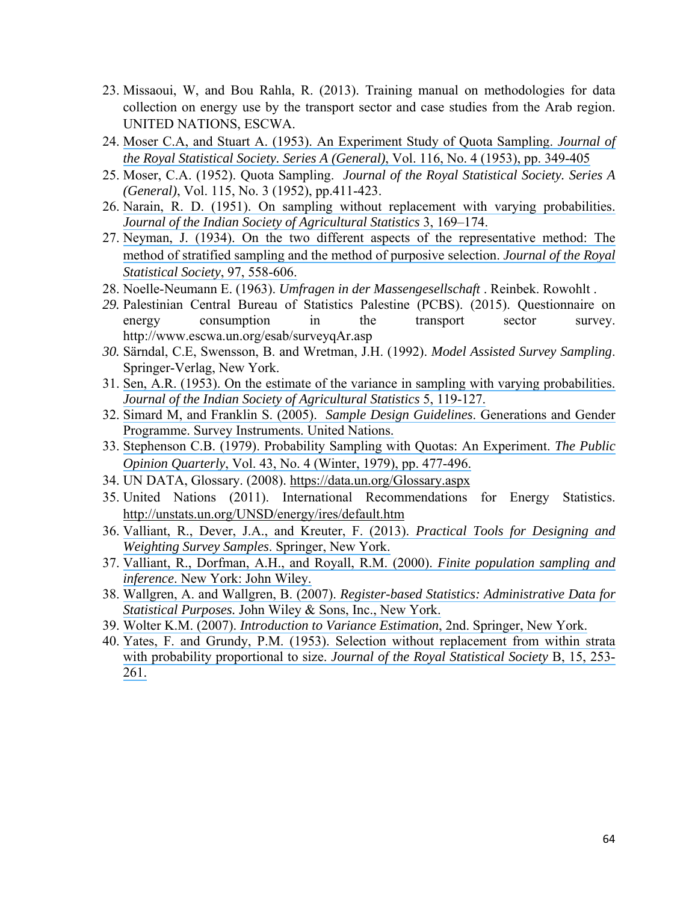23. Missaoui, W, and Bou Rahla, R. (2013). Training manual on methodologies for data collection on energy use by the transport sector and case studies from the Arab region. UNITED NATIONS, ESCWA.
24. Moser C.A, and Stuart A. (1953). An Experiment Study of Quota Sampling. *Journal of the Royal Statistical Society. Series A (General)*, Vol. 116, No. 4 (1953), pp. 349-405
25. Moser, C.A. (1952). Quota Sampling. *Journal of the Royal Statistical Society. Series A (General)*, Vol. 115, No. 3 (1952), pp.411-423.
26. Narain, R. D. (1951). On sampling without replacement with varying probabilities. *Journal of the Indian Society of Agricultural Statistics* 3, 169–174.
27. Neyman, J. (1934). On the two different aspects of the representative method: The method of stratified sampling and the method of purposive selection. *Journal of the Royal Statistical Society*, 97, 558-606.
28. Noelle-Neumann E. (1963). *Umfragen in der Massengesellschaft* . Reinbek. Rowohlt .
29. Palestinian Central Bureau of Statistics Palestine (PCBS). (2015). Questionnaire on energy consumption in the transport sector survey. http://www.escwa.un.org/esab/surveyqAr.asp
30. Särndal, C.E, Swensson, B. and Wretman, J.H. (1992). *Model Assisted Survey Sampling*. Springer-Verlag, New York.
31. Sen, A.R. (1953). On the estimate of the variance in sampling with varying probabilities. *Journal of the Indian Society of Agricultural Statistics* 5, 119-127.
32. Simard M, and Franklin S. (2005). *Sample Design Guidelines*. Generations and Gender Programme. Survey Instruments. United Nations.
33. Stephenson C.B. (1979). Probability Sampling with Quotas: An Experiment. *The Public Opinion Quarterly*, Vol. 43, No. 4 (Winter, 1979), pp. 477-496.
34. UN DATA, Glossary. (2008). https://data.un.org/Glossary.aspx
35. United Nations (2011). International Recommendations for Energy Statistics. http://unstats.un.org/UNSD/energy/ires/default.htm
36. Valliant, R., Dever, J.A., and Kreuter, F. (2013). *Practical Tools for Designing and Weighting Survey Samples*. Springer, New York.
37. Valliant, R., Dorfman, A.H., and Royall, R.M. (2000). *Finite population sampling and inference*. New York: John Wiley.
38. Wallgren, A. and Wallgren, B. (2007). *Register-based Statistics: Administrative Data for Statistical Purposes.* John Wiley & Sons, Inc., New York.
39. Wolter K.M. (2007). *Introduction to Variance Estimation*, 2nd. Springer, New York.
40. Yates, F. and Grundy, P.M. (1953). Selection without replacement from within strata with probability proportional to size. *Journal of the Royal Statistical Society* B, 15, 253-261.